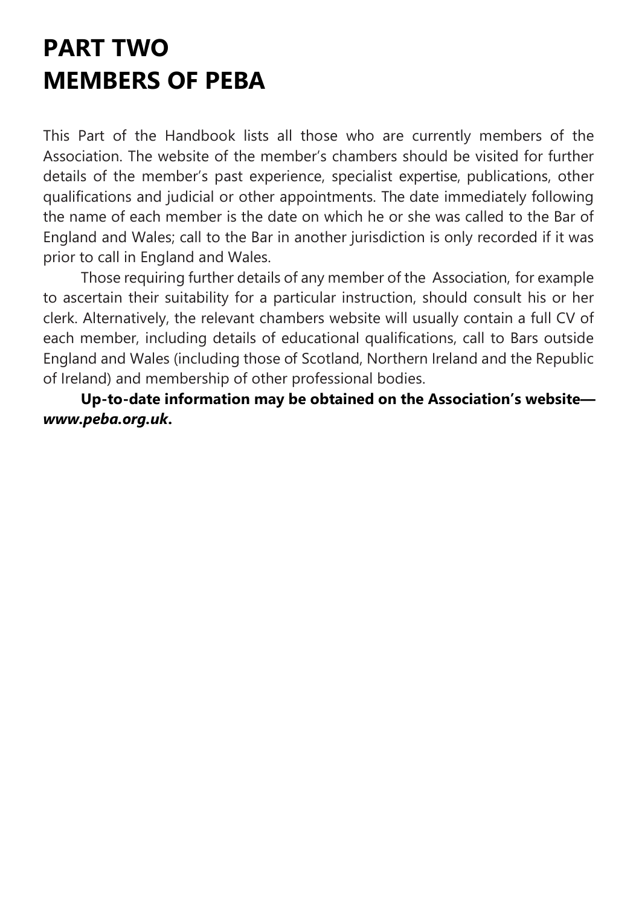# PART TWO MEMBERS OF PEBA

This Part of the Handbook lists all those who are currently members of the Association. The website of the member's chambers should be visited for further details of the member's past experience, specialist expertise, publications, other qualifications and judicial or other appointments. The date immediately following the name of each member is the date on which he or she was called to the Bar of England and Wales; call to the Bar in another jurisdiction is only recorded if it was prior to call in England and Wales.

Those requiring further details of any member of the Association, for example to ascertain their suitability for a particular instruction, should consult his or her clerk. Alternatively, the relevant chambers website will usually contain a full CV of each member, including details of educational qualifications, call to Bars outside England and Wales (including those of Scotland, Northern Ireland and the Republic of Ireland) and membership of other professional bodies.

**Up-to-date information may be obtained on the Association's website—*www.peba.org.uk*.**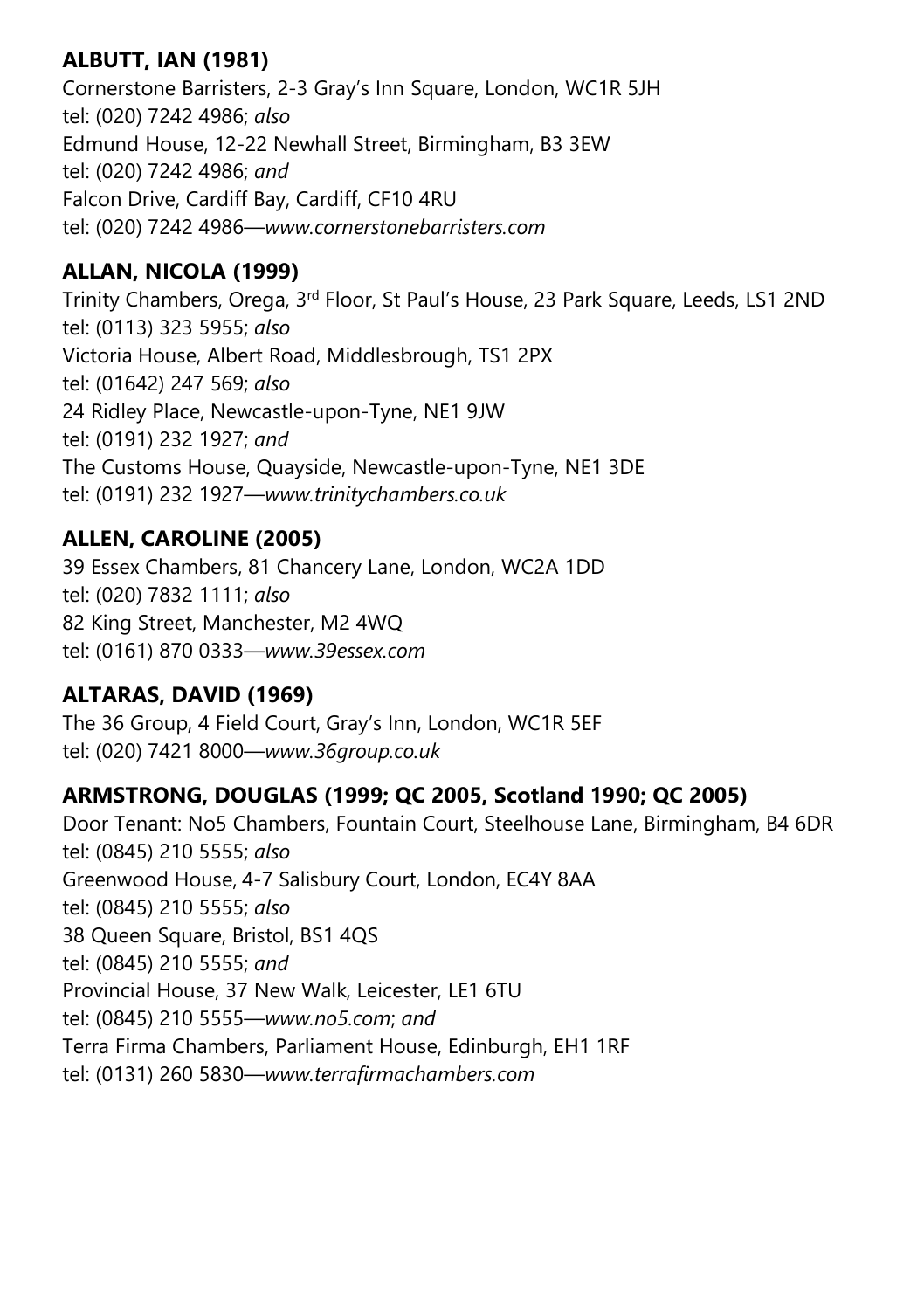**ALBUTT, IAN (1981)**
Cornerstone Barristers, 2-3 Gray's Inn Square, London, WC1R 5JH
tel: (020) 7242 4986; *also*
Edmund House, 12-22 Newhall Street, Birmingham, B3 3EW
tel: (020) 7242 4986; *and*
Falcon Drive, Cardiff Bay, Cardiff, CF10 4RU
tel: (020) 7242 4986—*www.cornerstonebarristers.com*

**ALLAN, NICOLA (1999)**
Trinity Chambers, Orega, 3rd Floor, St Paul's House, 23 Park Square, Leeds, LS1 2ND
tel: (0113) 323 5955; *also*
Victoria House, Albert Road, Middlesbrough, TS1 2PX
tel: (01642) 247 569; *also*
24 Ridley Place, Newcastle-upon-Tyne, NE1 9JW
tel: (0191) 232 1927; *and*
The Customs House, Quayside, Newcastle-upon-Tyne, NE1 3DE
tel: (0191) 232 1927—*www.trinitychambers.co.uk*

**ALLEN, CAROLINE (2005)**
39 Essex Chambers, 81 Chancery Lane, London, WC2A 1DD
tel: (020) 7832 1111; *also*
82 King Street, Manchester, M2 4WQ
tel: (0161) 870 0333—*www.39essex.com*

**ALTARAS, DAVID (1969)**
The 36 Group, 4 Field Court, Gray's Inn, London, WC1R 5EF
tel: (020) 7421 8000—*www.36group.co.uk*

**ARMSTRONG, DOUGLAS (1999; QC 2005, Scotland 1990; QC 2005)**
Door Tenant: No5 Chambers, Fountain Court, Steelhouse Lane, Birmingham, B4 6DR
tel: (0845) 210 5555; *also*
Greenwood House, 4-7 Salisbury Court, London, EC4Y 8AA
tel: (0845) 210 5555; *also*
38 Queen Square, Bristol, BS1 4QS
tel: (0845) 210 5555; *and*
Provincial House, 37 New Walk, Leicester, LE1 6TU
tel: (0845) 210 5555—*www.no5.com*; *and*
Terra Firma Chambers, Parliament House, Edinburgh, EH1 1RF
tel: (0131) 260 5830—*www.terrafirmachambers.com*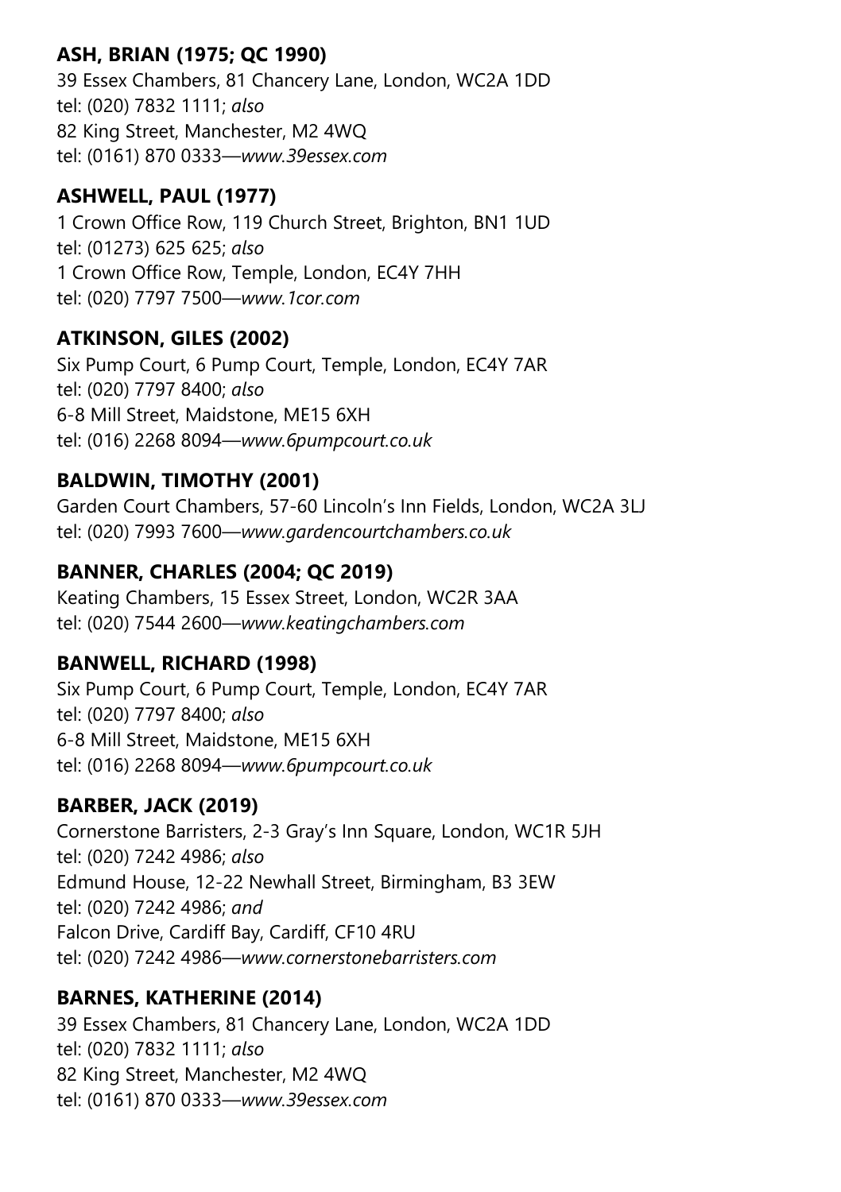**ASH, BRIAN (1975; QC 1990)**
39 Essex Chambers, 81 Chancery Lane, London, WC2A 1DD
tel: (020) 7832 1111; *also*
82 King Street, Manchester, M2 4WQ
tel: (0161) 870 0333—*www.39essex.com*

**ASHWELL, PAUL (1977)**
1 Crown Office Row, 119 Church Street, Brighton, BN1 1UD
tel: (01273) 625 625; *also*
1 Crown Office Row, Temple, London, EC4Y 7HH
tel: (020) 7797 7500—*www.1cor.com*

**ATKINSON, GILES (2002)**
Six Pump Court, 6 Pump Court, Temple, London, EC4Y 7AR
tel: (020) 7797 8400; *also*
6-8 Mill Street, Maidstone, ME15 6XH
tel: (016) 2268 8094—*www.6pumpcourt.co.uk*

**BALDWIN, TIMOTHY (2001)**
Garden Court Chambers, 57-60 Lincoln's Inn Fields, London, WC2A 3LJ
tel: (020) 7993 7600—*www.gardencourtchambers.co.uk*

**BANNER, CHARLES (2004; QC 2019)**
Keating Chambers, 15 Essex Street, London, WC2R 3AA
tel: (020) 7544 2600—*www.keatingchambers.com*

**BANWELL, RICHARD (1998)**
Six Pump Court, 6 Pump Court, Temple, London, EC4Y 7AR
tel: (020) 7797 8400; *also*
6-8 Mill Street, Maidstone, ME15 6XH
tel: (016) 2268 8094—*www.6pumpcourt.co.uk*

**BARBER, JACK (2019)**
Cornerstone Barristers, 2-3 Gray's Inn Square, London, WC1R 5JH
tel: (020) 7242 4986; *also*
Edmund House, 12-22 Newhall Street, Birmingham, B3 3EW
tel: (020) 7242 4986; *and*
Falcon Drive, Cardiff Bay, Cardiff, CF10 4RU
tel: (020) 7242 4986—*www.cornerstonebarristers.com*

**BARNES, KATHERINE (2014)**
39 Essex Chambers, 81 Chancery Lane, London, WC2A 1DD
tel: (020) 7832 1111; *also*
82 King Street, Manchester, M2 4WQ
tel: (0161) 870 0333—*www.39essex.com*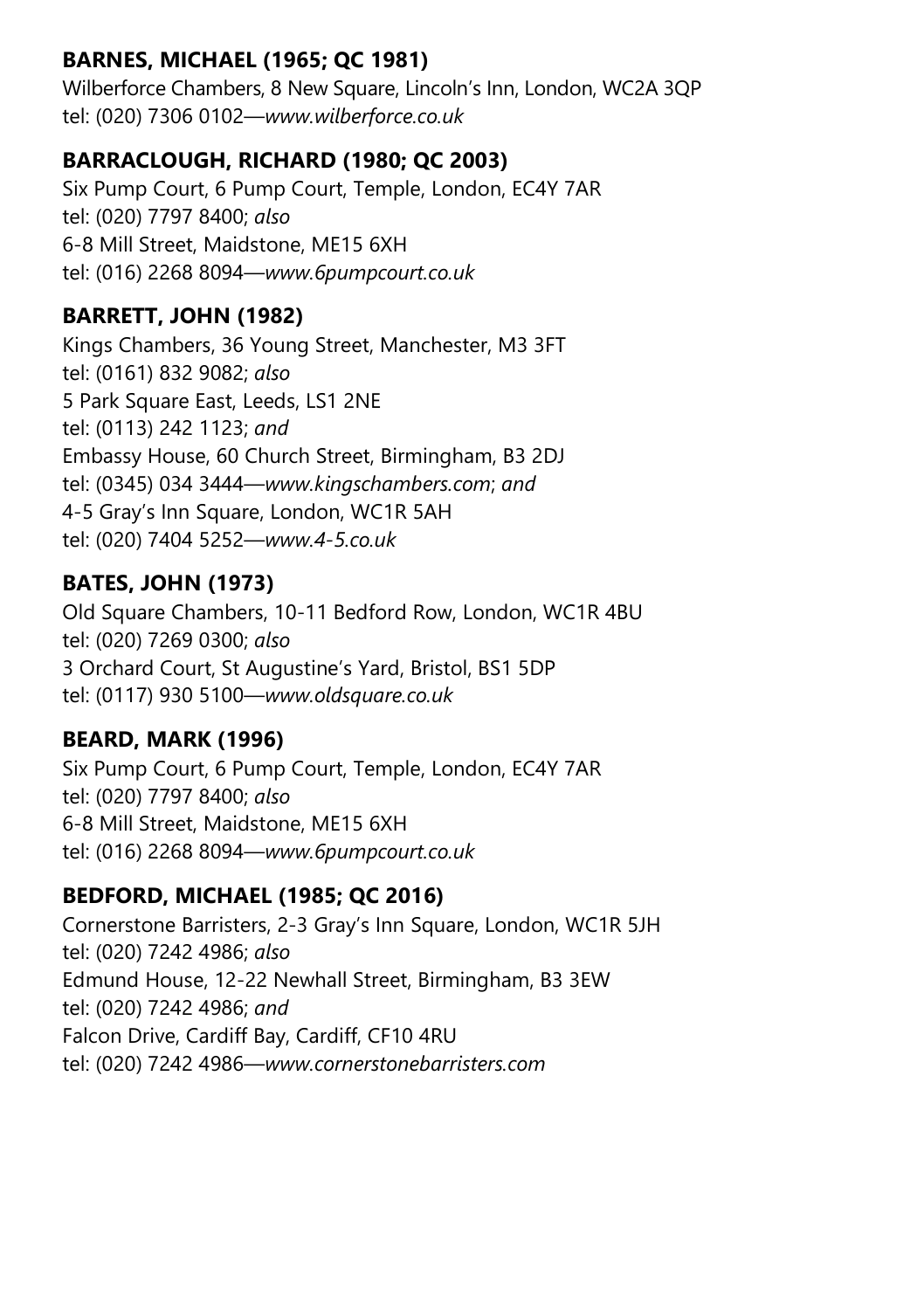**BARNES, MICHAEL (1965; QC 1981)**
Wilberforce Chambers, 8 New Square, Lincoln's Inn, London, WC2A 3QP
tel: (020) 7306 0102—*www.wilberforce.co.uk*

**BARRACLOUGH, RICHARD (1980; QC 2003)**
Six Pump Court, 6 Pump Court, Temple, London, EC4Y 7AR
tel: (020) 7797 8400; *also*
6-8 Mill Street, Maidstone, ME15 6XH
tel: (016) 2268 8094—*www.6pumpcourt.co.uk*

**BARRETT, JOHN (1982)**
Kings Chambers, 36 Young Street, Manchester, M3 3FT
tel: (0161) 832 9082; *also*
5 Park Square East, Leeds, LS1 2NE
tel: (0113) 242 1123; *and*
Embassy House, 60 Church Street, Birmingham, B3 2DJ
tel: (0345) 034 3444—*www.kingschambers.com*; *and*
4-5 Gray's Inn Square, London, WC1R 5AH
tel: (020) 7404 5252—*www.4-5.co.uk*

**BATES, JOHN (1973)**
Old Square Chambers, 10-11 Bedford Row, London, WC1R 4BU
tel: (020) 7269 0300; *also*
3 Orchard Court, St Augustine's Yard, Bristol, BS1 5DP
tel: (0117) 930 5100—*www.oldsquare.co.uk*

**BEARD, MARK (1996)**
Six Pump Court, 6 Pump Court, Temple, London, EC4Y 7AR
tel: (020) 7797 8400; *also*
6-8 Mill Street, Maidstone, ME15 6XH
tel: (016) 2268 8094—*www.6pumpcourt.co.uk*

**BEDFORD, MICHAEL (1985; QC 2016)**
Cornerstone Barristers, 2-3 Gray's Inn Square, London, WC1R 5JH
tel: (020) 7242 4986; *also*
Edmund House, 12-22 Newhall Street, Birmingham, B3 3EW
tel: (020) 7242 4986; *and*
Falcon Drive, Cardiff Bay, Cardiff, CF10 4RU
tel: (020) 7242 4986—*www.cornerstonebarristers.com*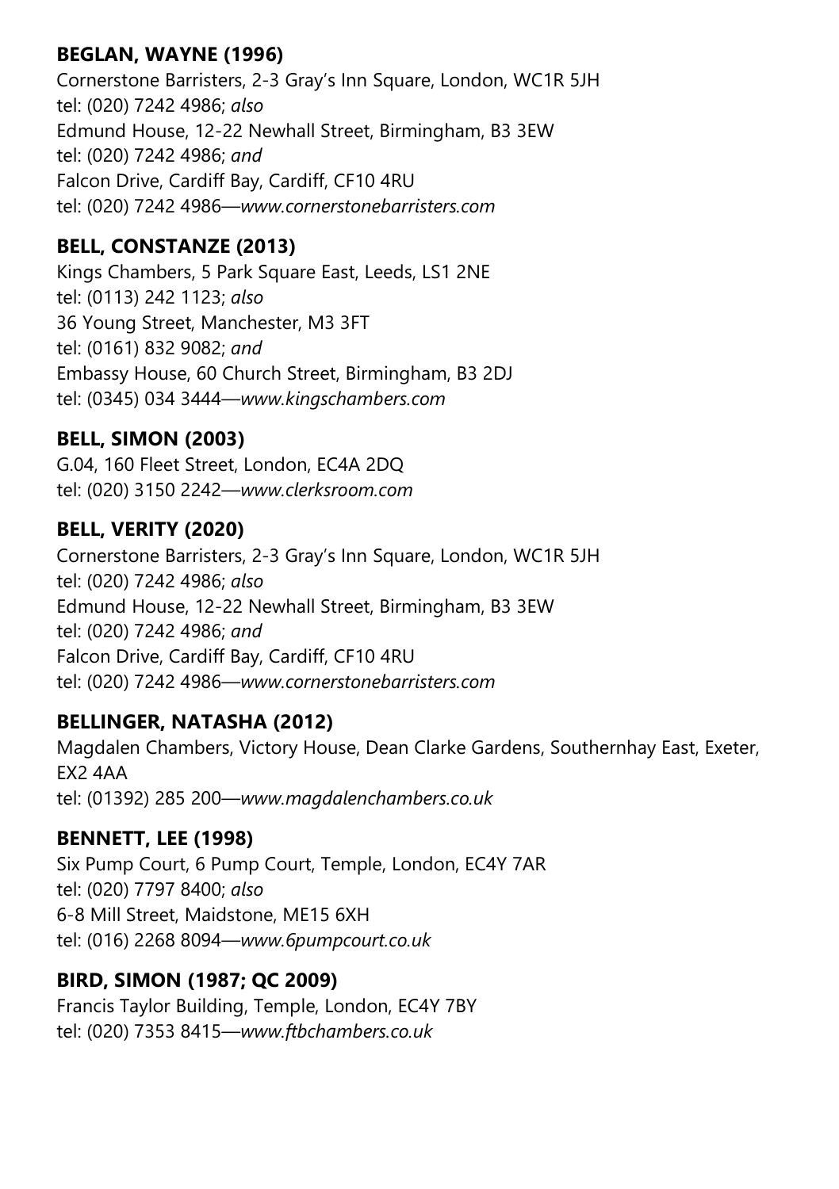**BEGLAN, WAYNE (1996)**
Cornerstone Barristers, 2-3 Gray's Inn Square, London, WC1R 5JH
tel: (020) 7242 4986; *also*
Edmund House, 12-22 Newhall Street, Birmingham, B3 3EW
tel: (020) 7242 4986; *and*
Falcon Drive, Cardiff Bay, Cardiff, CF10 4RU
tel: (020) 7242 4986—*www.cornerstonebarristers.com*

**BELL, CONSTANZE (2013)**
Kings Chambers, 5 Park Square East, Leeds, LS1 2NE
tel: (0113) 242 1123; *also*
36 Young Street, Manchester, M3 3FT
tel: (0161) 832 9082; *and*
Embassy House, 60 Church Street, Birmingham, B3 2DJ
tel: (0345) 034 3444—*www.kingschambers.com*

**BELL, SIMON (2003)**
G.04, 160 Fleet Street, London, EC4A 2DQ
tel: (020) 3150 2242—*www.clerksroom.com*

**BELL, VERITY (2020)**
Cornerstone Barristers, 2-3 Gray's Inn Square, London, WC1R 5JH
tel: (020) 7242 4986; *also*
Edmund House, 12-22 Newhall Street, Birmingham, B3 3EW
tel: (020) 7242 4986; *and*
Falcon Drive, Cardiff Bay, Cardiff, CF10 4RU
tel: (020) 7242 4986—*www.cornerstonebarristers.com*

**BELLINGER, NATASHA (2012)**
Magdalen Chambers, Victory House, Dean Clarke Gardens, Southernhay East, Exeter, EX2 4AA
tel: (01392) 285 200—*www.magdalenchambers.co.uk*

**BENNETT, LEE (1998)**
Six Pump Court, 6 Pump Court, Temple, London, EC4Y 7AR
tel: (020) 7797 8400; *also*
6-8 Mill Street, Maidstone, ME15 6XH
tel: (016) 2268 8094—*www.6pumpcourt.co.uk*

**BIRD, SIMON (1987; QC 2009)**
Francis Taylor Building, Temple, London, EC4Y 7BY
tel: (020) 7353 8415—*www.ftbchambers.co.uk*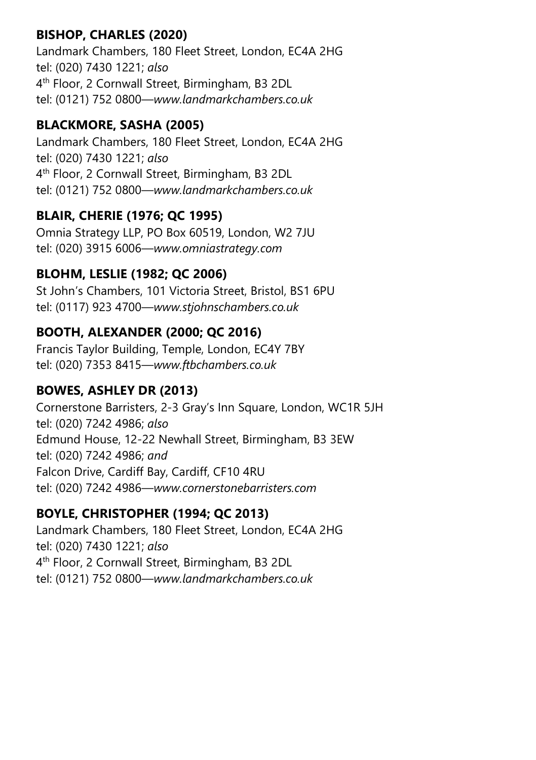**BISHOP, CHARLES (2020)**
Landmark Chambers, 180 Fleet Street, London, EC4A 2HG
tel: (020) 7430 1221; *also*
4th Floor, 2 Cornwall Street, Birmingham, B3 2DL
tel: (0121) 752 0800—*www.landmarkchambers.co.uk*

**BLACKMORE, SASHA (2005)**
Landmark Chambers, 180 Fleet Street, London, EC4A 2HG
tel: (020) 7430 1221; *also*
4th Floor, 2 Cornwall Street, Birmingham, B3 2DL
tel: (0121) 752 0800—*www.landmarkchambers.co.uk*

**BLAIR, CHERIE (1976; QC 1995)**
Omnia Strategy LLP, PO Box 60519, London, W2 7JU
tel: (020) 3915 6006—*www.omniastrategy.com*

**BLOHM, LESLIE (1982; QC 2006)**
St John's Chambers, 101 Victoria Street, Bristol, BS1 6PU
tel: (0117) 923 4700—*www.stjohnschambers.co.uk*

**BOOTH, ALEXANDER (2000; QC 2016)**
Francis Taylor Building, Temple, London, EC4Y 7BY
tel: (020) 7353 8415—*www.ftbchambers.co.uk*

**BOWES, ASHLEY DR (2013)**
Cornerstone Barristers, 2-3 Gray's Inn Square, London, WC1R 5JH
tel: (020) 7242 4986; *also*
Edmund House, 12-22 Newhall Street, Birmingham, B3 3EW
tel: (020) 7242 4986; *and*
Falcon Drive, Cardiff Bay, Cardiff, CF10 4RU
tel: (020) 7242 4986—*www.cornerstonebarristers.com*

**BOYLE, CHRISTOPHER (1994; QC 2013)**
Landmark Chambers, 180 Fleet Street, London, EC4A 2HG
tel: (020) 7430 1221; *also*
4th Floor, 2 Cornwall Street, Birmingham, B3 2DL
tel: (0121) 752 0800—*www.landmarkchambers.co.uk*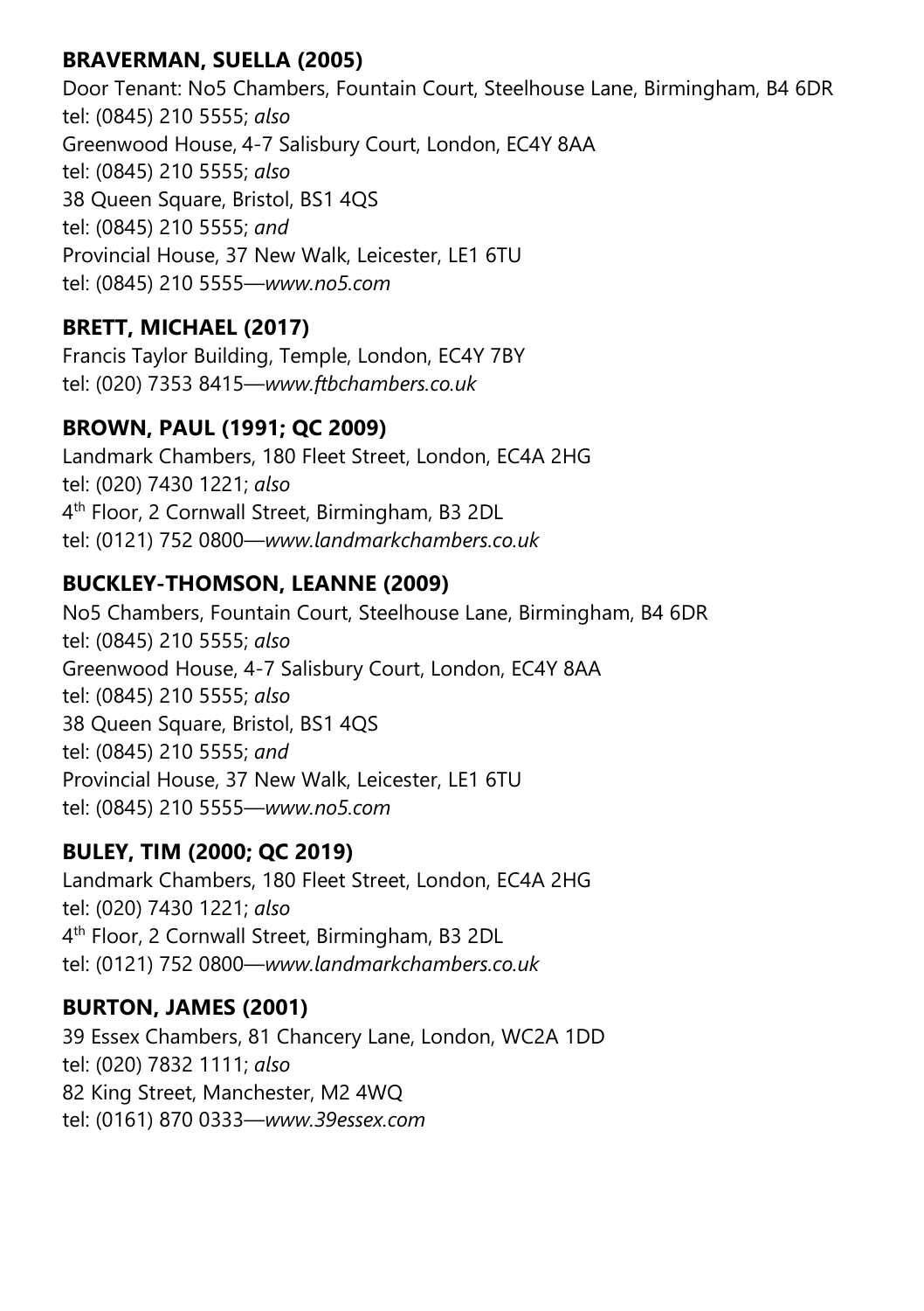**BRAVERMAN, SUELLA (2005)**

Door Tenant: No5 Chambers, Fountain Court, Steelhouse Lane, Birmingham, B4 6DR
tel: (0845) 210 5555; *also*
Greenwood House, 4-7 Salisbury Court, London, EC4Y 8AA
tel: (0845) 210 5555; *also*
38 Queen Square, Bristol, BS1 4QS
tel: (0845) 210 5555; *and*
Provincial House, 37 New Walk, Leicester, LE1 6TU
tel: (0845) 210 5555—*www.no5.com*

**BRETT, MICHAEL (2017)**

Francis Taylor Building, Temple, London, EC4Y 7BY
tel: (020) 7353 8415—*www.ftbchambers.co.uk*

**BROWN, PAUL (1991; QC 2009)**

Landmark Chambers, 180 Fleet Street, London, EC4A 2HG
tel: (020) 7430 1221; *also*
4th Floor, 2 Cornwall Street, Birmingham, B3 2DL
tel: (0121) 752 0800—*www.landmarkchambers.co.uk*

**BUCKLEY-THOMSON, LEANNE (2009)**

No5 Chambers, Fountain Court, Steelhouse Lane, Birmingham, B4 6DR
tel: (0845) 210 5555; *also*
Greenwood House, 4-7 Salisbury Court, London, EC4Y 8AA
tel: (0845) 210 5555; *also*
38 Queen Square, Bristol, BS1 4QS
tel: (0845) 210 5555; *and*
Provincial House, 37 New Walk, Leicester, LE1 6TU
tel: (0845) 210 5555—*www.no5.com*

**BULEY, TIM (2000; QC 2019)**

Landmark Chambers, 180 Fleet Street, London, EC4A 2HG
tel: (020) 7430 1221; *also*
4th Floor, 2 Cornwall Street, Birmingham, B3 2DL
tel: (0121) 752 0800—*www.landmarkchambers.co.uk*

**BURTON, JAMES (2001)**

39 Essex Chambers, 81 Chancery Lane, London, WC2A 1DD
tel: (020) 7832 1111; *also*
82 King Street, Manchester, M2 4WQ
tel: (0161) 870 0333—*www.39essex.com*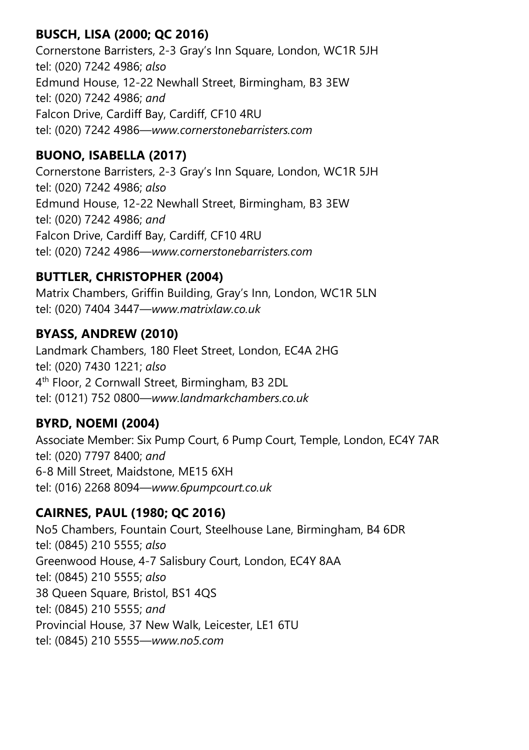**BUSCH, LISA (2000; QC 2016)**
Cornerstone Barristers, 2-3 Gray's Inn Square, London, WC1R 5JH
tel: (020) 7242 4986; *also*
Edmund House, 12-22 Newhall Street, Birmingham, B3 3EW
tel: (020) 7242 4986; *and*
Falcon Drive, Cardiff Bay, Cardiff, CF10 4RU
tel: (020) 7242 4986—*www.cornerstonebarristers.com*

**BUONO, ISABELLA (2017)**
Cornerstone Barristers, 2-3 Gray's Inn Square, London, WC1R 5JH
tel: (020) 7242 4986; *also*
Edmund House, 12-22 Newhall Street, Birmingham, B3 3EW
tel: (020) 7242 4986; *and*
Falcon Drive, Cardiff Bay, Cardiff, CF10 4RU
tel: (020) 7242 4986—*www.cornerstonebarristers.com*

**BUTTLER, CHRISTOPHER (2004)**
Matrix Chambers, Griffin Building, Gray's Inn, London, WC1R 5LN
tel: (020) 7404 3447—*www.matrixlaw.co.uk*

**BYASS, ANDREW (2010)**
Landmark Chambers, 180 Fleet Street, London, EC4A 2HG
tel: (020) 7430 1221; *also*
4th Floor, 2 Cornwall Street, Birmingham, B3 2DL
tel: (0121) 752 0800—*www.landmarkchambers.co.uk*

**BYRD, NOEMI (2004)**
Associate Member: Six Pump Court, 6 Pump Court, Temple, London, EC4Y 7AR
tel: (020) 7797 8400; *and*
6-8 Mill Street, Maidstone, ME15 6XH
tel: (016) 2268 8094—*www.6pumpcourt.co.uk*

**CAIRNES, PAUL (1980; QC 2016)**
No5 Chambers, Fountain Court, Steelhouse Lane, Birmingham, B4 6DR
tel: (0845) 210 5555; *also*
Greenwood House, 4-7 Salisbury Court, London, EC4Y 8AA
tel: (0845) 210 5555; *also*
38 Queen Square, Bristol, BS1 4QS
tel: (0845) 210 5555; *and*
Provincial House, 37 New Walk, Leicester, LE1 6TU
tel: (0845) 210 5555—*www.no5.com*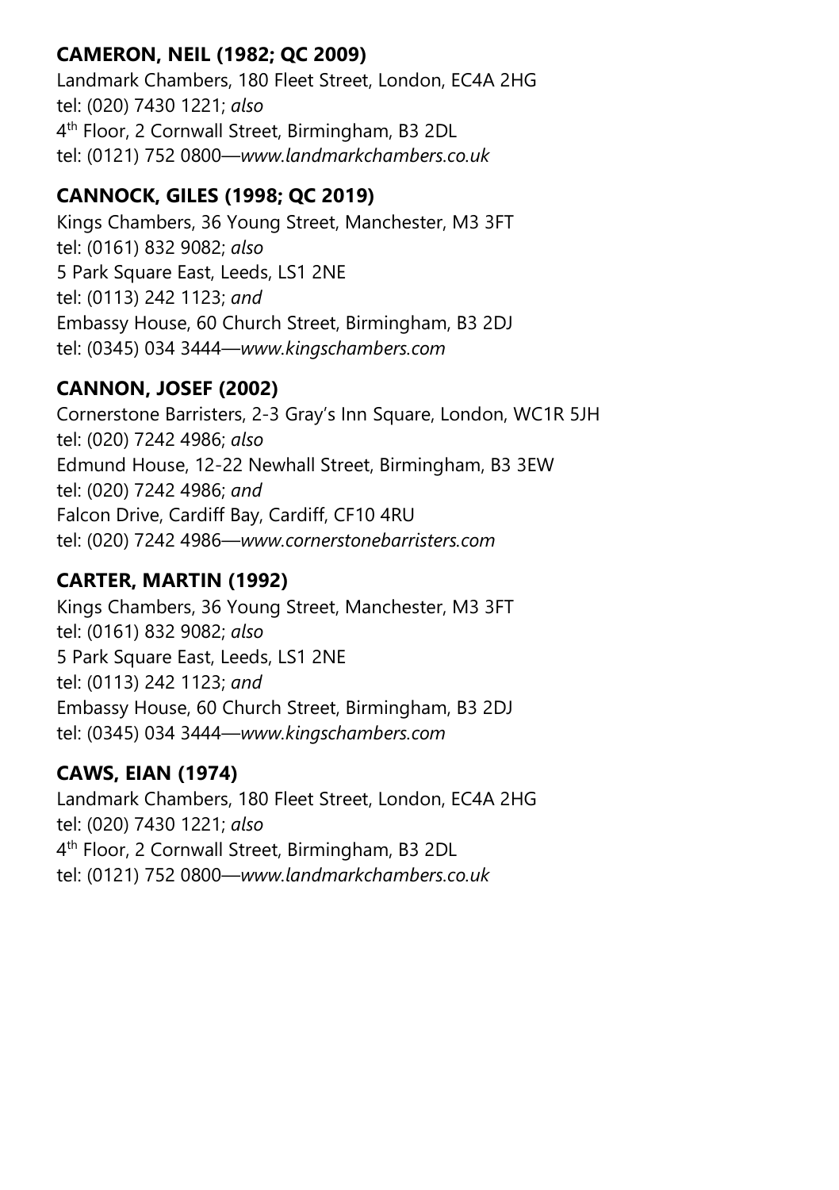**CAMERON, NEIL (1982; QC 2009)**
Landmark Chambers, 180 Fleet Street, London, EC4A 2HG
tel: (020) 7430 1221; *also*
4th Floor, 2 Cornwall Street, Birmingham, B3 2DL
tel: (0121) 752 0800—*www.landmarkchambers.co.uk*

**CANNOCK, GILES (1998; QC 2019)**
Kings Chambers, 36 Young Street, Manchester, M3 3FT
tel: (0161) 832 9082; *also*
5 Park Square East, Leeds, LS1 2NE
tel: (0113) 242 1123; *and*
Embassy House, 60 Church Street, Birmingham, B3 2DJ
tel: (0345) 034 3444—*www.kingschambers.com*

**CANNON, JOSEF (2002)**
Cornerstone Barristers, 2-3 Gray's Inn Square, London, WC1R 5JH
tel: (020) 7242 4986; *also*
Edmund House, 12-22 Newhall Street, Birmingham, B3 3EW
tel: (020) 7242 4986; *and*
Falcon Drive, Cardiff Bay, Cardiff, CF10 4RU
tel: (020) 7242 4986—*www.cornerstonebarristers.com*

**CARTER, MARTIN (1992)**
Kings Chambers, 36 Young Street, Manchester, M3 3FT
tel: (0161) 832 9082; *also*
5 Park Square East, Leeds, LS1 2NE
tel: (0113) 242 1123; *and*
Embassy House, 60 Church Street, Birmingham, B3 2DJ
tel: (0345) 034 3444—*www.kingschambers.com*

**CAWS, EIAN (1974)**
Landmark Chambers, 180 Fleet Street, London, EC4A 2HG
tel: (020) 7430 1221; *also*
4th Floor, 2 Cornwall Street, Birmingham, B3 2DL
tel: (0121) 752 0800—*www.landmarkchambers.co.uk*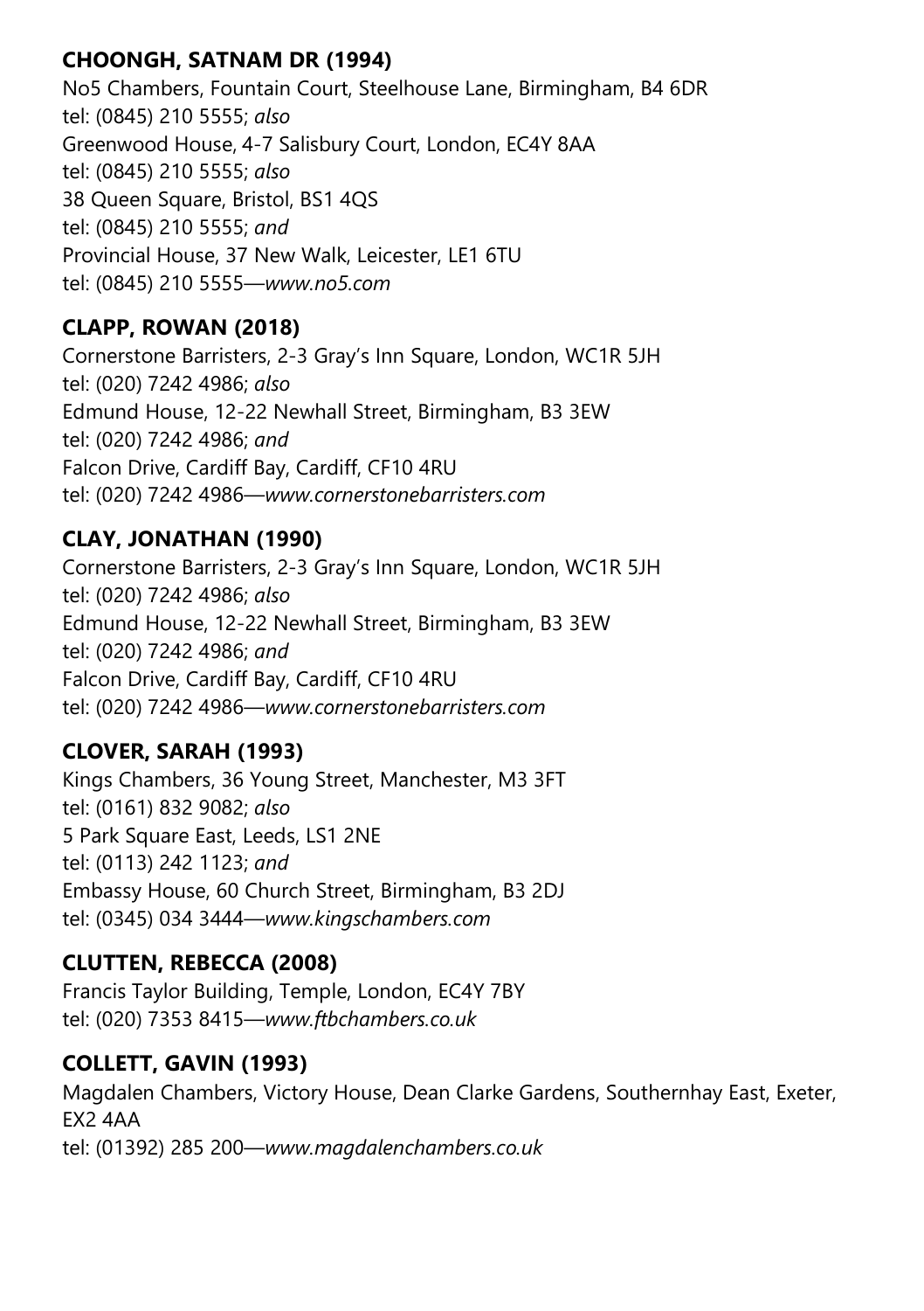**CHOONGH, SATNAM DR (1994)**

No5 Chambers, Fountain Court, Steelhouse Lane, Birmingham, B4 6DR
tel: (0845) 210 5555; *also*
Greenwood House, 4-7 Salisbury Court, London, EC4Y 8AA
tel: (0845) 210 5555; *also*
38 Queen Square, Bristol, BS1 4QS
tel: (0845) 210 5555; *and*
Provincial House, 37 New Walk, Leicester, LE1 6TU
tel: (0845) 210 5555—*www.no5.com*

**CLAPP, ROWAN (2018)**

Cornerstone Barristers, 2-3 Gray's Inn Square, London, WC1R 5JH
tel: (020) 7242 4986; *also*
Edmund House, 12-22 Newhall Street, Birmingham, B3 3EW
tel: (020) 7242 4986; *and*
Falcon Drive, Cardiff Bay, Cardiff, CF10 4RU
tel: (020) 7242 4986—*www.cornerstonebarristers.com*

**CLAY, JONATHAN (1990)**

Cornerstone Barristers, 2-3 Gray's Inn Square, London, WC1R 5JH
tel: (020) 7242 4986; *also*
Edmund House, 12-22 Newhall Street, Birmingham, B3 3EW
tel: (020) 7242 4986; *and*
Falcon Drive, Cardiff Bay, Cardiff, CF10 4RU
tel: (020) 7242 4986—*www.cornerstonebarristers.com*

**CLOVER, SARAH (1993)**

Kings Chambers, 36 Young Street, Manchester, M3 3FT
tel: (0161) 832 9082; *also*
5 Park Square East, Leeds, LS1 2NE
tel: (0113) 242 1123; *and*
Embassy House, 60 Church Street, Birmingham, B3 2DJ
tel: (0345) 034 3444—*www.kingschambers.com*

**CLUTTEN, REBECCA (2008)**

Francis Taylor Building, Temple, London, EC4Y 7BY
tel: (020) 7353 8415—*www.ftbchambers.co.uk*

**COLLETT, GAVIN (1993)**

Magdalen Chambers, Victory House, Dean Clarke Gardens, Southernhay East, Exeter, EX2 4AA
tel: (01392) 285 200—*www.magdalenchambers.co.uk*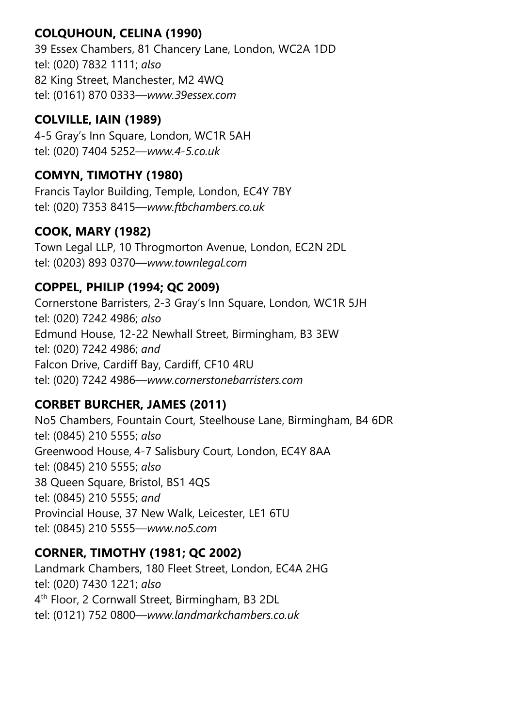**COLQUHOUN, CELINA (1990)**
39 Essex Chambers, 81 Chancery Lane, London, WC2A 1DD
tel: (020) 7832 1111; *also*
82 King Street, Manchester, M2 4WQ
tel: (0161) 870 0333—*www.39essex.com*

**COLVILLE, IAIN (1989)**
4-5 Gray's Inn Square, London, WC1R 5AH
tel: (020) 7404 5252—*www.4-5.co.uk*

**COMYN, TIMOTHY (1980)**
Francis Taylor Building, Temple, London, EC4Y 7BY
tel: (020) 7353 8415—*www.ftbchambers.co.uk*

**COOK, MARY (1982)**
Town Legal LLP, 10 Throgmorton Avenue, London, EC2N 2DL
tel: (0203) 893 0370—*www.townlegal.com*

**COPPEL, PHILIP (1994; QC 2009)**
Cornerstone Barristers, 2-3 Gray's Inn Square, London, WC1R 5JH
tel: (020) 7242 4986; *also*
Edmund House, 12-22 Newhall Street, Birmingham, B3 3EW
tel: (020) 7242 4986; *and*
Falcon Drive, Cardiff Bay, Cardiff, CF10 4RU
tel: (020) 7242 4986—*www.cornerstonebarristers.com*

**CORBET BURCHER, JAMES (2011)**
No5 Chambers, Fountain Court, Steelhouse Lane, Birmingham, B4 6DR
tel: (0845) 210 5555; *also*
Greenwood House, 4-7 Salisbury Court, London, EC4Y 8AA
tel: (0845) 210 5555; *also*
38 Queen Square, Bristol, BS1 4QS
tel: (0845) 210 5555; *and*
Provincial House, 37 New Walk, Leicester, LE1 6TU
tel: (0845) 210 5555—*www.no5.com*

**CORNER, TIMOTHY (1981; QC 2002)**
Landmark Chambers, 180 Fleet Street, London, EC4A 2HG
tel: (020) 7430 1221; *also*
4th Floor, 2 Cornwall Street, Birmingham, B3 2DL
tel: (0121) 752 0800—*www.landmarkchambers.co.uk*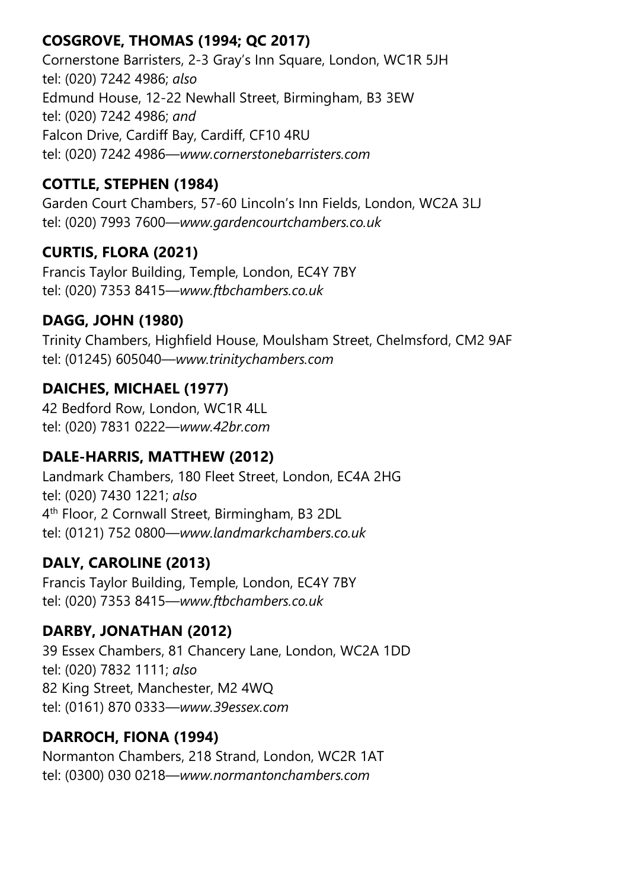**COSGROVE, THOMAS (1994; QC 2017)**
Cornerstone Barristers, 2-3 Gray's Inn Square, London, WC1R 5JH
tel: (020) 7242 4986; *also*
Edmund House, 12-22 Newhall Street, Birmingham, B3 3EW
tel: (020) 7242 4986; *and*
Falcon Drive, Cardiff Bay, Cardiff, CF10 4RU
tel: (020) 7242 4986—*www.cornerstonebarristers.com*

**COTTLE, STEPHEN (1984)**
Garden Court Chambers, 57-60 Lincoln's Inn Fields, London, WC2A 3LJ
tel: (020) 7993 7600—*www.gardencourtchambers.co.uk*

**CURTIS, FLORA (2021)**
Francis Taylor Building, Temple, London, EC4Y 7BY
tel: (020) 7353 8415—*www.ftbchambers.co.uk*

**DAGG, JOHN (1980)**
Trinity Chambers, Highfield House, Moulsham Street, Chelmsford, CM2 9AF
tel: (01245) 605040—*www.trinitychambers.com*

**DAICHES, MICHAEL (1977)**
42 Bedford Row, London, WC1R 4LL
tel: (020) 7831 0222—*www.42br.com*

**DALE-HARRIS, MATTHEW (2012)**
Landmark Chambers, 180 Fleet Street, London, EC4A 2HG
tel: (020) 7430 1221; *also*
4th Floor, 2 Cornwall Street, Birmingham, B3 2DL
tel: (0121) 752 0800—*www.landmarkchambers.co.uk*

**DALY, CAROLINE (2013)**
Francis Taylor Building, Temple, London, EC4Y 7BY
tel: (020) 7353 8415—*www.ftbchambers.co.uk*

**DARBY, JONATHAN (2012)**
39 Essex Chambers, 81 Chancery Lane, London, WC2A 1DD
tel: (020) 7832 1111; *also*
82 King Street, Manchester, M2 4WQ
tel: (0161) 870 0333—*www.39essex.com*

**DARROCH, FIONA (1994)**
Normanton Chambers, 218 Strand, London, WC2R 1AT
tel: (0300) 030 0218—*www.normantonchambers.com*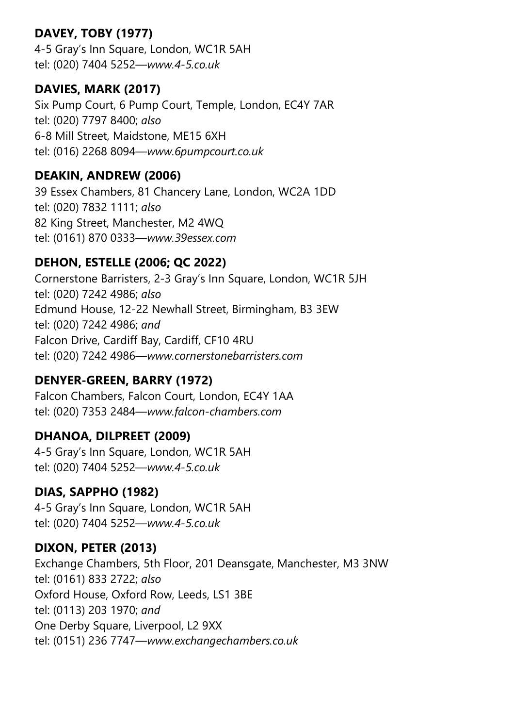**DAVEY, TOBY (1977)**
4-5 Gray's Inn Square, London, WC1R 5AH
tel: (020) 7404 5252—*www.4-5.co.uk*

**DAVIES, MARK (2017)**
Six Pump Court, 6 Pump Court, Temple, London, EC4Y 7AR
tel: (020) 7797 8400; *also*
6-8 Mill Street, Maidstone, ME15 6XH
tel: (016) 2268 8094—*www.6pumpcourt.co.uk*

**DEAKIN, ANDREW (2006)**
39 Essex Chambers, 81 Chancery Lane, London, WC2A 1DD
tel: (020) 7832 1111; *also*
82 King Street, Manchester, M2 4WQ
tel: (0161) 870 0333—*www.39essex.com*

**DEHON, ESTELLE (2006; QC 2022)**
Cornerstone Barristers, 2-3 Gray's Inn Square, London, WC1R 5JH
tel: (020) 7242 4986; *also*
Edmund House, 12-22 Newhall Street, Birmingham, B3 3EW
tel: (020) 7242 4986; *and*
Falcon Drive, Cardiff Bay, Cardiff, CF10 4RU
tel: (020) 7242 4986—*www.cornerstonebarristers.com*

**DENYER-GREEN, BARRY (1972)**
Falcon Chambers, Falcon Court, London, EC4Y 1AA
tel: (020) 7353 2484—*www.falcon-chambers.com*

**DHANOA, DILPREET (2009)**
4-5 Gray's Inn Square, London, WC1R 5AH
tel: (020) 7404 5252—*www.4-5.co.uk*

**DIAS, SAPPHO (1982)**
4-5 Gray's Inn Square, London, WC1R 5AH
tel: (020) 7404 5252—*www.4-5.co.uk*

**DIXON, PETER (2013)**
Exchange Chambers, 5th Floor, 201 Deansgate, Manchester, M3 3NW
tel: (0161) 833 2722; *also*
Oxford House, Oxford Row, Leeds, LS1 3BE
tel: (0113) 203 1970; *and*
One Derby Square, Liverpool, L2 9XX
tel: (0151) 236 7747—*www.exchangechambers.co.uk*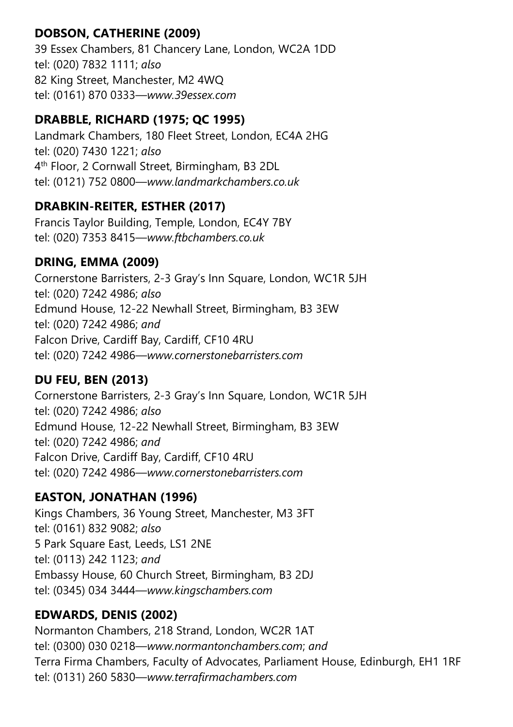**DOBSON, CATHERINE (2009)**
39 Essex Chambers, 81 Chancery Lane, London, WC2A 1DD
tel: (020) 7832 1111; *also*
82 King Street, Manchester, M2 4WQ
tel: (0161) 870 0333—*www.39essex.com*

**DRABBLE, RICHARD (1975; QC 1995)**
Landmark Chambers, 180 Fleet Street, London, EC4A 2HG
tel: (020) 7430 1221; *also*
4th Floor, 2 Cornwall Street, Birmingham, B3 2DL
tel: (0121) 752 0800—*www.landmarkchambers.co.uk*

**DRABKIN-REITER, ESTHER (2017)**
Francis Taylor Building, Temple, London, EC4Y 7BY
tel: (020) 7353 8415—*www.ftbchambers.co.uk*

**DRING, EMMA (2009)**
Cornerstone Barristers, 2-3 Gray's Inn Square, London, WC1R 5JH
tel: (020) 7242 4986; *also*
Edmund House, 12-22 Newhall Street, Birmingham, B3 3EW
tel: (020) 7242 4986; *and*
Falcon Drive, Cardiff Bay, Cardiff, CF10 4RU
tel: (020) 7242 4986—*www.cornerstonebarristers.com*

**DU FEU, BEN (2013)**
Cornerstone Barristers, 2-3 Gray's Inn Square, London, WC1R 5JH
tel: (020) 7242 4986; *also*
Edmund House, 12-22 Newhall Street, Birmingham, B3 3EW
tel: (020) 7242 4986; *and*
Falcon Drive, Cardiff Bay, Cardiff, CF10 4RU
tel: (020) 7242 4986—*www.cornerstonebarristers.com*

**EASTON, JONATHAN (1996)**
Kings Chambers, 36 Young Street, Manchester, M3 3FT
tel: (0161) 832 9082; *also*
5 Park Square East, Leeds, LS1 2NE
tel: (0113) 242 1123; *and*
Embassy House, 60 Church Street, Birmingham, B3 2DJ
tel: (0345) 034 3444—*www.kingschambers.com*

**EDWARDS, DENIS (2002)**
Normanton Chambers, 218 Strand, London, WC2R 1AT
tel: (0300) 030 0218—*www.normantonchambers.com*; *and*
Terra Firma Chambers, Faculty of Advocates, Parliament House, Edinburgh, EH1 1RF
tel: (0131) 260 5830—*www.terrafirmachambers.com*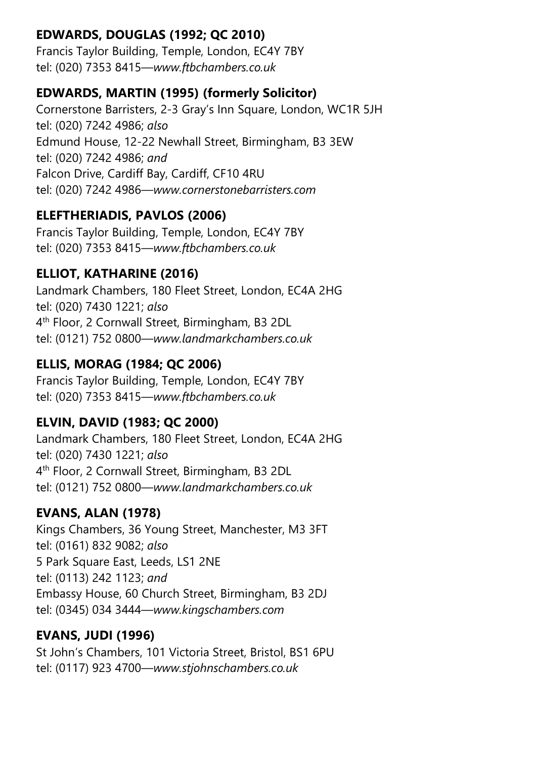**EDWARDS, DOUGLAS (1992; QC 2010)**
Francis Taylor Building, Temple, London, EC4Y 7BY
tel: (020) 7353 8415—*www.ftbchambers.co.uk*

**EDWARDS, MARTIN (1995) (formerly Solicitor)**
Cornerstone Barristers, 2-3 Gray's Inn Square, London, WC1R 5JH
tel: (020) 7242 4986; *also*
Edmund House, 12-22 Newhall Street, Birmingham, B3 3EW
tel: (020) 7242 4986; *and*
Falcon Drive, Cardiff Bay, Cardiff, CF10 4RU
tel: (020) 7242 4986—*www.cornerstonebarristers.com*

**ELEFTHERIADIS, PAVLOS (2006)**
Francis Taylor Building, Temple, London, EC4Y 7BY
tel: (020) 7353 8415—*www.ftbchambers.co.uk*

**ELLIOT, KATHARINE (2016)**
Landmark Chambers, 180 Fleet Street, London, EC4A 2HG
tel: (020) 7430 1221; *also*
4th Floor, 2 Cornwall Street, Birmingham, B3 2DL
tel: (0121) 752 0800—*www.landmarkchambers.co.uk*

**ELLIS, MORAG (1984; QC 2006)**
Francis Taylor Building, Temple, London, EC4Y 7BY
tel: (020) 7353 8415—*www.ftbchambers.co.uk*

**ELVIN, DAVID (1983; QC 2000)**
Landmark Chambers, 180 Fleet Street, London, EC4A 2HG
tel: (020) 7430 1221; *also*
4th Floor, 2 Cornwall Street, Birmingham, B3 2DL
tel: (0121) 752 0800—*www.landmarkchambers.co.uk*

**EVANS, ALAN (1978)**
Kings Chambers, 36 Young Street, Manchester, M3 3FT
tel: (0161) 832 9082; *also*
5 Park Square East, Leeds, LS1 2NE
tel: (0113) 242 1123; *and*
Embassy House, 60 Church Street, Birmingham, B3 2DJ
tel: (0345) 034 3444—*www.kingschambers.com*

**EVANS, JUDI (1996)**
St John's Chambers, 101 Victoria Street, Bristol, BS1 6PU
tel: (0117) 923 4700—*www.stjohnschambers.co.uk*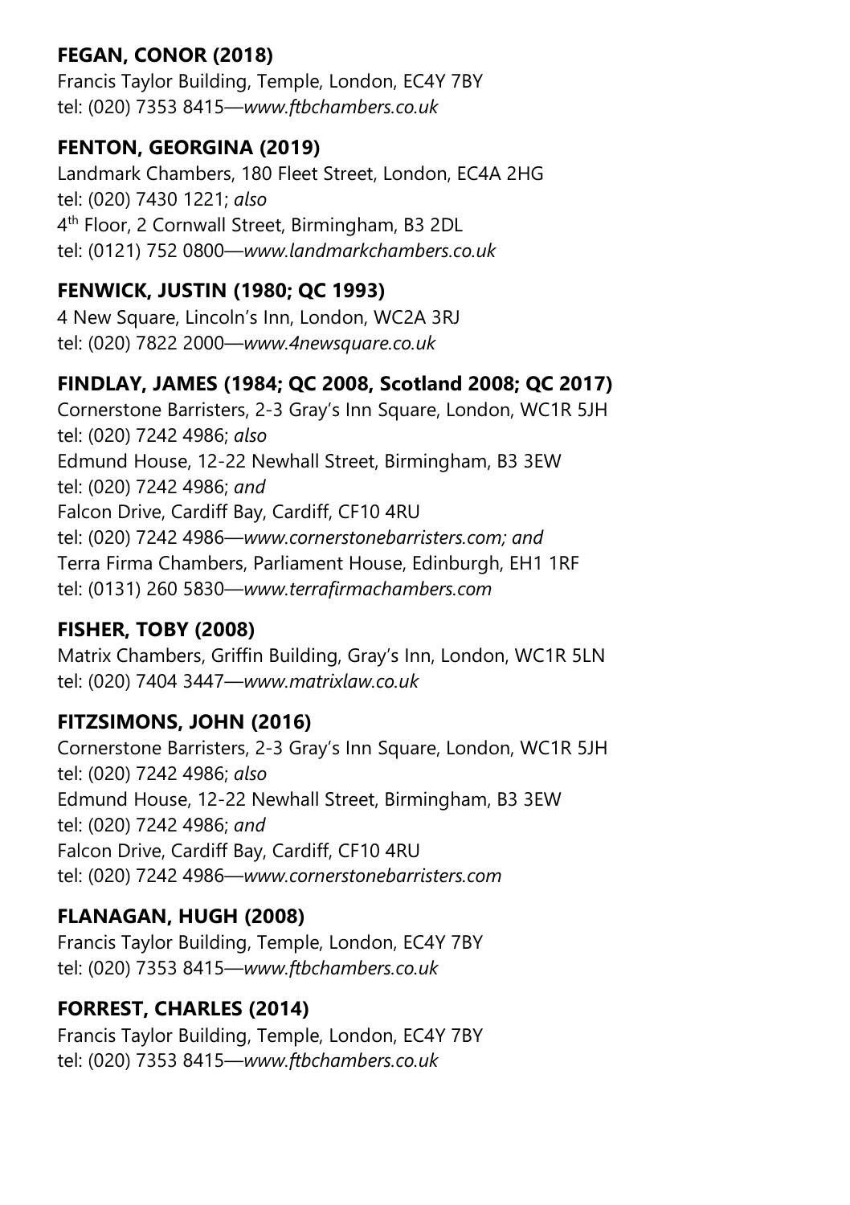**FEGAN, CONOR (2018)**
Francis Taylor Building, Temple, London, EC4Y 7BY
tel: (020) 7353 8415—*www.ftbchambers.co.uk*

**FENTON, GEORGINA (2019)**
Landmark Chambers, 180 Fleet Street, London, EC4A 2HG
tel: (020) 7430 1221; *also*
4th Floor, 2 Cornwall Street, Birmingham, B3 2DL
tel: (0121) 752 0800—*www.landmarkchambers.co.uk*

**FENWICK, JUSTIN (1980; QC 1993)**
4 New Square, Lincoln's Inn, London, WC2A 3RJ
tel: (020) 7822 2000—*www.4newsquare.co.uk*

**FINDLAY, JAMES (1984; QC 2008, Scotland 2008; QC 2017)**
Cornerstone Barristers, 2-3 Gray's Inn Square, London, WC1R 5JH
tel: (020) 7242 4986; *also*
Edmund House, 12-22 Newhall Street, Birmingham, B3 3EW
tel: (020) 7242 4986; *and*
Falcon Drive, Cardiff Bay, Cardiff, CF10 4RU
tel: (020) 7242 4986—*www.cornerstonebarristers.com; and*
Terra Firma Chambers, Parliament House, Edinburgh, EH1 1RF
tel: (0131) 260 5830—*www.terrafirmachambers.com*

**FISHER, TOBY (2008)**
Matrix Chambers, Griffin Building, Gray's Inn, London, WC1R 5LN
tel: (020) 7404 3447—*www.matrixlaw.co.uk*

**FITZSIMONS, JOHN (2016)**
Cornerstone Barristers, 2-3 Gray's Inn Square, London, WC1R 5JH
tel: (020) 7242 4986; *also*
Edmund House, 12-22 Newhall Street, Birmingham, B3 3EW
tel: (020) 7242 4986; *and*
Falcon Drive, Cardiff Bay, Cardiff, CF10 4RU
tel: (020) 7242 4986—*www.cornerstonebarristers.com*

**FLANAGAN, HUGH (2008)**
Francis Taylor Building, Temple, London, EC4Y 7BY
tel: (020) 7353 8415—*www.ftbchambers.co.uk*

**FORREST, CHARLES (2014)**
Francis Taylor Building, Temple, London, EC4Y 7BY
tel: (020) 7353 8415—*www.ftbchambers.co.uk*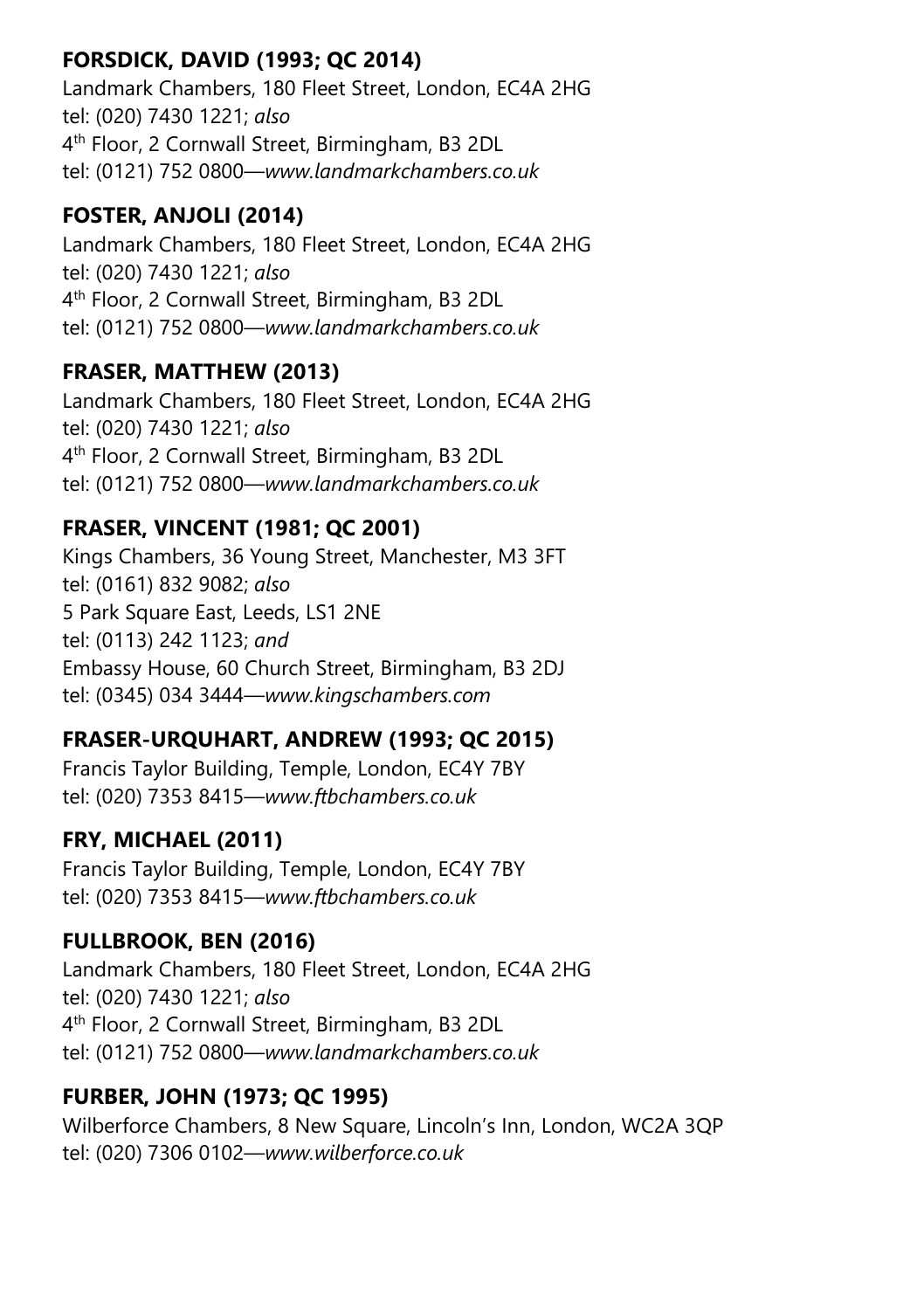**FORSDICK, DAVID (1993; QC 2014)**
Landmark Chambers, 180 Fleet Street, London, EC4A 2HG
tel: (020) 7430 1221; *also*
4th Floor, 2 Cornwall Street, Birmingham, B3 2DL
tel: (0121) 752 0800—*www.landmarkchambers.co.uk*

**FOSTER, ANJOLI (2014)**
Landmark Chambers, 180 Fleet Street, London, EC4A 2HG
tel: (020) 7430 1221; *also*
4th Floor, 2 Cornwall Street, Birmingham, B3 2DL
tel: (0121) 752 0800—*www.landmarkchambers.co.uk*

**FRASER, MATTHEW (2013)**
Landmark Chambers, 180 Fleet Street, London, EC4A 2HG
tel: (020) 7430 1221; *also*
4th Floor, 2 Cornwall Street, Birmingham, B3 2DL
tel: (0121) 752 0800—*www.landmarkchambers.co.uk*

**FRASER, VINCENT (1981; QC 2001)**
Kings Chambers, 36 Young Street, Manchester, M3 3FT
tel: (0161) 832 9082; *also*
5 Park Square East, Leeds, LS1 2NE
tel: (0113) 242 1123; *and*
Embassy House, 60 Church Street, Birmingham, B3 2DJ
tel: (0345) 034 3444—*www.kingschambers.com*

**FRASER-URQUHART, ANDREW (1993; QC 2015)**
Francis Taylor Building, Temple, London, EC4Y 7BY
tel: (020) 7353 8415—*www.ftbchambers.co.uk*

**FRY, MICHAEL (2011)**
Francis Taylor Building, Temple, London, EC4Y 7BY
tel: (020) 7353 8415—*www.ftbchambers.co.uk*

**FULLBROOK, BEN (2016)**
Landmark Chambers, 180 Fleet Street, London, EC4A 2HG
tel: (020) 7430 1221; *also*
4th Floor, 2 Cornwall Street, Birmingham, B3 2DL
tel: (0121) 752 0800—*www.landmarkchambers.co.uk*

**FURBER, JOHN (1973; QC 1995)**
Wilberforce Chambers, 8 New Square, Lincoln's Inn, London, WC2A 3QP
tel: (020) 7306 0102—*www.wilberforce.co.uk*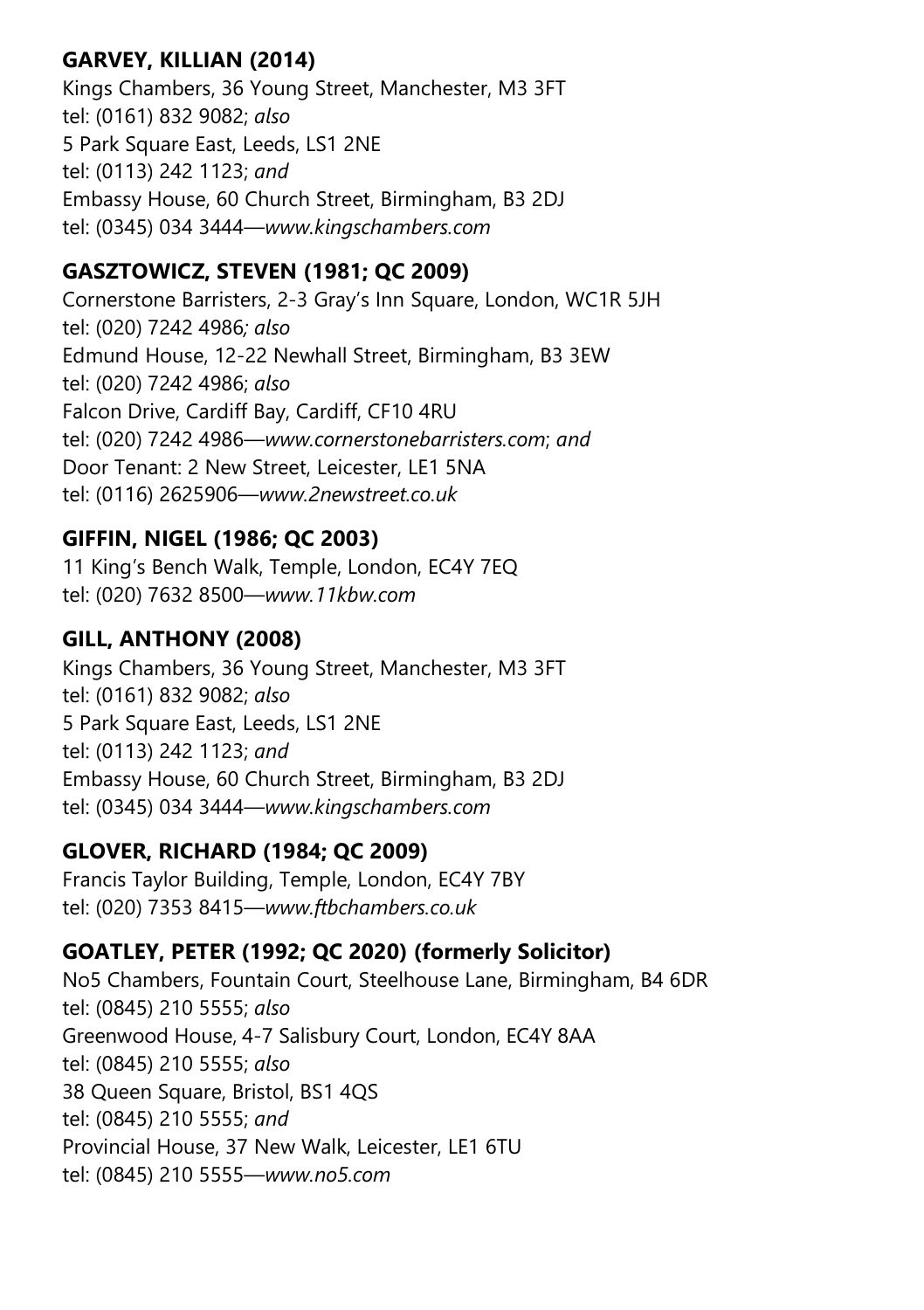**GARVEY, KILLIAN (2014)**
Kings Chambers, 36 Young Street, Manchester, M3 3FT
tel: (0161) 832 9082; *also*
5 Park Square East, Leeds, LS1 2NE
tel: (0113) 242 1123; *and*
Embassy House, 60 Church Street, Birmingham, B3 2DJ
tel: (0345) 034 3444—*www.kingschambers.com*

**GASZTOWICZ, STEVEN (1981; QC 2009)**
Cornerstone Barristers, 2-3 Gray's Inn Square, London, WC1R 5JH
tel: (020) 7242 4986*; also*
Edmund House, 12-22 Newhall Street, Birmingham, B3 3EW
tel: (020) 7242 4986; *also*
Falcon Drive, Cardiff Bay, Cardiff, CF10 4RU
tel: (020) 7242 4986—*www.cornerstonebarristers.com*; *and*
Door Tenant: 2 New Street, Leicester, LE1 5NA
tel: (0116) 2625906—*www.2newstreet.co.uk*

**GIFFIN, NIGEL (1986; QC 2003)**
11 King's Bench Walk, Temple, London, EC4Y 7EQ
tel: (020) 7632 8500—*www.11kbw.com*

**GILL, ANTHONY (2008)**
Kings Chambers, 36 Young Street, Manchester, M3 3FT
tel: (0161) 832 9082; *also*
5 Park Square East, Leeds, LS1 2NE
tel: (0113) 242 1123; *and*
Embassy House, 60 Church Street, Birmingham, B3 2DJ
tel: (0345) 034 3444—*www.kingschambers.com*

**GLOVER, RICHARD (1984; QC 2009)**
Francis Taylor Building, Temple, London, EC4Y 7BY
tel: (020) 7353 8415—*www.ftbchambers.co.uk*

**GOATLEY, PETER (1992; QC 2020) (formerly Solicitor)**
No5 Chambers, Fountain Court, Steelhouse Lane, Birmingham, B4 6DR
tel: (0845) 210 5555; *also*
Greenwood House, 4-7 Salisbury Court, London, EC4Y 8AA
tel: (0845) 210 5555; *also*
38 Queen Square, Bristol, BS1 4QS
tel: (0845) 210 5555; *and*
Provincial House, 37 New Walk, Leicester, LE1 6TU
tel: (0845) 210 5555—*www.no5.com*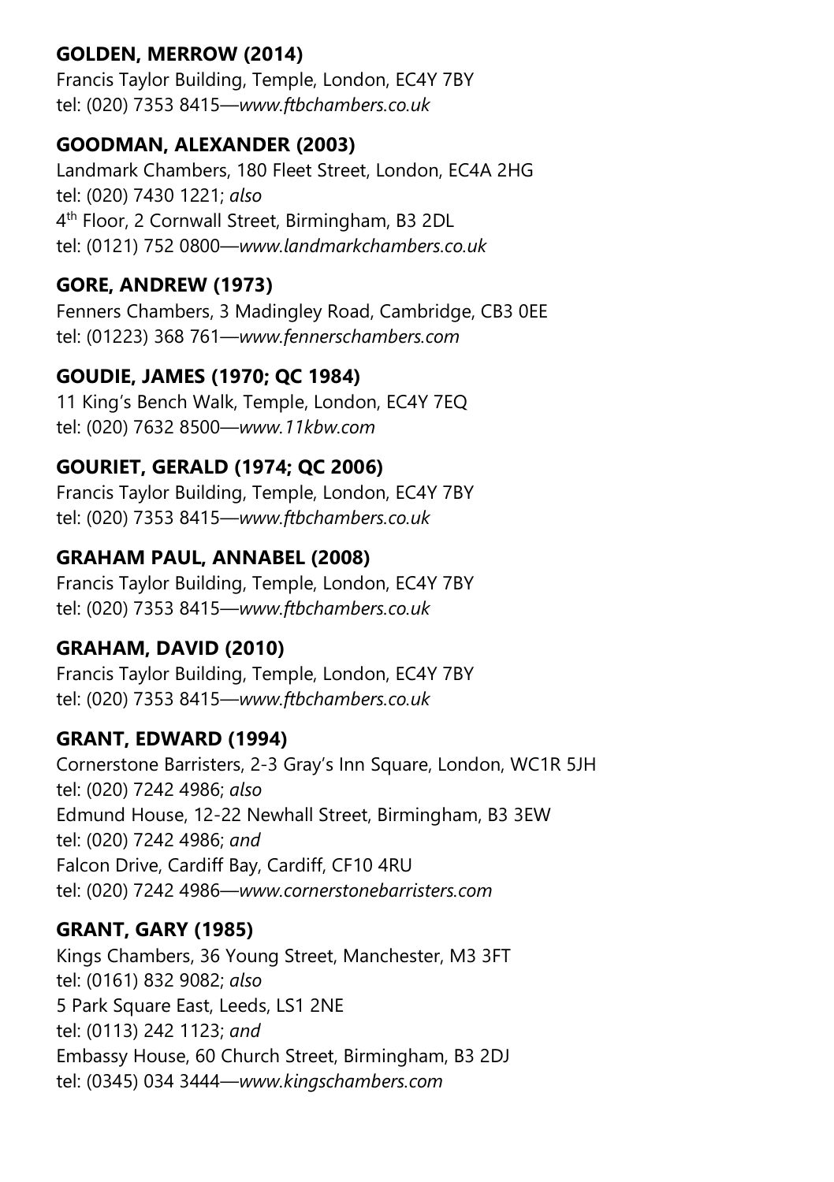**GOLDEN, MERROW (2014)**
Francis Taylor Building, Temple, London, EC4Y 7BY
tel: (020) 7353 8415—*www.ftbchambers.co.uk*

**GOODMAN, ALEXANDER (2003)**
Landmark Chambers, 180 Fleet Street, London, EC4A 2HG
tel: (020) 7430 1221; *also*
4th Floor, 2 Cornwall Street, Birmingham, B3 2DL
tel: (0121) 752 0800—*www.landmarkchambers.co.uk*

**GORE, ANDREW (1973)**
Fenners Chambers, 3 Madingley Road, Cambridge, CB3 0EE
tel: (01223) 368 761—*www.fennerschambers.com*

**GOUDIE, JAMES (1970; QC 1984)**
11 King's Bench Walk, Temple, London, EC4Y 7EQ
tel: (020) 7632 8500—*www.11kbw.com*

**GOURIET, GERALD (1974; QC 2006)**
Francis Taylor Building, Temple, London, EC4Y 7BY
tel: (020) 7353 8415—*www.ftbchambers.co.uk*

**GRAHAM PAUL, ANNABEL (2008)**
Francis Taylor Building, Temple, London, EC4Y 7BY
tel: (020) 7353 8415—*www.ftbchambers.co.uk*

**GRAHAM, DAVID (2010)**
Francis Taylor Building, Temple, London, EC4Y 7BY
tel: (020) 7353 8415—*www.ftbchambers.co.uk*

**GRANT, EDWARD (1994)**
Cornerstone Barristers, 2-3 Gray's Inn Square, London, WC1R 5JH
tel: (020) 7242 4986; *also*
Edmund House, 12-22 Newhall Street, Birmingham, B3 3EW
tel: (020) 7242 4986; *and*
Falcon Drive, Cardiff Bay, Cardiff, CF10 4RU
tel: (020) 7242 4986—*www.cornerstonebarristers.com*

**GRANT, GARY (1985)**
Kings Chambers, 36 Young Street, Manchester, M3 3FT
tel: (0161) 832 9082; *also*
5 Park Square East, Leeds, LS1 2NE
tel: (0113) 242 1123; *and*
Embassy House, 60 Church Street, Birmingham, B3 2DJ
tel: (0345) 034 3444—*www.kingschambers.com*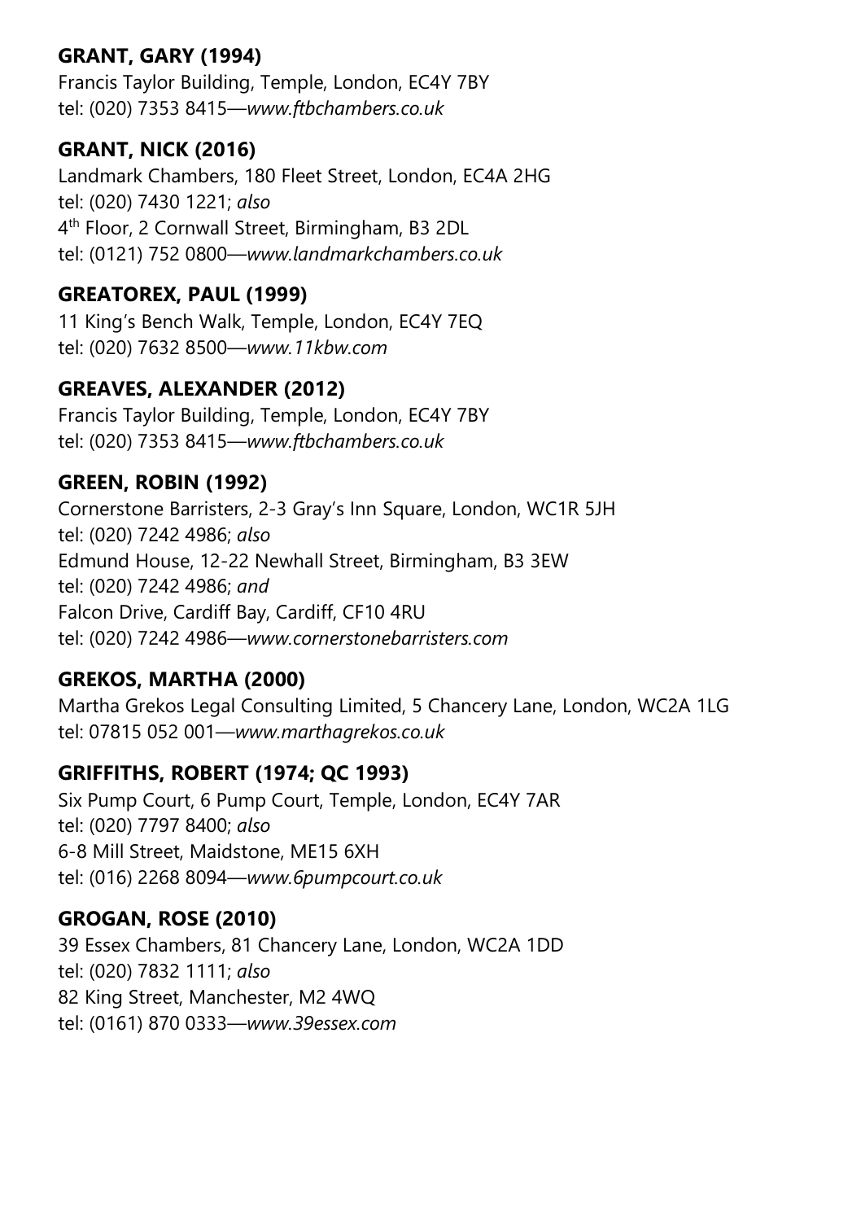**GRANT, GARY (1994)**
Francis Taylor Building, Temple, London, EC4Y 7BY
tel: (020) 7353 8415—*www.ftbchambers.co.uk*

**GRANT, NICK (2016)**
Landmark Chambers, 180 Fleet Street, London, EC4A 2HG
tel: (020) 7430 1221; *also*
4th Floor, 2 Cornwall Street, Birmingham, B3 2DL
tel: (0121) 752 0800—*www.landmarkchambers.co.uk*

**GREATOREX, PAUL (1999)**
11 King's Bench Walk, Temple, London, EC4Y 7EQ
tel: (020) 7632 8500—*www.11kbw.com*

**GREAVES, ALEXANDER (2012)**
Francis Taylor Building, Temple, London, EC4Y 7BY
tel: (020) 7353 8415—*www.ftbchambers.co.uk*

**GREEN, ROBIN (1992)**
Cornerstone Barristers, 2-3 Gray's Inn Square, London, WC1R 5JH
tel: (020) 7242 4986; *also*
Edmund House, 12-22 Newhall Street, Birmingham, B3 3EW
tel: (020) 7242 4986; *and*
Falcon Drive, Cardiff Bay, Cardiff, CF10 4RU
tel: (020) 7242 4986—*www.cornerstonebarristers.com*

**GREKOS, MARTHA (2000)**
Martha Grekos Legal Consulting Limited, 5 Chancery Lane, London, WC2A 1LG
tel: 07815 052 001—*www.marthagrekos.co.uk*

**GRIFFITHS, ROBERT (1974; QC 1993)**
Six Pump Court, 6 Pump Court, Temple, London, EC4Y 7AR
tel: (020) 7797 8400; *also*
6-8 Mill Street, Maidstone, ME15 6XH
tel: (016) 2268 8094—*www.6pumpcourt.co.uk*

**GROGAN, ROSE (2010)**
39 Essex Chambers, 81 Chancery Lane, London, WC2A 1DD
tel: (020) 7832 1111; *also*
82 King Street, Manchester, M2 4WQ
tel: (0161) 870 0333—*www.39essex.com*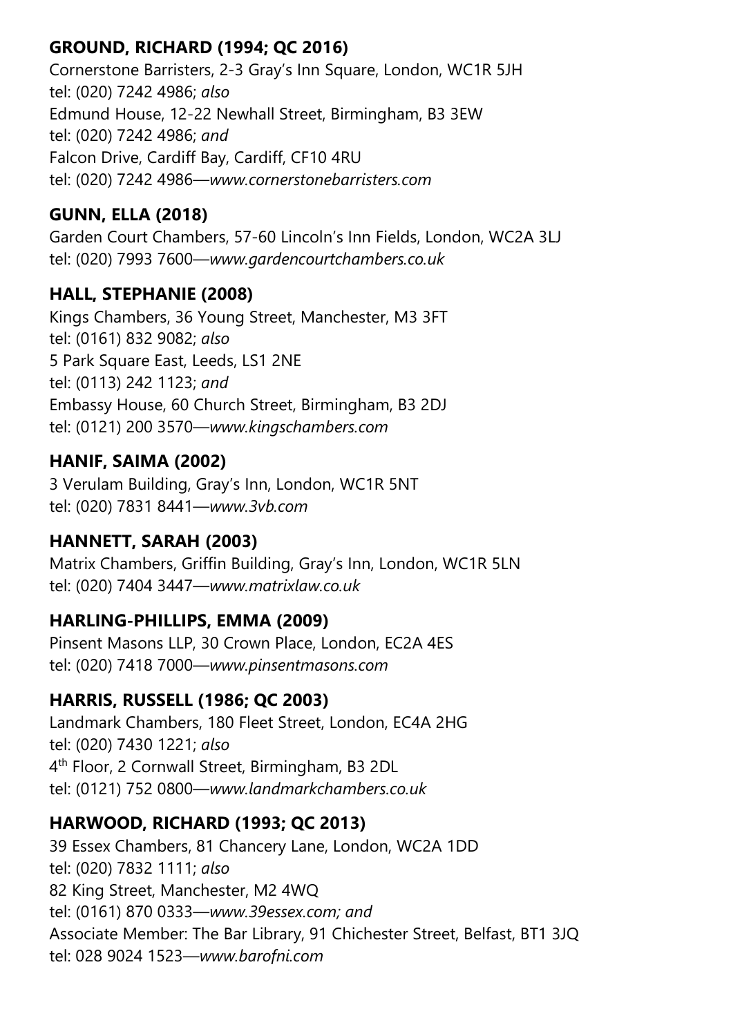**GROUND, RICHARD (1994; QC 2016)**
Cornerstone Barristers, 2-3 Gray's Inn Square, London, WC1R 5JH
tel: (020) 7242 4986; *also*
Edmund House, 12-22 Newhall Street, Birmingham, B3 3EW
tel: (020) 7242 4986; *and*
Falcon Drive, Cardiff Bay, Cardiff, CF10 4RU
tel: (020) 7242 4986—*www.cornerstonebarristers.com*

**GUNN, ELLA (2018)**
Garden Court Chambers, 57-60 Lincoln's Inn Fields, London, WC2A 3LJ
tel: (020) 7993 7600—*www.gardencourtchambers.co.uk*

**HALL, STEPHANIE (2008)**
Kings Chambers, 36 Young Street, Manchester, M3 3FT
tel: (0161) 832 9082; *also*
5 Park Square East, Leeds, LS1 2NE
tel: (0113) 242 1123; *and*
Embassy House, 60 Church Street, Birmingham, B3 2DJ
tel: (0121) 200 3570—*www.kingschambers.com*

**HANIF, SAIMA (2002)**
3 Verulam Building, Gray's Inn, London, WC1R 5NT
tel: (020) 7831 8441—*www.3vb.com*

**HANNETT, SARAH (2003)**
Matrix Chambers, Griffin Building, Gray's Inn, London, WC1R 5LN
tel: (020) 7404 3447—*www.matrixlaw.co.uk*

**HARLING-PHILLIPS, EMMA (2009)**
Pinsent Masons LLP, 30 Crown Place, London, EC2A 4ES
tel: (020) 7418 7000—*www.pinsentmasons.com*

**HARRIS, RUSSELL (1986; QC 2003)**
Landmark Chambers, 180 Fleet Street, London, EC4A 2HG
tel: (020) 7430 1221; *also*
4th Floor, 2 Cornwall Street, Birmingham, B3 2DL
tel: (0121) 752 0800—*www.landmarkchambers.co.uk*

**HARWOOD, RICHARD (1993; QC 2013)**
39 Essex Chambers, 81 Chancery Lane, London, WC2A 1DD
tel: (020) 7832 1111; *also*
82 King Street, Manchester, M2 4WQ
tel: (0161) 870 0333—*www.39essex.com; and*
Associate Member: The Bar Library, 91 Chichester Street, Belfast, BT1 3JQ
tel: 028 9024 1523—*www.barofni.com*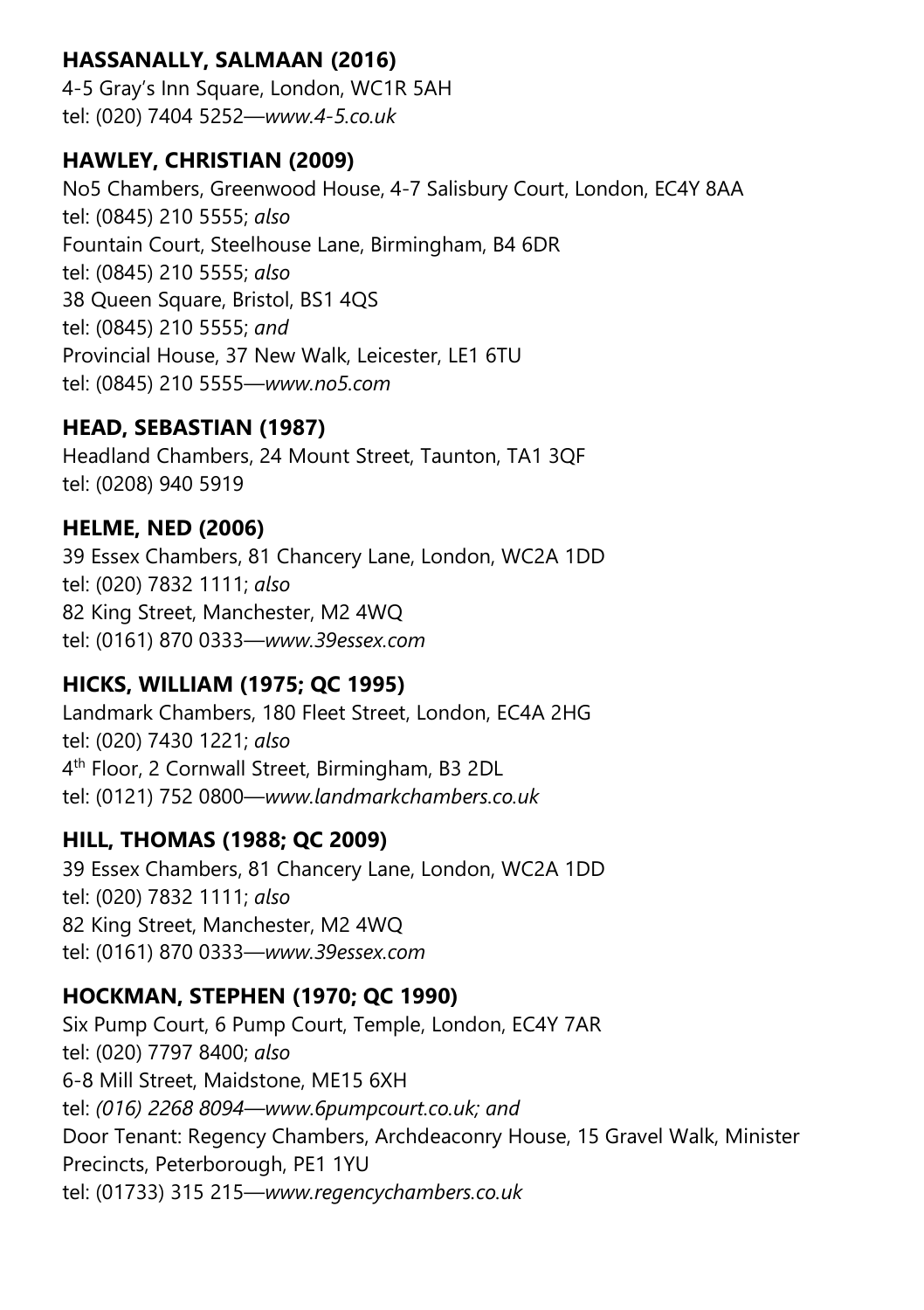**HASSANALLY, SALMAAN (2016)**
4-5 Gray's Inn Square, London, WC1R 5AH
tel: (020) 7404 5252—*www.4-5.co.uk*

**HAWLEY, CHRISTIAN (2009)**
No5 Chambers, Greenwood House, 4-7 Salisbury Court, London, EC4Y 8AA
tel: (0845) 210 5555; *also*
Fountain Court, Steelhouse Lane, Birmingham, B4 6DR
tel: (0845) 210 5555; *also*
38 Queen Square, Bristol, BS1 4QS
tel: (0845) 210 5555; *and*
Provincial House, 37 New Walk, Leicester, LE1 6TU
tel: (0845) 210 5555—*www.no5.com*

**HEAD, SEBASTIAN (1987)**
Headland Chambers, 24 Mount Street, Taunton, TA1 3QF
tel: (0208) 940 5919

**HELME, NED (2006)**
39 Essex Chambers, 81 Chancery Lane, London, WC2A 1DD
tel: (020) 7832 1111; *also*
82 King Street, Manchester, M2 4WQ
tel: (0161) 870 0333—*www.39essex.com*

**HICKS, WILLIAM (1975; QC 1995)**
Landmark Chambers, 180 Fleet Street, London, EC4A 2HG
tel: (020) 7430 1221; *also*
4th Floor, 2 Cornwall Street, Birmingham, B3 2DL
tel: (0121) 752 0800—*www.landmarkchambers.co.uk*

**HILL, THOMAS (1988; QC 2009)**
39 Essex Chambers, 81 Chancery Lane, London, WC2A 1DD
tel: (020) 7832 1111; *also*
82 King Street, Manchester, M2 4WQ
tel: (0161) 870 0333—*www.39essex.com*

**HOCKMAN, STEPHEN (1970; QC 1990)**
Six Pump Court, 6 Pump Court, Temple, London, EC4Y 7AR
tel: (020) 7797 8400; *also*
6-8 Mill Street, Maidstone, ME15 6XH
tel: *(016) 2268 8094—www.6pumpcourt.co.uk; and*
Door Tenant: Regency Chambers, Archdeaconry House, 15 Gravel Walk, Minister Precincts, Peterborough, PE1 1YU
tel: (01733) 315 215—*www.regencychambers.co.uk*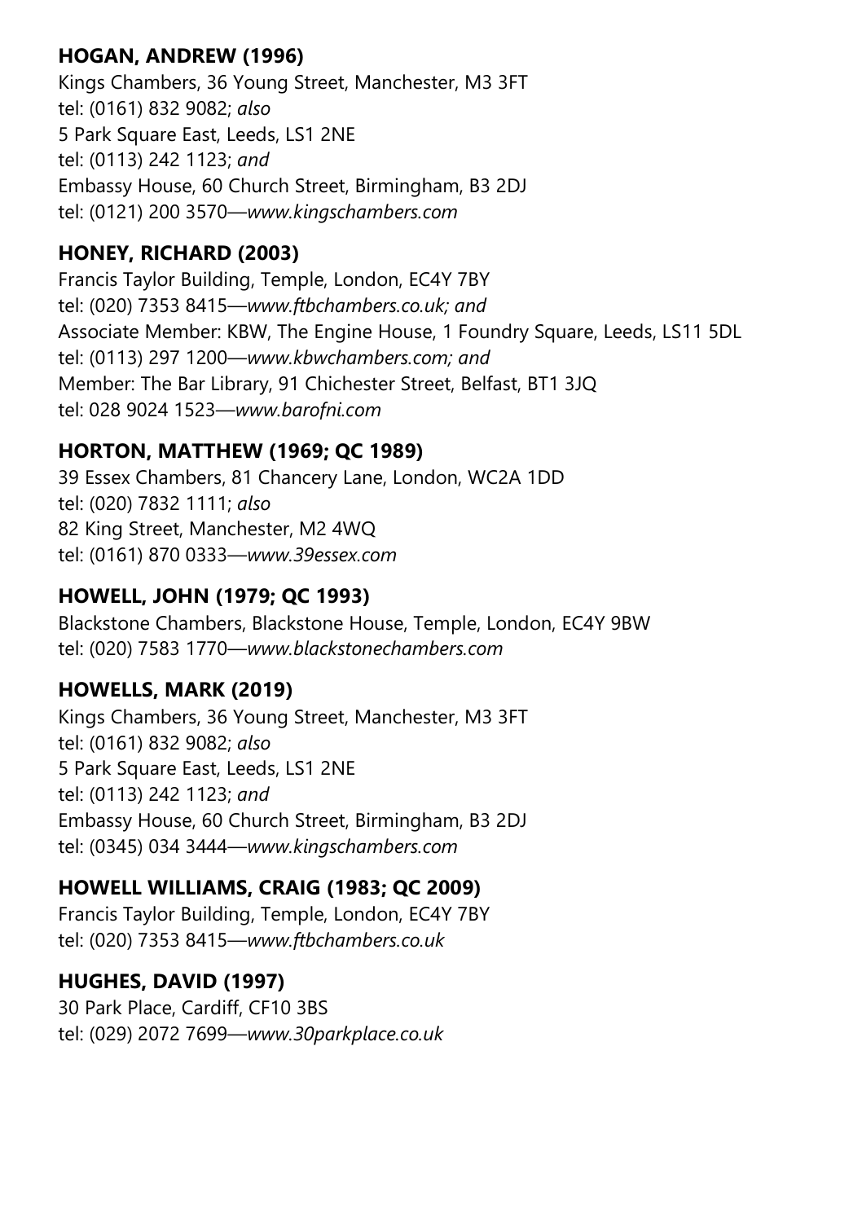**HOGAN, ANDREW (1996)**
Kings Chambers, 36 Young Street, Manchester, M3 3FT
tel: (0161) 832 9082; *also*
5 Park Square East, Leeds, LS1 2NE
tel: (0113) 242 1123; *and*
Embassy House, 60 Church Street, Birmingham, B3 2DJ
tel: (0121) 200 3570—*www.kingschambers.com*

**HONEY, RICHARD (2003)**
Francis Taylor Building, Temple, London, EC4Y 7BY
tel: (020) 7353 8415—*www.ftbchambers.co.uk; and*
Associate Member: KBW, The Engine House, 1 Foundry Square, Leeds, LS11 5DL
tel: (0113) 297 1200—*www.kbwchambers.com; and*
Member: The Bar Library, 91 Chichester Street, Belfast, BT1 3JQ
tel: 028 9024 1523—*www.barofni.com*

**HORTON, MATTHEW (1969; QC 1989)**
39 Essex Chambers, 81 Chancery Lane, London, WC2A 1DD
tel: (020) 7832 1111; *also*
82 King Street, Manchester, M2 4WQ
tel: (0161) 870 0333—*www.39essex.com*

**HOWELL, JOHN (1979; QC 1993)**
Blackstone Chambers, Blackstone House, Temple, London, EC4Y 9BW
tel: (020) 7583 1770—*www.blackstonechambers.com*

**HOWELLS, MARK (2019)**
Kings Chambers, 36 Young Street, Manchester, M3 3FT
tel: (0161) 832 9082; *also*
5 Park Square East, Leeds, LS1 2NE
tel: (0113) 242 1123; *and*
Embassy House, 60 Church Street, Birmingham, B3 2DJ
tel: (0345) 034 3444—*www.kingschambers.com*

**HOWELL WILLIAMS, CRAIG (1983; QC 2009)**
Francis Taylor Building, Temple, London, EC4Y 7BY
tel: (020) 7353 8415—*www.ftbchambers.co.uk*

**HUGHES, DAVID (1997)**
30 Park Place, Cardiff, CF10 3BS
tel: (029) 2072 7699—*www.30parkplace.co.uk*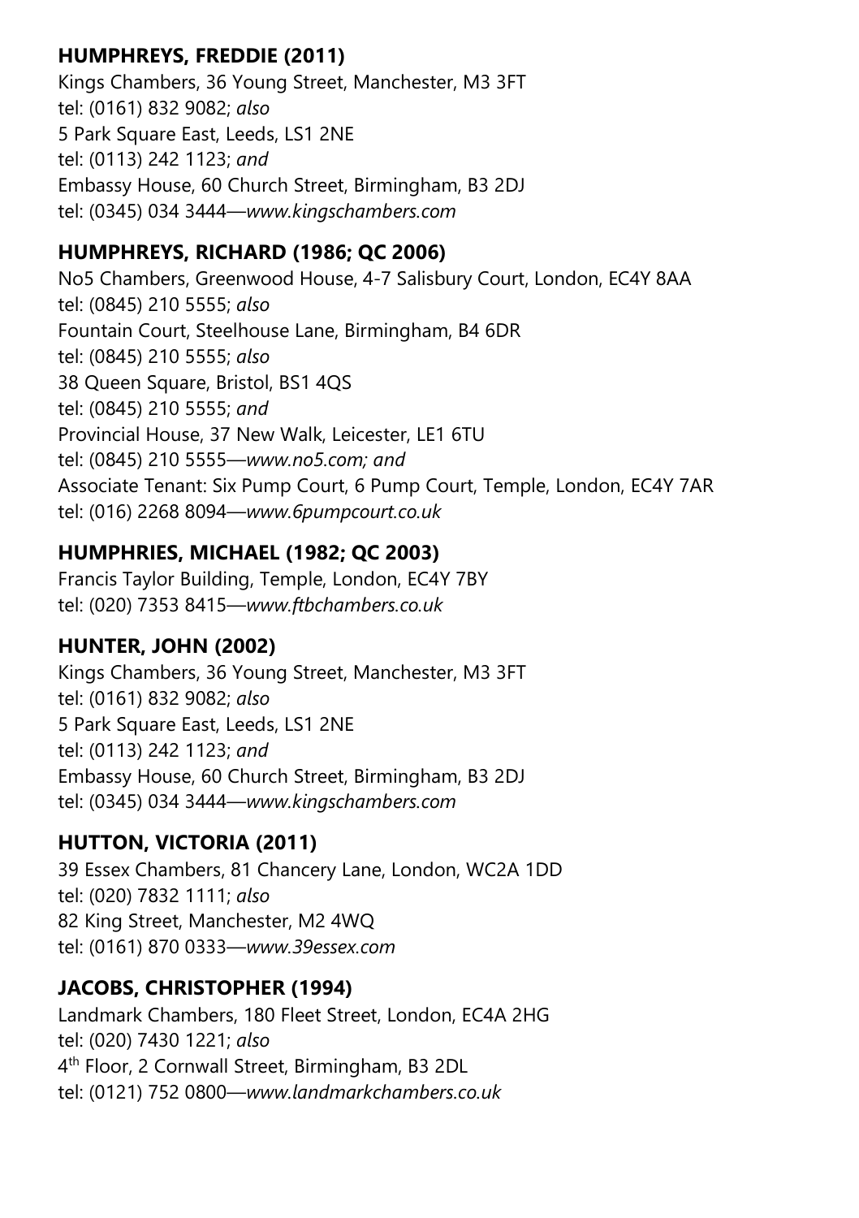**HUMPHREYS, FREDDIE (2011)**
Kings Chambers, 36 Young Street, Manchester, M3 3FT
tel: (0161) 832 9082; *also*
5 Park Square East, Leeds, LS1 2NE
tel: (0113) 242 1123; *and*
Embassy House, 60 Church Street, Birmingham, B3 2DJ
tel: (0345) 034 3444—*www.kingschambers.com*

**HUMPHREYS, RICHARD (1986; QC 2006)**
No5 Chambers, Greenwood House, 4-7 Salisbury Court, London, EC4Y 8AA
tel: (0845) 210 5555; *also*
Fountain Court, Steelhouse Lane, Birmingham, B4 6DR
tel: (0845) 210 5555; *also*
38 Queen Square, Bristol, BS1 4QS
tel: (0845) 210 5555; *and*
Provincial House, 37 New Walk, Leicester, LE1 6TU
tel: (0845) 210 5555—*www.no5.com; and*
Associate Tenant: Six Pump Court, 6 Pump Court, Temple, London, EC4Y 7AR
tel: (016) 2268 8094—*www.6pumpcourt.co.uk*

**HUMPHRIES, MICHAEL (1982; QC 2003)**
Francis Taylor Building, Temple, London, EC4Y 7BY
tel: (020) 7353 8415—*www.ftbchambers.co.uk*

**HUNTER, JOHN (2002)**
Kings Chambers, 36 Young Street, Manchester, M3 3FT
tel: (0161) 832 9082; *also*
5 Park Square East, Leeds, LS1 2NE
tel: (0113) 242 1123; *and*
Embassy House, 60 Church Street, Birmingham, B3 2DJ
tel: (0345) 034 3444—*www.kingschambers.com*

**HUTTON, VICTORIA (2011)**
39 Essex Chambers, 81 Chancery Lane, London, WC2A 1DD
tel: (020) 7832 1111; *also*
82 King Street, Manchester, M2 4WQ
tel: (0161) 870 0333—*www.39essex.com*

**JACOBS, CHRISTOPHER (1994)**
Landmark Chambers, 180 Fleet Street, London, EC4A 2HG
tel: (020) 7430 1221; *also*
4th Floor, 2 Cornwall Street, Birmingham, B3 2DL
tel: (0121) 752 0800—*www.landmarkchambers.co.uk*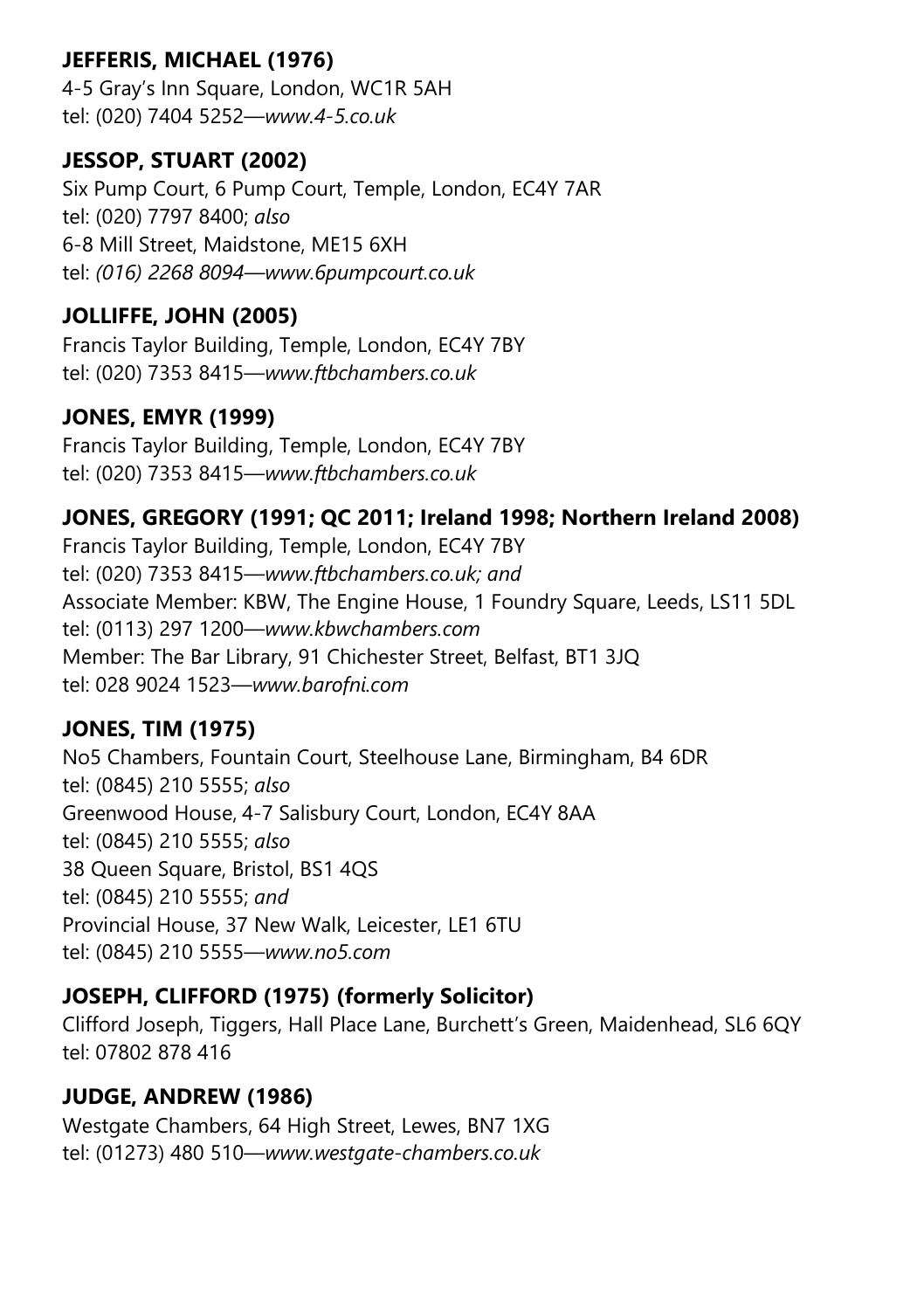**JEFFERIS, MICHAEL (1976)**
4-5 Gray's Inn Square, London, WC1R 5AH
tel: (020) 7404 5252—*www.4-5.co.uk*

**JESSOP, STUART (2002)**
Six Pump Court, 6 Pump Court, Temple, London, EC4Y 7AR
tel: (020) 7797 8400; *also*
6-8 Mill Street, Maidstone, ME15 6XH
tel: *(016) 2268 8094—www.6pumpcourt.co.uk*

**JOLLIFFE, JOHN (2005)**
Francis Taylor Building, Temple, London, EC4Y 7BY
tel: (020) 7353 8415—*www.ftbchambers.co.uk*

**JONES, EMYR (1999)**
Francis Taylor Building, Temple, London, EC4Y 7BY
tel: (020) 7353 8415—*www.ftbchambers.co.uk*

**JONES, GREGORY (1991; QC 2011; Ireland 1998; Northern Ireland 2008)**
Francis Taylor Building, Temple, London, EC4Y 7BY
tel: (020) 7353 8415—*www.ftbchambers.co.uk; and*
Associate Member: KBW, The Engine House, 1 Foundry Square, Leeds, LS11 5DL
tel: (0113) 297 1200—*www.kbwchambers.com*
Member: The Bar Library, 91 Chichester Street, Belfast, BT1 3JQ
tel: 028 9024 1523—*www.barofni.com*

**JONES, TIM (1975)**
No5 Chambers, Fountain Court, Steelhouse Lane, Birmingham, B4 6DR
tel: (0845) 210 5555; *also*
Greenwood House, 4-7 Salisbury Court, London, EC4Y 8AA
tel: (0845) 210 5555; *also*
38 Queen Square, Bristol, BS1 4QS
tel: (0845) 210 5555; *and*
Provincial House, 37 New Walk, Leicester, LE1 6TU
tel: (0845) 210 5555—*www.no5.com*

**JOSEPH, CLIFFORD (1975) (formerly Solicitor)**
Clifford Joseph, Tiggers, Hall Place Lane, Burchett's Green, Maidenhead, SL6 6QY
tel: 07802 878 416

**JUDGE, ANDREW (1986)**
Westgate Chambers, 64 High Street, Lewes, BN7 1XG
tel: (01273) 480 510—*www.westgate-chambers.co.uk*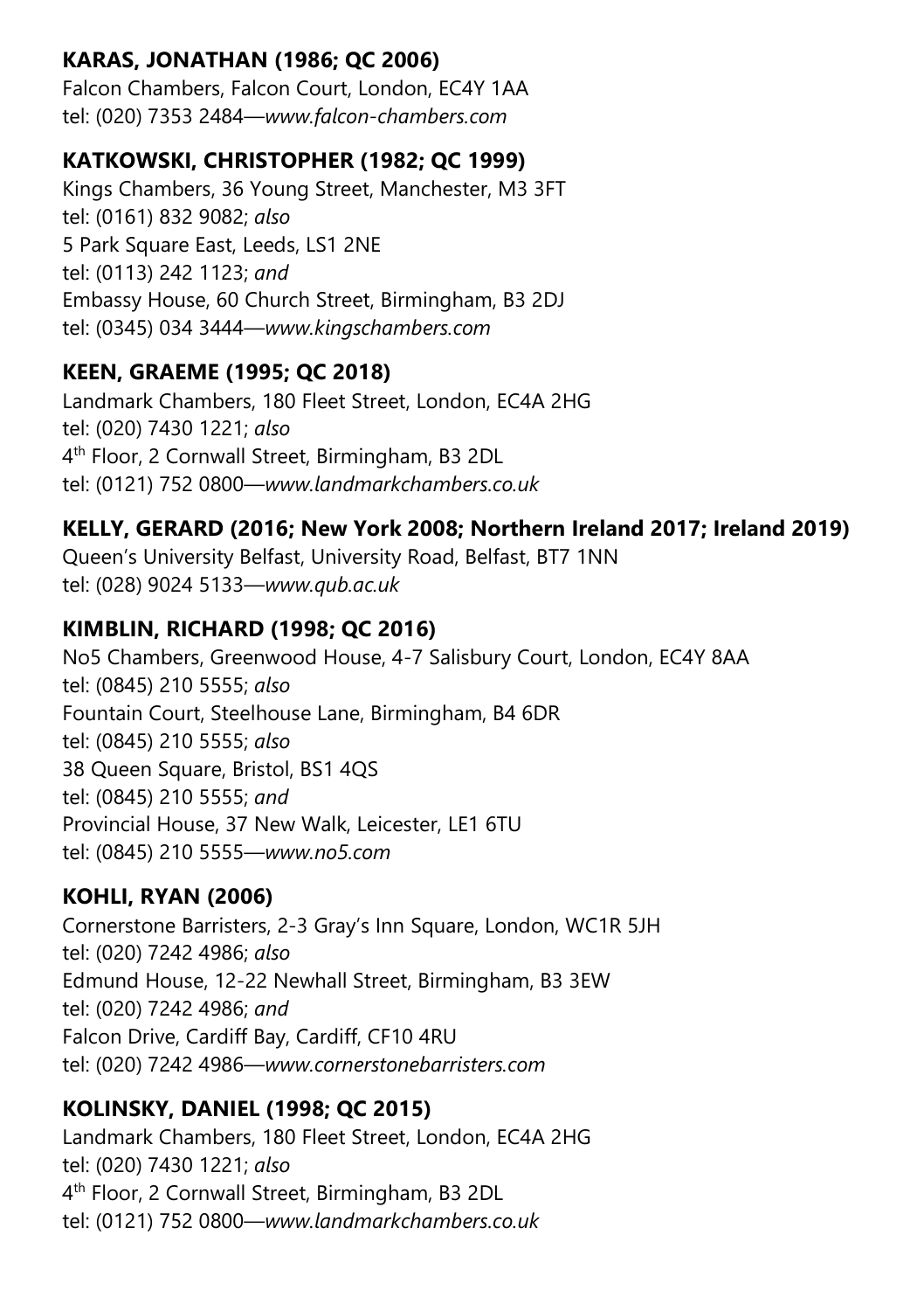**KARAS, JONATHAN (1986; QC 2006)**
Falcon Chambers, Falcon Court, London, EC4Y 1AA
tel: (020) 7353 2484—*www.falcon-chambers.com*

**KATKOWSKI, CHRISTOPHER (1982; QC 1999)**
Kings Chambers, 36 Young Street, Manchester, M3 3FT
tel: (0161) 832 9082; *also*
5 Park Square East, Leeds, LS1 2NE
tel: (0113) 242 1123; *and*
Embassy House, 60 Church Street, Birmingham, B3 2DJ
tel: (0345) 034 3444—*www.kingschambers.com*

**KEEN, GRAEME (1995; QC 2018)**
Landmark Chambers, 180 Fleet Street, London, EC4A 2HG
tel: (020) 7430 1221; *also*
4th Floor, 2 Cornwall Street, Birmingham, B3 2DL
tel: (0121) 752 0800—*www.landmarkchambers.co.uk*

**KELLY, GERARD (2016; New York 2008; Northern Ireland 2017; Ireland 2019)**
Queen's University Belfast, University Road, Belfast, BT7 1NN
tel: (028) 9024 5133—*www.qub.ac.uk*

**KIMBLIN, RICHARD (1998; QC 2016)**
No5 Chambers, Greenwood House, 4-7 Salisbury Court, London, EC4Y 8AA
tel: (0845) 210 5555; *also*
Fountain Court, Steelhouse Lane, Birmingham, B4 6DR
tel: (0845) 210 5555; *also*
38 Queen Square, Bristol, BS1 4QS
tel: (0845) 210 5555; *and*
Provincial House, 37 New Walk, Leicester, LE1 6TU
tel: (0845) 210 5555—*www.no5.com*

**KOHLI, RYAN (2006)**
Cornerstone Barristers, 2-3 Gray's Inn Square, London, WC1R 5JH
tel: (020) 7242 4986; *also*
Edmund House, 12-22 Newhall Street, Birmingham, B3 3EW
tel: (020) 7242 4986; *and*
Falcon Drive, Cardiff Bay, Cardiff, CF10 4RU
tel: (020) 7242 4986—*www.cornerstonebarristers.com*

**KOLINSKY, DANIEL (1998; QC 2015)**
Landmark Chambers, 180 Fleet Street, London, EC4A 2HG
tel: (020) 7430 1221; *also*
4th Floor, 2 Cornwall Street, Birmingham, B3 2DL
tel: (0121) 752 0800—*www.landmarkchambers.co.uk*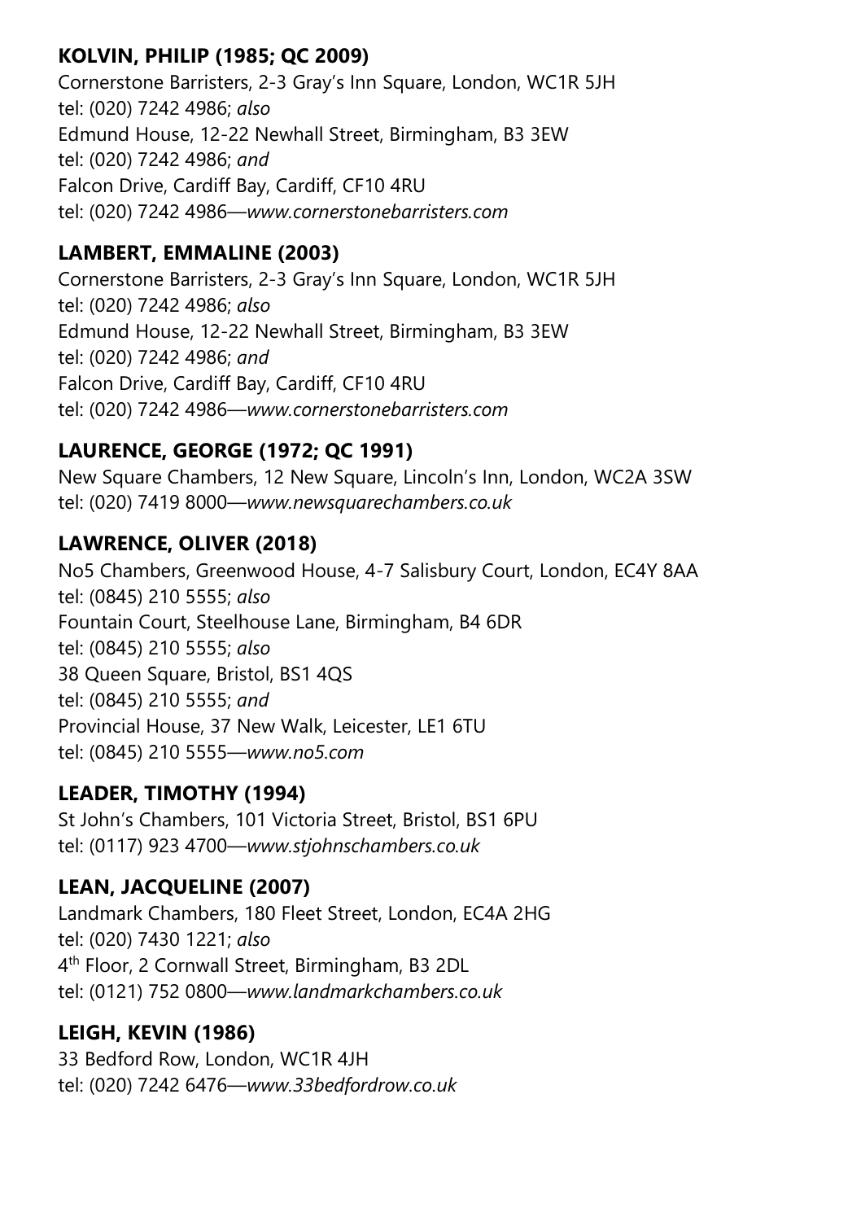**KOLVIN, PHILIP (1985; QC 2009)**
Cornerstone Barristers, 2-3 Gray's Inn Square, London, WC1R 5JH
tel: (020) 7242 4986; *also*
Edmund House, 12-22 Newhall Street, Birmingham, B3 3EW
tel: (020) 7242 4986; *and*
Falcon Drive, Cardiff Bay, Cardiff, CF10 4RU
tel: (020) 7242 4986—*www.cornerstonebarristers.com*

**LAMBERT, EMMALINE (2003)**
Cornerstone Barristers, 2-3 Gray's Inn Square, London, WC1R 5JH
tel: (020) 7242 4986; *also*
Edmund House, 12-22 Newhall Street, Birmingham, B3 3EW
tel: (020) 7242 4986; *and*
Falcon Drive, Cardiff Bay, Cardiff, CF10 4RU
tel: (020) 7242 4986—*www.cornerstonebarristers.com*

**LAURENCE, GEORGE (1972; QC 1991)**
New Square Chambers, 12 New Square, Lincoln's Inn, London, WC2A 3SW
tel: (020) 7419 8000—*www.newsquarechambers.co.uk*

**LAWRENCE, OLIVER (2018)**
No5 Chambers, Greenwood House, 4-7 Salisbury Court, London, EC4Y 8AA
tel: (0845) 210 5555; *also*
Fountain Court, Steelhouse Lane, Birmingham, B4 6DR
tel: (0845) 210 5555; *also*
38 Queen Square, Bristol, BS1 4QS
tel: (0845) 210 5555; *and*
Provincial House, 37 New Walk, Leicester, LE1 6TU
tel: (0845) 210 5555—*www.no5.com*

**LEADER, TIMOTHY (1994)**
St John's Chambers, 101 Victoria Street, Bristol, BS1 6PU
tel: (0117) 923 4700—*www.stjohnschambers.co.uk*

**LEAN, JACQUELINE (2007)**
Landmark Chambers, 180 Fleet Street, London, EC4A 2HG
tel: (020) 7430 1221; *also*
4th Floor, 2 Cornwall Street, Birmingham, B3 2DL
tel: (0121) 752 0800—*www.landmarkchambers.co.uk*

**LEIGH, KEVIN (1986)**
33 Bedford Row, London, WC1R 4JH
tel: (020) 7242 6476—*www.33bedfordrow.co.uk*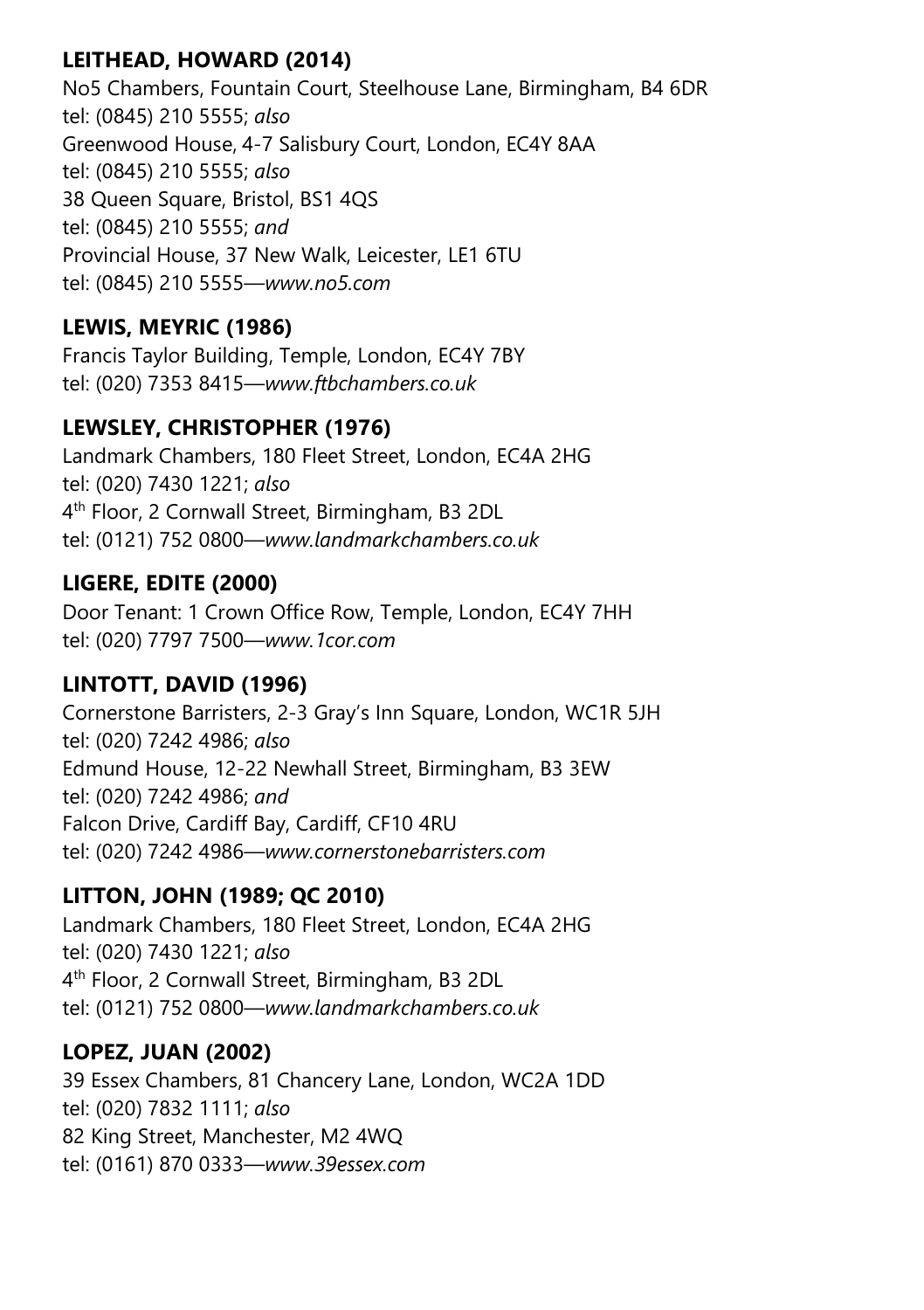**LEITHEAD, HOWARD (2014)**
No5 Chambers, Fountain Court, Steelhouse Lane, Birmingham, B4 6DR
tel: (0845) 210 5555; *also*
Greenwood House, 4-7 Salisbury Court, London, EC4Y 8AA
tel: (0845) 210 5555; *also*
38 Queen Square, Bristol, BS1 4QS
tel: (0845) 210 5555; *and*
Provincial House, 37 New Walk, Leicester, LE1 6TU
tel: (0845) 210 5555—*www.no5.com*

**LEWIS, MEYRIC (1986)**
Francis Taylor Building, Temple, London, EC4Y 7BY
tel: (020) 7353 8415—*www.ftbchambers.co.uk*

**LEWSLEY, CHRISTOPHER (1976)**
Landmark Chambers, 180 Fleet Street, London, EC4A 2HG
tel: (020) 7430 1221; *also*
4th Floor, 2 Cornwall Street, Birmingham, B3 2DL
tel: (0121) 752 0800—*www.landmarkchambers.co.uk*

**LIGERE, EDITE (2000)**
Door Tenant: 1 Crown Office Row, Temple, London, EC4Y 7HH
tel: (020) 7797 7500—*www.1cor.com*

**LINTOTT, DAVID (1996)**
Cornerstone Barristers, 2-3 Gray's Inn Square, London, WC1R 5JH
tel: (020) 7242 4986; *also*
Edmund House, 12-22 Newhall Street, Birmingham, B3 3EW
tel: (020) 7242 4986; *and*
Falcon Drive, Cardiff Bay, Cardiff, CF10 4RU
tel: (020) 7242 4986—*www.cornerstonebarristers.com*

**LITTON, JOHN (1989; QC 2010)**
Landmark Chambers, 180 Fleet Street, London, EC4A 2HG
tel: (020) 7430 1221; *also*
4th Floor, 2 Cornwall Street, Birmingham, B3 2DL
tel: (0121) 752 0800—*www.landmarkchambers.co.uk*

**LOPEZ, JUAN (2002)**
39 Essex Chambers, 81 Chancery Lane, London, WC2A 1DD
tel: (020) 7832 1111; *also*
82 King Street, Manchester, M2 4WQ
tel: (0161) 870 0333—*www.39essex.com*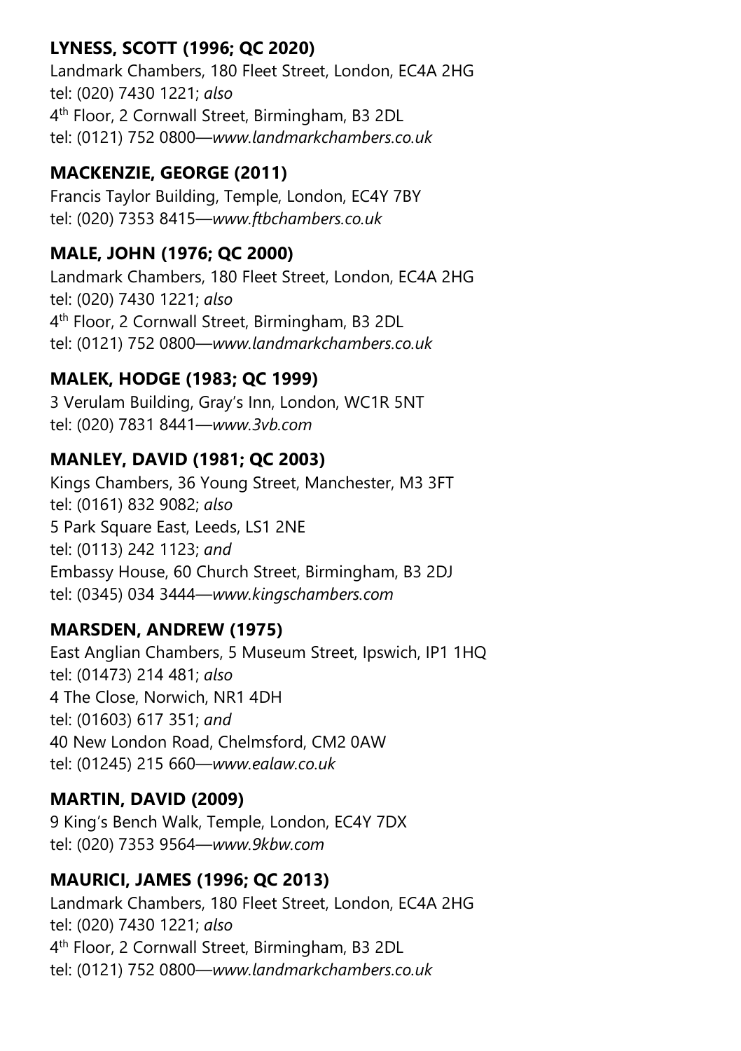**LYNESS, SCOTT (1996; QC 2020)**
Landmark Chambers, 180 Fleet Street, London, EC4A 2HG
tel: (020) 7430 1221; *also*
4th Floor, 2 Cornwall Street, Birmingham, B3 2DL
tel: (0121) 752 0800—*www.landmarkchambers.co.uk*

**MACKENZIE, GEORGE (2011)**
Francis Taylor Building, Temple, London, EC4Y 7BY
tel: (020) 7353 8415—*www.ftbchambers.co.uk*

**MALE, JOHN (1976; QC 2000)**
Landmark Chambers, 180 Fleet Street, London, EC4A 2HG
tel: (020) 7430 1221; *also*
4th Floor, 2 Cornwall Street, Birmingham, B3 2DL
tel: (0121) 752 0800—*www.landmarkchambers.co.uk*

**MALEK, HODGE (1983; QC 1999)**
3 Verulam Building, Gray's Inn, London, WC1R 5NT
tel: (020) 7831 8441—*www.3vb.com*

**MANLEY, DAVID (1981; QC 2003)**
Kings Chambers, 36 Young Street, Manchester, M3 3FT
tel: (0161) 832 9082; *also*
5 Park Square East, Leeds, LS1 2NE
tel: (0113) 242 1123; *and*
Embassy House, 60 Church Street, Birmingham, B3 2DJ
tel: (0345) 034 3444—*www.kingschambers.com*

**MARSDEN, ANDREW (1975)**
East Anglian Chambers, 5 Museum Street, Ipswich, IP1 1HQ
tel: (01473) 214 481; *also*
4 The Close, Norwich, NR1 4DH
tel: (01603) 617 351; *and*
40 New London Road, Chelmsford, CM2 0AW
tel: (01245) 215 660—*www.ealaw.co.uk*

**MARTIN, DAVID (2009)**
9 King's Bench Walk, Temple, London, EC4Y 7DX
tel: (020) 7353 9564—*www.9kbw.com*

**MAURICI, JAMES (1996; QC 2013)**
Landmark Chambers, 180 Fleet Street, London, EC4A 2HG
tel: (020) 7430 1221; *also*
4th Floor, 2 Cornwall Street, Birmingham, B3 2DL
tel: (0121) 752 0800—*www.landmarkchambers.co.uk*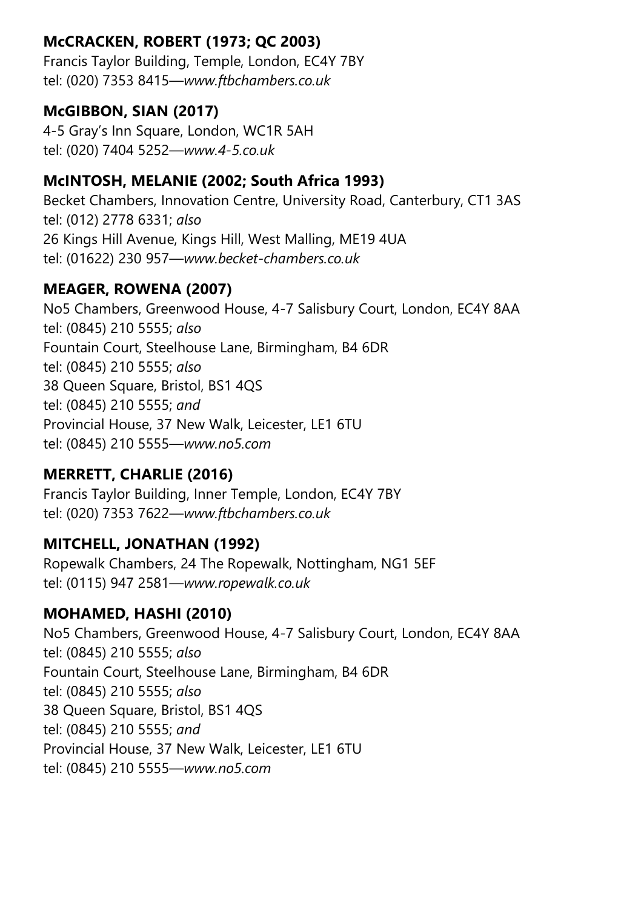**McCRACKEN, ROBERT (1973; QC 2003)**
Francis Taylor Building, Temple, London, EC4Y 7BY
tel: (020) 7353 8415—*www.ftbchambers.co.uk*

**McGIBBON, SIAN (2017)**
4-5 Gray's Inn Square, London, WC1R 5AH
tel: (020) 7404 5252—*www.4-5.co.uk*

**McINTOSH, MELANIE (2002; South Africa 1993)**
Becket Chambers, Innovation Centre, University Road, Canterbury, CT1 3AS
tel: (012) 2778 6331; *also*
26 Kings Hill Avenue, Kings Hill, West Malling, ME19 4UA
tel: (01622) 230 957—*www.becket-chambers.co.uk*

**MEAGER, ROWENA (2007)**
No5 Chambers, Greenwood House, 4-7 Salisbury Court, London, EC4Y 8AA
tel: (0845) 210 5555; *also*
Fountain Court, Steelhouse Lane, Birmingham, B4 6DR
tel: (0845) 210 5555; *also*
38 Queen Square, Bristol, BS1 4QS
tel: (0845) 210 5555; *and*
Provincial House, 37 New Walk, Leicester, LE1 6TU
tel: (0845) 210 5555—*www.no5.com*

**MERRETT, CHARLIE (2016)**
Francis Taylor Building, Inner Temple, London, EC4Y 7BY
tel: (020) 7353 7622—*www.ftbchambers.co.uk*

**MITCHELL, JONATHAN (1992)**
Ropewalk Chambers, 24 The Ropewalk, Nottingham, NG1 5EF
tel: (0115) 947 2581—*www.ropewalk.co.uk*

**MOHAMED, HASHI (2010)**
No5 Chambers, Greenwood House, 4-7 Salisbury Court, London, EC4Y 8AA
tel: (0845) 210 5555; *also*
Fountain Court, Steelhouse Lane, Birmingham, B4 6DR
tel: (0845) 210 5555; *also*
38 Queen Square, Bristol, BS1 4QS
tel: (0845) 210 5555; *and*
Provincial House, 37 New Walk, Leicester, LE1 6TU
tel: (0845) 210 5555—*www.no5.com*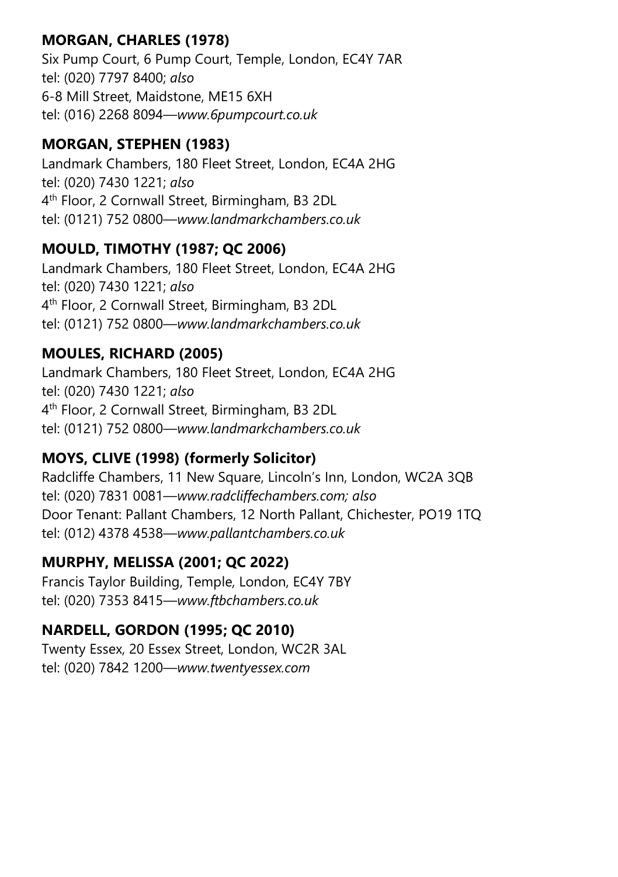**MORGAN, CHARLES (1978)**
Six Pump Court, 6 Pump Court, Temple, London, EC4Y 7AR
tel: (020) 7797 8400; *also*
6-8 Mill Street, Maidstone, ME15 6XH
tel: (016) 2268 8094—*www.6pumpcourt.co.uk*

**MORGAN, STEPHEN (1983)**
Landmark Chambers, 180 Fleet Street, London, EC4A 2HG
tel: (020) 7430 1221; *also*
4th Floor, 2 Cornwall Street, Birmingham, B3 2DL
tel: (0121) 752 0800—*www.landmarkchambers.co.uk*

**MOULD, TIMOTHY (1987; QC 2006)**
Landmark Chambers, 180 Fleet Street, London, EC4A 2HG
tel: (020) 7430 1221; *also*
4th Floor, 2 Cornwall Street, Birmingham, B3 2DL
tel: (0121) 752 0800—*www.landmarkchambers.co.uk*

**MOULES, RICHARD (2005)**
Landmark Chambers, 180 Fleet Street, London, EC4A 2HG
tel: (020) 7430 1221; *also*
4th Floor, 2 Cornwall Street, Birmingham, B3 2DL
tel: (0121) 752 0800—*www.landmarkchambers.co.uk*

**MOYS, CLIVE (1998) (formerly Solicitor)**
Radcliffe Chambers, 11 New Square, Lincoln's Inn, London, WC2A 3QB
tel: (020) 7831 0081—*www.radcliffechambers.com; also*
Door Tenant: Pallant Chambers, 12 North Pallant, Chichester, PO19 1TQ
tel: (012) 4378 4538—*www.pallantchambers.co.uk*

**MURPHY, MELISSA (2001; QC 2022)**
Francis Taylor Building, Temple, London, EC4Y 7BY
tel: (020) 7353 8415—*www.ftbchambers.co.uk*

**NARDELL, GORDON (1995; QC 2010)**
Twenty Essex, 20 Essex Street, London, WC2R 3AL
tel: (020) 7842 1200—*www.twentyessex.com*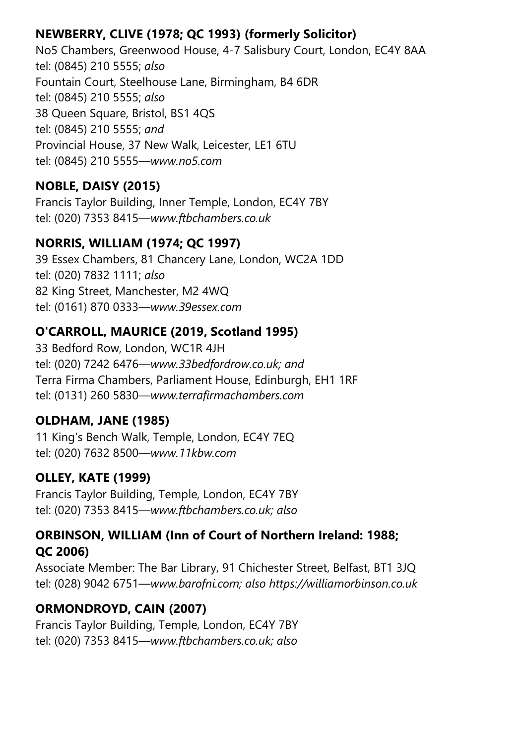**NEWBERRY, CLIVE (1978; QC 1993) (formerly Solicitor)**
No5 Chambers, Greenwood House, 4-7 Salisbury Court, London, EC4Y 8AA
tel: (0845) 210 5555; *also*
Fountain Court, Steelhouse Lane, Birmingham, B4 6DR
tel: (0845) 210 5555; *also*
38 Queen Square, Bristol, BS1 4QS
tel: (0845) 210 5555; *and*
Provincial House, 37 New Walk, Leicester, LE1 6TU
tel: (0845) 210 5555—*www.no5.com*

**NOBLE, DAISY (2015)**
Francis Taylor Building, Inner Temple, London, EC4Y 7BY
tel: (020) 7353 8415—*www.ftbchambers.co.uk*

**NORRIS, WILLIAM (1974; QC 1997)**
39 Essex Chambers, 81 Chancery Lane, London, WC2A 1DD
tel: (020) 7832 1111; *also*
82 King Street, Manchester, M2 4WQ
tel: (0161) 870 0333—*www.39essex.com*

**O'CARROLL, MAURICE (2019, Scotland 1995)**
33 Bedford Row, London, WC1R 4JH
tel: (020) 7242 6476—*www.33bedfordrow.co.uk; and*
Terra Firma Chambers, Parliament House, Edinburgh, EH1 1RF
tel: (0131) 260 5830—*www.terrafirmachambers.com*

**OLDHAM, JANE (1985)**
11 King's Bench Walk, Temple, London, EC4Y 7EQ
tel: (020) 7632 8500—*www.11kbw.com*

**OLLEY, KATE (1999)**
Francis Taylor Building, Temple, London, EC4Y 7BY
tel: (020) 7353 8415—*www.ftbchambers.co.uk; also*

**ORBINSON, WILLIAM (Inn of Court of Northern Ireland: 1988; QC 2006)**
Associate Member: The Bar Library, 91 Chichester Street, Belfast, BT1 3JQ
tel: (028) 9042 6751—*www.barofni.com; also https://williamorbinson.co.uk*

**ORMONDROYD, CAIN (2007)**
Francis Taylor Building, Temple, London, EC4Y 7BY
tel: (020) 7353 8415—*www.ftbchambers.co.uk; also*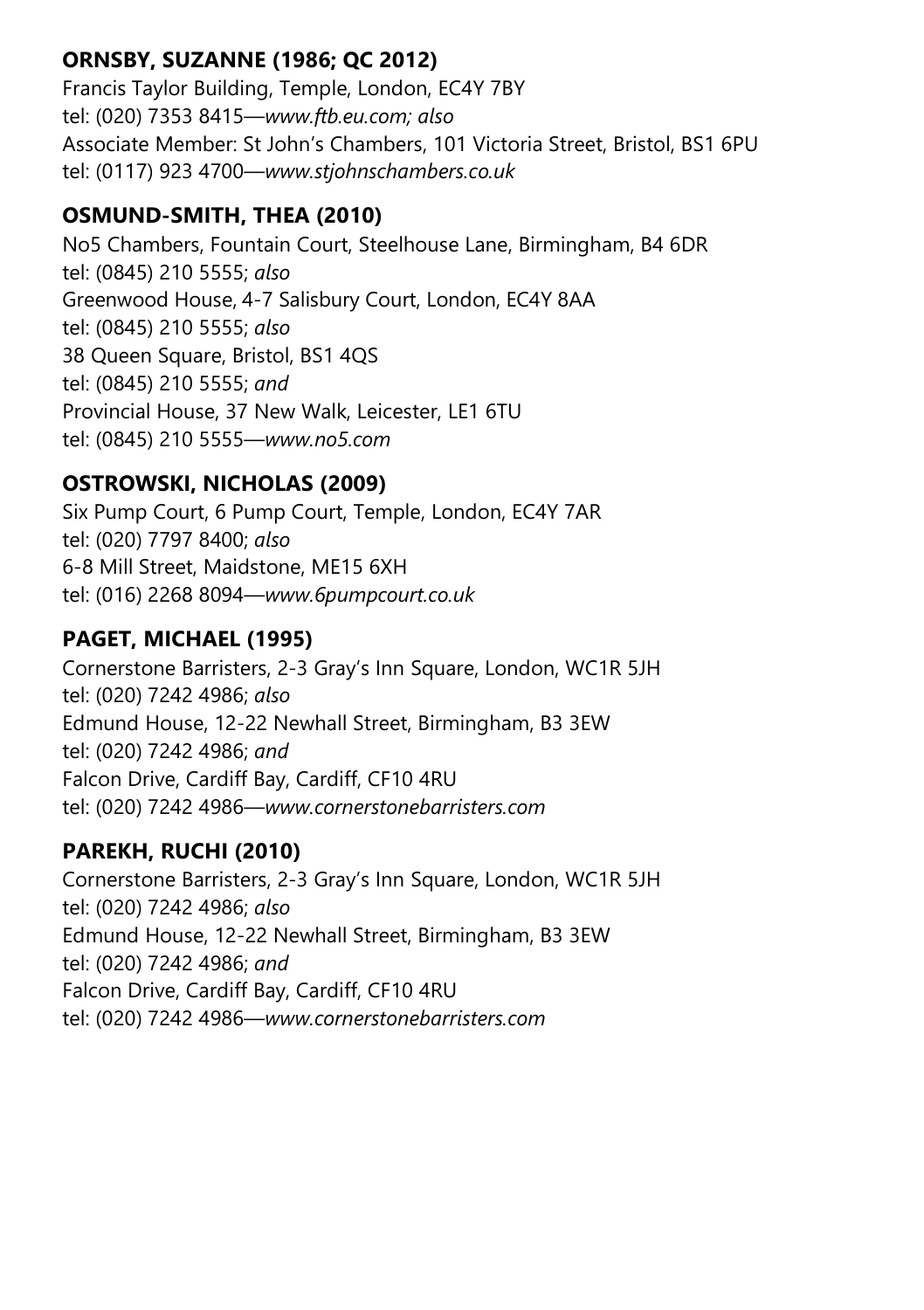**ORNSBY, SUZANNE (1986; QC 2012)**
Francis Taylor Building, Temple, London, EC4Y 7BY
tel: (020) 7353 8415—*www.ftb.eu.com; also*
Associate Member: St John's Chambers, 101 Victoria Street, Bristol, BS1 6PU
tel: (0117) 923 4700—*www.stjohnschambers.co.uk*

**OSMUND-SMITH, THEA (2010)**
No5 Chambers, Fountain Court, Steelhouse Lane, Birmingham, B4 6DR
tel: (0845) 210 5555; *also*
Greenwood House, 4-7 Salisbury Court, London, EC4Y 8AA
tel: (0845) 210 5555; *also*
38 Queen Square, Bristol, BS1 4QS
tel: (0845) 210 5555; *and*
Provincial House, 37 New Walk, Leicester, LE1 6TU
tel: (0845) 210 5555—*www.no5.com*

**OSTROWSKI, NICHOLAS (2009)**
Six Pump Court, 6 Pump Court, Temple, London, EC4Y 7AR
tel: (020) 7797 8400; *also*
6-8 Mill Street, Maidstone, ME15 6XH
tel: (016) 2268 8094—*www.6pumpcourt.co.uk*

**PAGET, MICHAEL (1995)**
Cornerstone Barristers, 2-3 Gray's Inn Square, London, WC1R 5JH
tel: (020) 7242 4986; *also*
Edmund House, 12-22 Newhall Street, Birmingham, B3 3EW
tel: (020) 7242 4986; *and*
Falcon Drive, Cardiff Bay, Cardiff, CF10 4RU
tel: (020) 7242 4986—*www.cornerstonebarristers.com*

**PAREKH, RUCHI (2010)**
Cornerstone Barristers, 2-3 Gray's Inn Square, London, WC1R 5JH
tel: (020) 7242 4986; *also*
Edmund House, 12-22 Newhall Street, Birmingham, B3 3EW
tel: (020) 7242 4986; *and*
Falcon Drive, Cardiff Bay, Cardiff, CF10 4RU
tel: (020) 7242 4986—*www.cornerstonebarristers.com*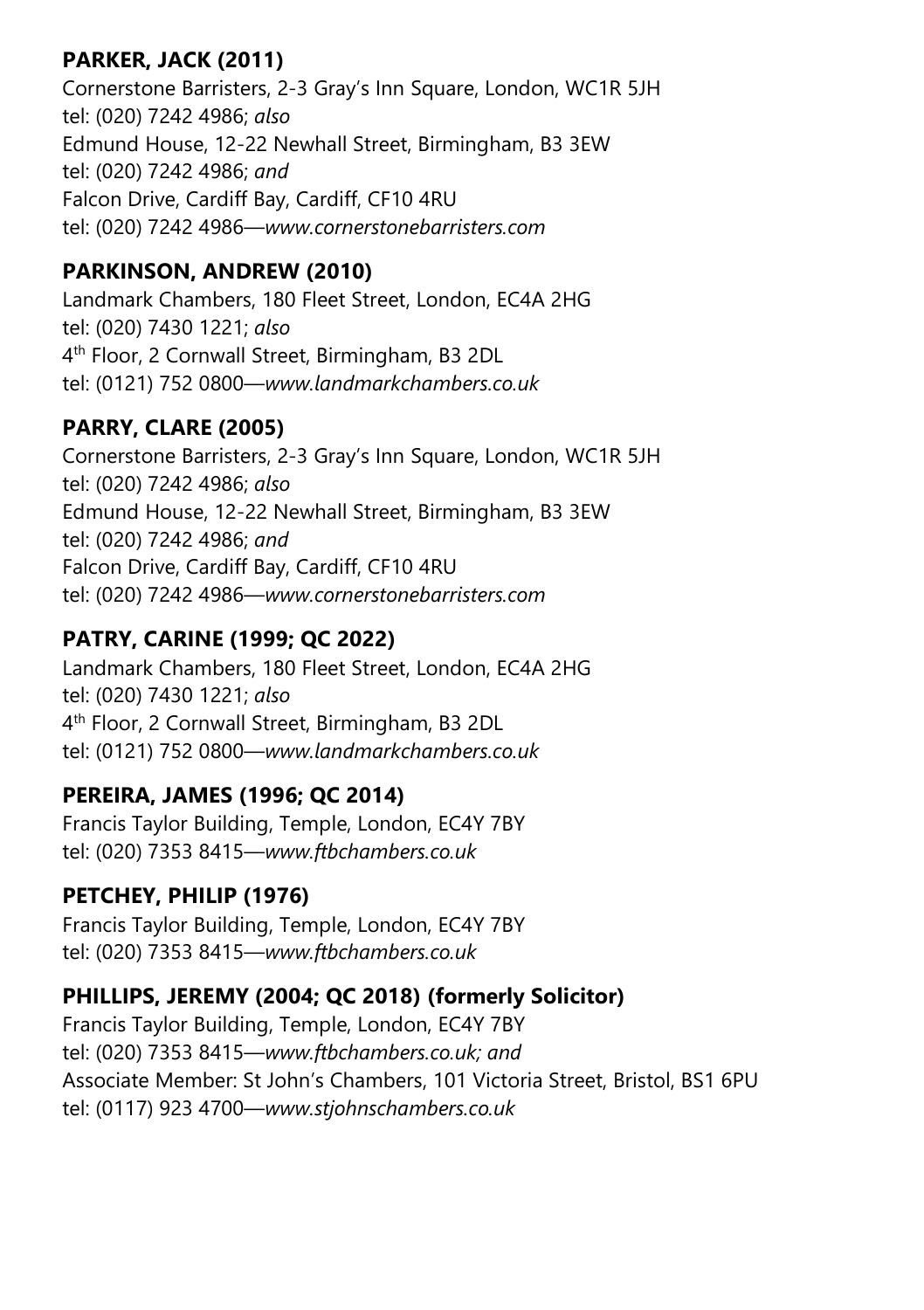**PARKER, JACK (2011)**
Cornerstone Barristers, 2-3 Gray's Inn Square, London, WC1R 5JH
tel: (020) 7242 4986; *also*
Edmund House, 12-22 Newhall Street, Birmingham, B3 3EW
tel: (020) 7242 4986; *and*
Falcon Drive, Cardiff Bay, Cardiff, CF10 4RU
tel: (020) 7242 4986—*www.cornerstonebarristers.com*

**PARKINSON, ANDREW (2010)**
Landmark Chambers, 180 Fleet Street, London, EC4A 2HG
tel: (020) 7430 1221; *also*
4th Floor, 2 Cornwall Street, Birmingham, B3 2DL
tel: (0121) 752 0800—*www.landmarkchambers.co.uk*

**PARRY, CLARE (2005)**
Cornerstone Barristers, 2-3 Gray's Inn Square, London, WC1R 5JH
tel: (020) 7242 4986; *also*
Edmund House, 12-22 Newhall Street, Birmingham, B3 3EW
tel: (020) 7242 4986; *and*
Falcon Drive, Cardiff Bay, Cardiff, CF10 4RU
tel: (020) 7242 4986—*www.cornerstonebarristers.com*

**PATRY, CARINE (1999; QC 2022)**
Landmark Chambers, 180 Fleet Street, London, EC4A 2HG
tel: (020) 7430 1221; *also*
4th Floor, 2 Cornwall Street, Birmingham, B3 2DL
tel: (0121) 752 0800—*www.landmarkchambers.co.uk*

**PEREIRA, JAMES (1996; QC 2014)**
Francis Taylor Building, Temple, London, EC4Y 7BY
tel: (020) 7353 8415—*www.ftbchambers.co.uk*

**PETCHEY, PHILIP (1976)**
Francis Taylor Building, Temple, London, EC4Y 7BY
tel: (020) 7353 8415—*www.ftbchambers.co.uk*

**PHILLIPS, JEREMY (2004; QC 2018) (formerly Solicitor)**
Francis Taylor Building, Temple, London, EC4Y 7BY
tel: (020) 7353 8415—*www.ftbchambers.co.uk; and*
Associate Member: St John's Chambers, 101 Victoria Street, Bristol, BS1 6PU
tel: (0117) 923 4700—*www.stjohnschambers.co.uk*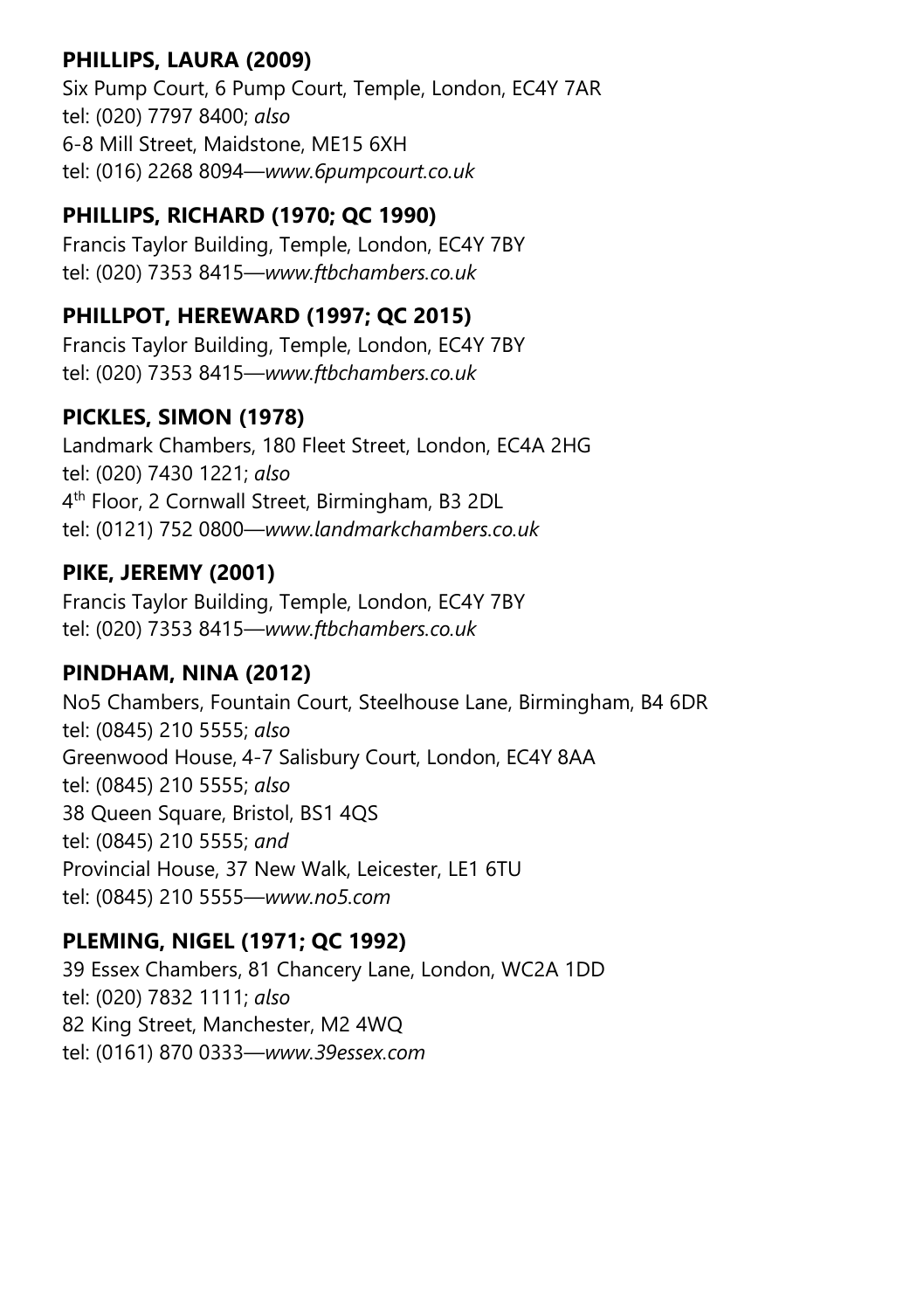**PHILLIPS, LAURA (2009)**
Six Pump Court, 6 Pump Court, Temple, London, EC4Y 7AR
tel: (020) 7797 8400; *also*
6-8 Mill Street, Maidstone, ME15 6XH
tel: (016) 2268 8094—*www.6pumpcourt.co.uk*

**PHILLIPS, RICHARD (1970; QC 1990)**
Francis Taylor Building, Temple, London, EC4Y 7BY
tel: (020) 7353 8415—*www.ftbchambers.co.uk*

**PHILLPOT, HEREWARD (1997; QC 2015)**
Francis Taylor Building, Temple, London, EC4Y 7BY
tel: (020) 7353 8415—*www.ftbchambers.co.uk*

**PICKLES, SIMON (1978)**
Landmark Chambers, 180 Fleet Street, London, EC4A 2HG
tel: (020) 7430 1221; *also*
4th Floor, 2 Cornwall Street, Birmingham, B3 2DL
tel: (0121) 752 0800—*www.landmarkchambers.co.uk*

**PIKE, JEREMY (2001)**
Francis Taylor Building, Temple, London, EC4Y 7BY
tel: (020) 7353 8415—*www.ftbchambers.co.uk*

**PINDHAM, NINA (2012)**
No5 Chambers, Fountain Court, Steelhouse Lane, Birmingham, B4 6DR
tel: (0845) 210 5555; *also*
Greenwood House, 4-7 Salisbury Court, London, EC4Y 8AA
tel: (0845) 210 5555; *also*
38 Queen Square, Bristol, BS1 4QS
tel: (0845) 210 5555; *and*
Provincial House, 37 New Walk, Leicester, LE1 6TU
tel: (0845) 210 5555—*www.no5.com*

**PLEMING, NIGEL (1971; QC 1992)**
39 Essex Chambers, 81 Chancery Lane, London, WC2A 1DD
tel: (020) 7832 1111; *also*
82 King Street, Manchester, M2 4WQ
tel: (0161) 870 0333—*www.39essex.com*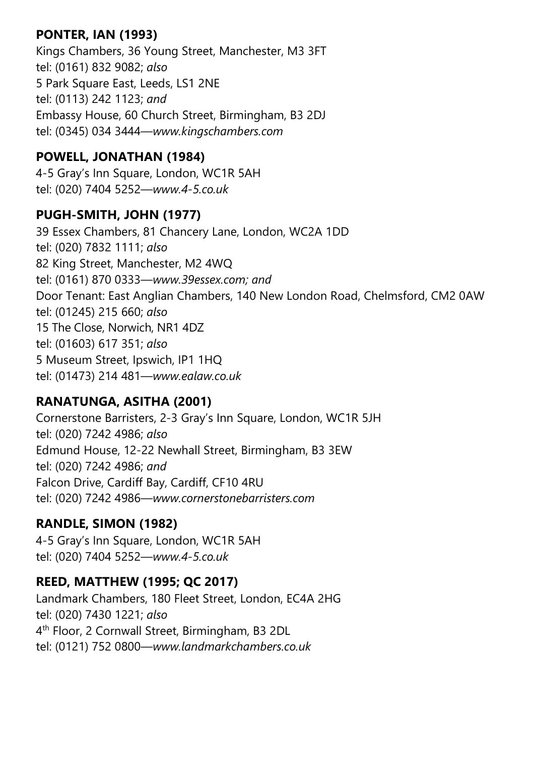**PONTER, IAN (1993)**
Kings Chambers, 36 Young Street, Manchester, M3 3FT
tel: (0161) 832 9082; *also*
5 Park Square East, Leeds, LS1 2NE
tel: (0113) 242 1123; *and*
Embassy House, 60 Church Street, Birmingham, B3 2DJ
tel: (0345) 034 3444—*www.kingschambers.com*

**POWELL, JONATHAN (1984)**
4-5 Gray's Inn Square, London, WC1R 5AH
tel: (020) 7404 5252—*www.4-5.co.uk*

**PUGH-SMITH, JOHN (1977)**
39 Essex Chambers, 81 Chancery Lane, London, WC2A 1DD
tel: (020) 7832 1111; *also*
82 King Street, Manchester, M2 4WQ
tel: (0161) 870 0333—*www.39essex.com; and*
Door Tenant: East Anglian Chambers, 140 New London Road, Chelmsford, CM2 0AW
tel: (01245) 215 660; *also*
15 The Close, Norwich, NR1 4DZ
tel: (01603) 617 351; *also*
5 Museum Street, Ipswich, IP1 1HQ
tel: (01473) 214 481—*www.ealaw.co.uk*

**RANATUNGA, ASITHA (2001)**
Cornerstone Barristers, 2-3 Gray's Inn Square, London, WC1R 5JH
tel: (020) 7242 4986; *also*
Edmund House, 12-22 Newhall Street, Birmingham, B3 3EW
tel: (020) 7242 4986; *and*
Falcon Drive, Cardiff Bay, Cardiff, CF10 4RU
tel: (020) 7242 4986—*www.cornerstonebarristers.com*

**RANDLE, SIMON (1982)**
4-5 Gray's Inn Square, London, WC1R 5AH
tel: (020) 7404 5252—*www.4-5.co.uk*

**REED, MATTHEW (1995; QC 2017)**
Landmark Chambers, 180 Fleet Street, London, EC4A 2HG
tel: (020) 7430 1221; *also*
4th Floor, 2 Cornwall Street, Birmingham, B3 2DL
tel: (0121) 752 0800—*www.landmarkchambers.co.uk*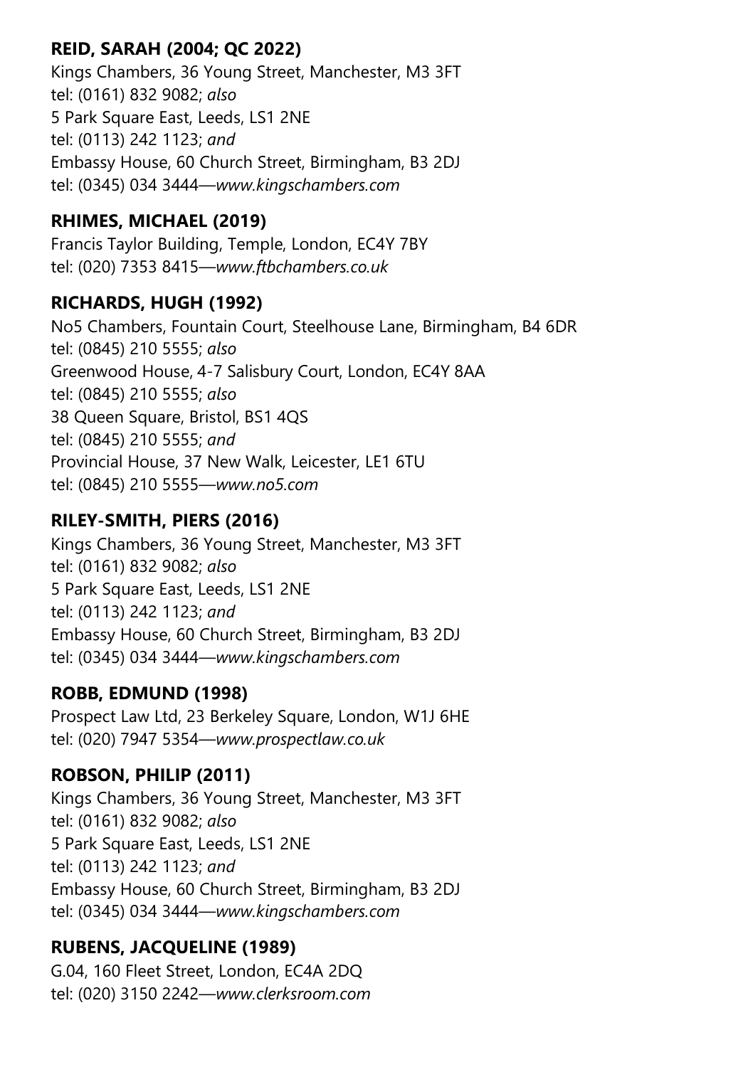**REID, SARAH (2004; QC 2022)**
Kings Chambers, 36 Young Street, Manchester, M3 3FT
tel: (0161) 832 9082; *also*
5 Park Square East, Leeds, LS1 2NE
tel: (0113) 242 1123; *and*
Embassy House, 60 Church Street, Birmingham, B3 2DJ
tel: (0345) 034 3444—*www.kingschambers.com*

**RHIMES, MICHAEL (2019)**
Francis Taylor Building, Temple, London, EC4Y 7BY
tel: (020) 7353 8415—*www.ftbchambers.co.uk*

**RICHARDS, HUGH (1992)**
No5 Chambers, Fountain Court, Steelhouse Lane, Birmingham, B4 6DR
tel: (0845) 210 5555; *also*
Greenwood House, 4-7 Salisbury Court, London, EC4Y 8AA
tel: (0845) 210 5555; *also*
38 Queen Square, Bristol, BS1 4QS
tel: (0845) 210 5555; *and*
Provincial House, 37 New Walk, Leicester, LE1 6TU
tel: (0845) 210 5555—*www.no5.com*

**RILEY-SMITH, PIERS (2016)**
Kings Chambers, 36 Young Street, Manchester, M3 3FT
tel: (0161) 832 9082; *also*
5 Park Square East, Leeds, LS1 2NE
tel: (0113) 242 1123; *and*
Embassy House, 60 Church Street, Birmingham, B3 2DJ
tel: (0345) 034 3444—*www.kingschambers.com*

**ROBB, EDMUND (1998)**
Prospect Law Ltd, 23 Berkeley Square, London, W1J 6HE
tel: (020) 7947 5354—*www.prospectlaw.co.uk*

**ROBSON, PHILIP (2011)**
Kings Chambers, 36 Young Street, Manchester, M3 3FT
tel: (0161) 832 9082; *also*
5 Park Square East, Leeds, LS1 2NE
tel: (0113) 242 1123; *and*
Embassy House, 60 Church Street, Birmingham, B3 2DJ
tel: (0345) 034 3444—*www.kingschambers.com*

**RUBENS, JACQUELINE (1989)**
G.04, 160 Fleet Street, London, EC4A 2DQ
tel: (020) 3150 2242—*www.clerksroom.com*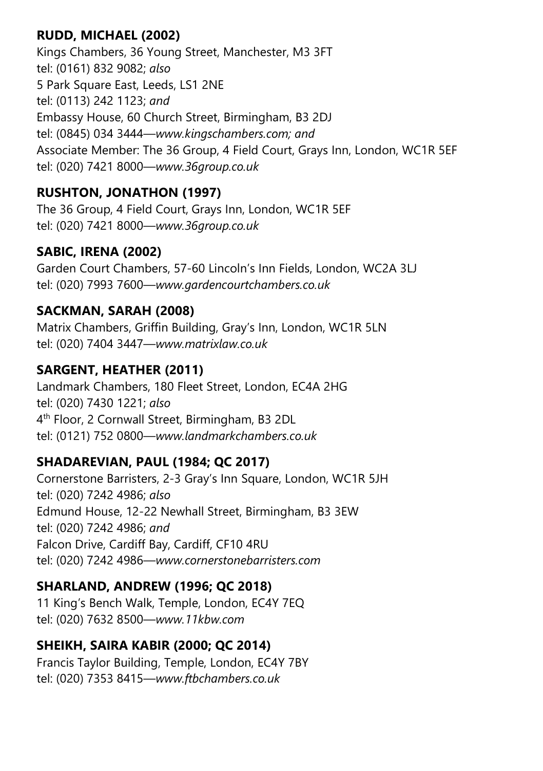**RUDD, MICHAEL (2002)**
Kings Chambers, 36 Young Street, Manchester, M3 3FT
tel: (0161) 832 9082; *also*
5 Park Square East, Leeds, LS1 2NE
tel: (0113) 242 1123; *and*
Embassy House, 60 Church Street, Birmingham, B3 2DJ
tel: (0845) 034 3444—*www.kingschambers.com; and*
Associate Member: The 36 Group, 4 Field Court, Grays Inn, London, WC1R 5EF
tel: (020) 7421 8000—*www.36group.co.uk*

**RUSHTON, JONATHON (1997)**
The 36 Group, 4 Field Court, Grays Inn, London, WC1R 5EF
tel: (020) 7421 8000—*www.36group.co.uk*

**SABIC, IRENA (2002)**
Garden Court Chambers, 57-60 Lincoln's Inn Fields, London, WC2A 3LJ
tel: (020) 7993 7600—*www.gardencourtchambers.co.uk*

**SACKMAN, SARAH (2008)**
Matrix Chambers, Griffin Building, Gray's Inn, London, WC1R 5LN
tel: (020) 7404 3447—*www.matrixlaw.co.uk*

**SARGENT, HEATHER (2011)**
Landmark Chambers, 180 Fleet Street, London, EC4A 2HG
tel: (020) 7430 1221; *also*
4th Floor, 2 Cornwall Street, Birmingham, B3 2DL
tel: (0121) 752 0800—*www.landmarkchambers.co.uk*

**SHADAREVIAN, PAUL (1984; QC 2017)**
Cornerstone Barristers, 2-3 Gray's Inn Square, London, WC1R 5JH
tel: (020) 7242 4986; *also*
Edmund House, 12-22 Newhall Street, Birmingham, B3 3EW
tel: (020) 7242 4986; *and*
Falcon Drive, Cardiff Bay, Cardiff, CF10 4RU
tel: (020) 7242 4986—*www.cornerstonebarristers.com*

**SHARLAND, ANDREW (1996; QC 2018)**
11 King's Bench Walk, Temple, London, EC4Y 7EQ
tel: (020) 7632 8500—*www.11kbw.com*

**SHEIKH, SAIRA KABIR (2000; QC 2014)**
Francis Taylor Building, Temple, London, EC4Y 7BY
tel: (020) 7353 8415—*www.ftbchambers.co.uk*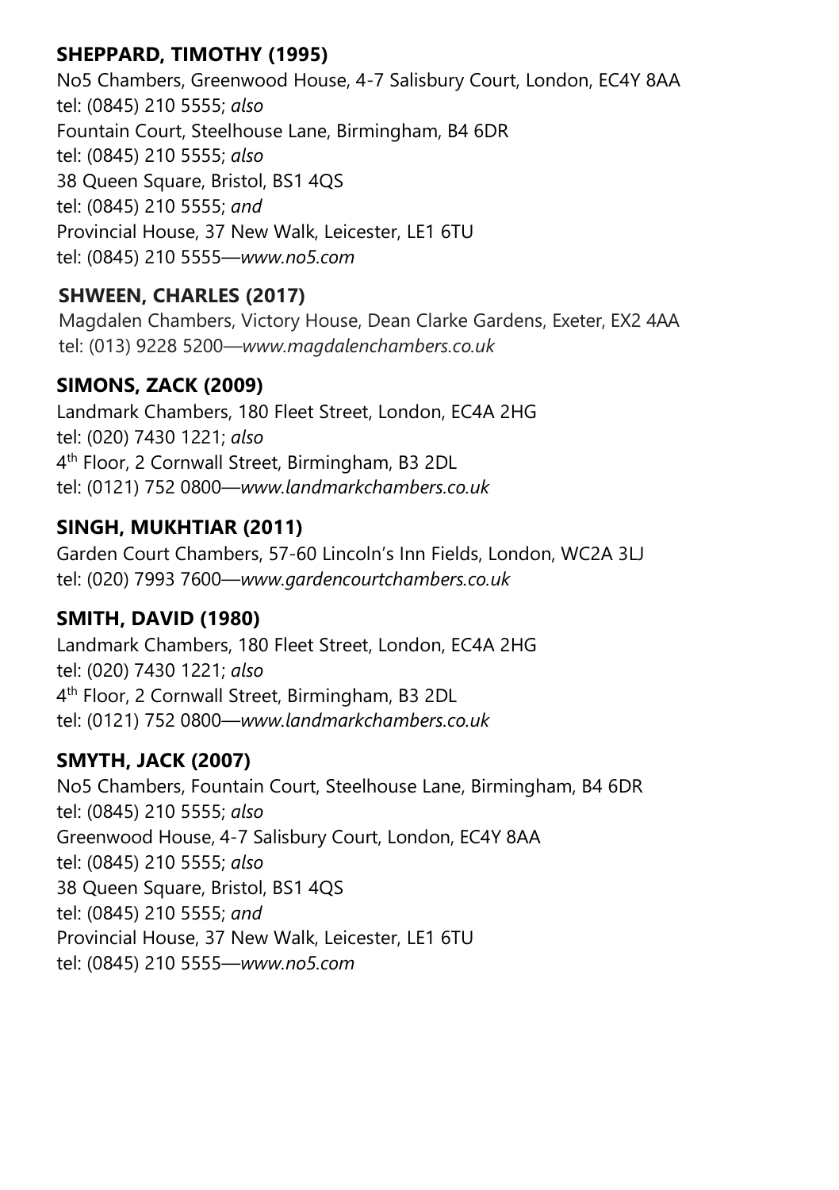**SHEPPARD, TIMOTHY (1995)**
No5 Chambers, Greenwood House, 4-7 Salisbury Court, London, EC4Y 8AA
tel: (0845) 210 5555; *also*
Fountain Court, Steelhouse Lane, Birmingham, B4 6DR
tel: (0845) 210 5555; *also*
38 Queen Square, Bristol, BS1 4QS
tel: (0845) 210 5555; *and*
Provincial House, 37 New Walk, Leicester, LE1 6TU
tel: (0845) 210 5555—*www.no5.com*

**SHWEEN, CHARLES (2017)**
Magdalen Chambers, Victory House, Dean Clarke Gardens, Exeter, EX2 4AA
tel: (013) 9228 5200—*www.magdalenchambers.co.uk*

**SIMONS, ZACK (2009)**
Landmark Chambers, 180 Fleet Street, London, EC4A 2HG
tel: (020) 7430 1221; *also*
4th Floor, 2 Cornwall Street, Birmingham, B3 2DL
tel: (0121) 752 0800—*www.landmarkchambers.co.uk*

**SINGH, MUKHTIAR (2011)**
Garden Court Chambers, 57-60 Lincoln's Inn Fields, London, WC2A 3LJ
tel: (020) 7993 7600—*www.gardencourtchambers.co.uk*

**SMITH, DAVID (1980)**
Landmark Chambers, 180 Fleet Street, London, EC4A 2HG
tel: (020) 7430 1221; *also*
4th Floor, 2 Cornwall Street, Birmingham, B3 2DL
tel: (0121) 752 0800—*www.landmarkchambers.co.uk*

**SMYTH, JACK (2007)**
No5 Chambers, Fountain Court, Steelhouse Lane, Birmingham, B4 6DR
tel: (0845) 210 5555; *also*
Greenwood House, 4-7 Salisbury Court, London, EC4Y 8AA
tel: (0845) 210 5555; *also*
38 Queen Square, Bristol, BS1 4QS
tel: (0845) 210 5555; *and*
Provincial House, 37 New Walk, Leicester, LE1 6TU
tel: (0845) 210 5555—*www.no5.com*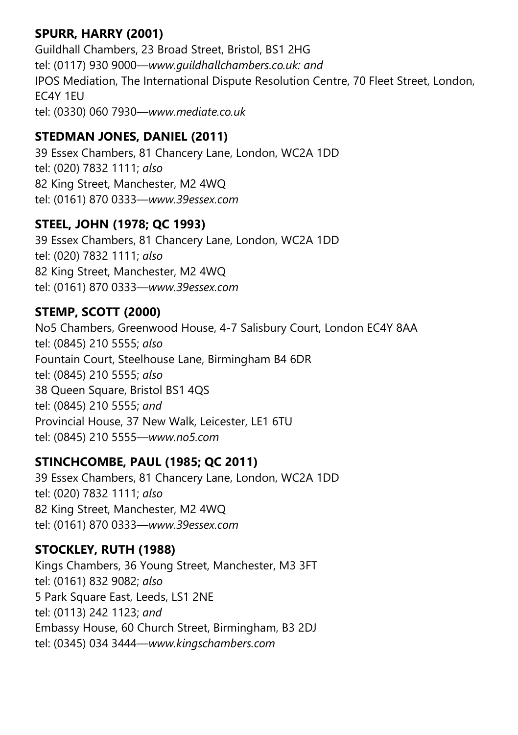**SPURR, HARRY (2001)**
Guildhall Chambers, 23 Broad Street, Bristol, BS1 2HG
tel: (0117) 930 9000—*www.guildhallchambers.co.uk: and*
IPOS Mediation, The International Dispute Resolution Centre, 70 Fleet Street, London, EC4Y 1EU
tel: (0330) 060 7930—*www.mediate.co.uk*

**STEDMAN JONES, DANIEL (2011)**
39 Essex Chambers, 81 Chancery Lane, London, WC2A 1DD
tel: (020) 7832 1111; *also*
82 King Street, Manchester, M2 4WQ
tel: (0161) 870 0333—*www.39essex.com*

**STEEL, JOHN (1978; QC 1993)**
39 Essex Chambers, 81 Chancery Lane, London, WC2A 1DD
tel: (020) 7832 1111; *also*
82 King Street, Manchester, M2 4WQ
tel: (0161) 870 0333—*www.39essex.com*

**STEMP, SCOTT (2000)**
No5 Chambers, Greenwood House, 4-7 Salisbury Court, London EC4Y 8AA
tel: (0845) 210 5555; *also*
Fountain Court, Steelhouse Lane, Birmingham B4 6DR
tel: (0845) 210 5555; *also*
38 Queen Square, Bristol BS1 4QS
tel: (0845) 210 5555; *and*
Provincial House, 37 New Walk, Leicester, LE1 6TU
tel: (0845) 210 5555—*www.no5.com*

**STINCHCOMBE, PAUL (1985; QC 2011)**
39 Essex Chambers, 81 Chancery Lane, London, WC2A 1DD
tel: (020) 7832 1111; *also*
82 King Street, Manchester, M2 4WQ
tel: (0161) 870 0333—*www.39essex.com*

**STOCKLEY, RUTH (1988)**
Kings Chambers, 36 Young Street, Manchester, M3 3FT
tel: (0161) 832 9082; *also*
5 Park Square East, Leeds, LS1 2NE
tel: (0113) 242 1123; *and*
Embassy House, 60 Church Street, Birmingham, B3 2DJ
tel: (0345) 034 3444—*www.kingschambers.com*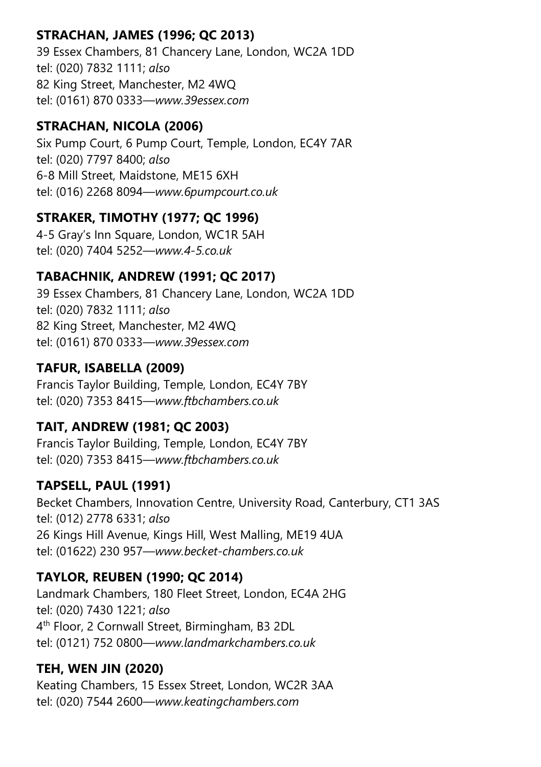**STRACHAN, JAMES (1996; QC 2013)**
39 Essex Chambers, 81 Chancery Lane, London, WC2A 1DD
tel: (020) 7832 1111; *also*
82 King Street, Manchester, M2 4WQ
tel: (0161) 870 0333—*www.39essex.com*

**STRACHAN, NICOLA (2006)**
Six Pump Court, 6 Pump Court, Temple, London, EC4Y 7AR
tel: (020) 7797 8400; *also*
6-8 Mill Street, Maidstone, ME15 6XH
tel: (016) 2268 8094—*www.6pumpcourt.co.uk*

**STRAKER, TIMOTHY (1977; QC 1996)**
4-5 Gray's Inn Square, London, WC1R 5AH
tel: (020) 7404 5252—*www.4-5.co.uk*

**TABACHNIK, ANDREW (1991; QC 2017)**
39 Essex Chambers, 81 Chancery Lane, London, WC2A 1DD
tel: (020) 7832 1111; *also*
82 King Street, Manchester, M2 4WQ
tel: (0161) 870 0333—*www.39essex.com*

**TAFUR, ISABELLA (2009)**
Francis Taylor Building, Temple, London, EC4Y 7BY
tel: (020) 7353 8415—*www.ftbchambers.co.uk*

**TAIT, ANDREW (1981; QC 2003)**
Francis Taylor Building, Temple, London, EC4Y 7BY
tel: (020) 7353 8415—*www.ftbchambers.co.uk*

**TAPSELL, PAUL (1991)**
Becket Chambers, Innovation Centre, University Road, Canterbury, CT1 3AS
tel: (012) 2778 6331; *also*
26 Kings Hill Avenue, Kings Hill, West Malling, ME19 4UA
tel: (01622) 230 957—*www.becket-chambers.co.uk*

**TAYLOR, REUBEN (1990; QC 2014)**
Landmark Chambers, 180 Fleet Street, London, EC4A 2HG
tel: (020) 7430 1221; *also*
4th Floor, 2 Cornwall Street, Birmingham, B3 2DL
tel: (0121) 752 0800—*www.landmarkchambers.co.uk*

**TEH, WEN JIN (2020)**
Keating Chambers, 15 Essex Street, London, WC2R 3AA
tel: (020) 7544 2600—*www.keatingchambers.com*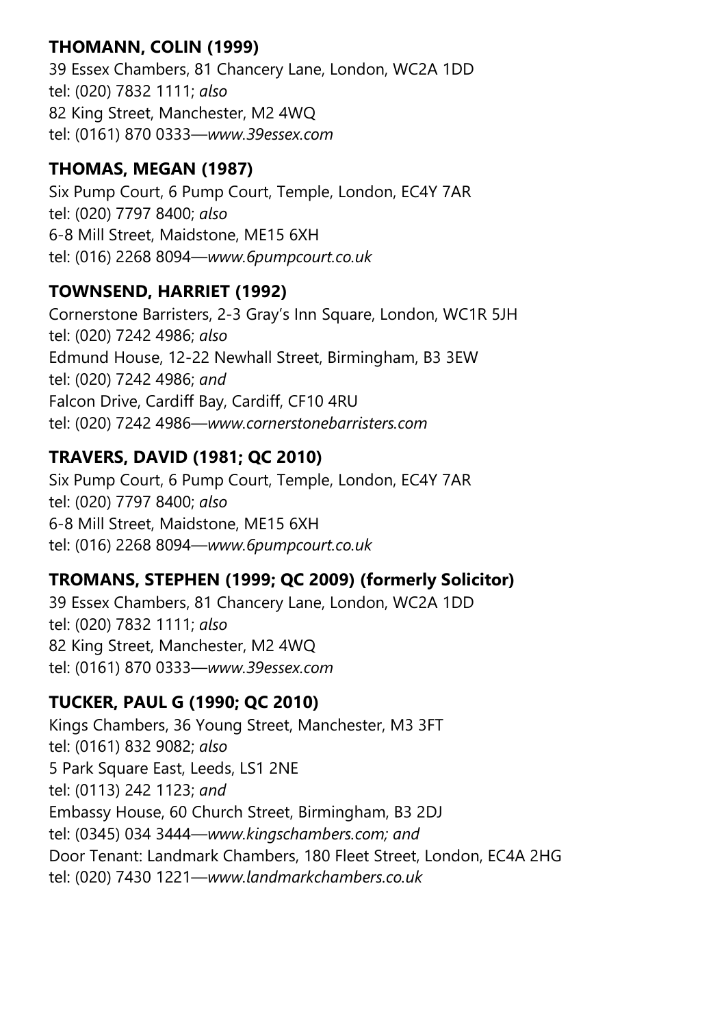**THOMANN, COLIN (1999)**
39 Essex Chambers, 81 Chancery Lane, London, WC2A 1DD
tel: (020) 7832 1111; *also*
82 King Street, Manchester, M2 4WQ
tel: (0161) 870 0333—*www.39essex.com*

**THOMAS, MEGAN (1987)**
Six Pump Court, 6 Pump Court, Temple, London, EC4Y 7AR
tel: (020) 7797 8400; *also*
6-8 Mill Street, Maidstone, ME15 6XH
tel: (016) 2268 8094—*www.6pumpcourt.co.uk*

**TOWNSEND, HARRIET (1992)**
Cornerstone Barristers, 2-3 Gray's Inn Square, London, WC1R 5JH
tel: (020) 7242 4986; *also*
Edmund House, 12-22 Newhall Street, Birmingham, B3 3EW
tel: (020) 7242 4986; *and*
Falcon Drive, Cardiff Bay, Cardiff, CF10 4RU
tel: (020) 7242 4986—*www.cornerstonebarristers.com*

**TRAVERS, DAVID (1981; QC 2010)**
Six Pump Court, 6 Pump Court, Temple, London, EC4Y 7AR
tel: (020) 7797 8400; *also*
6-8 Mill Street, Maidstone, ME15 6XH
tel: (016) 2268 8094—*www.6pumpcourt.co.uk*

**TROMANS, STEPHEN (1999; QC 2009) (formerly Solicitor)**
39 Essex Chambers, 81 Chancery Lane, London, WC2A 1DD
tel: (020) 7832 1111; *also*
82 King Street, Manchester, M2 4WQ
tel: (0161) 870 0333—*www.39essex.com*

**TUCKER, PAUL G (1990; QC 2010)**
Kings Chambers, 36 Young Street, Manchester, M3 3FT
tel: (0161) 832 9082; *also*
5 Park Square East, Leeds, LS1 2NE
tel: (0113) 242 1123; *and*
Embassy House, 60 Church Street, Birmingham, B3 2DJ
tel: (0345) 034 3444—*www.kingschambers.com; and*
Door Tenant: Landmark Chambers, 180 Fleet Street, London, EC4A 2HG
tel: (020) 7430 1221—*www.landmarkchambers.co.uk*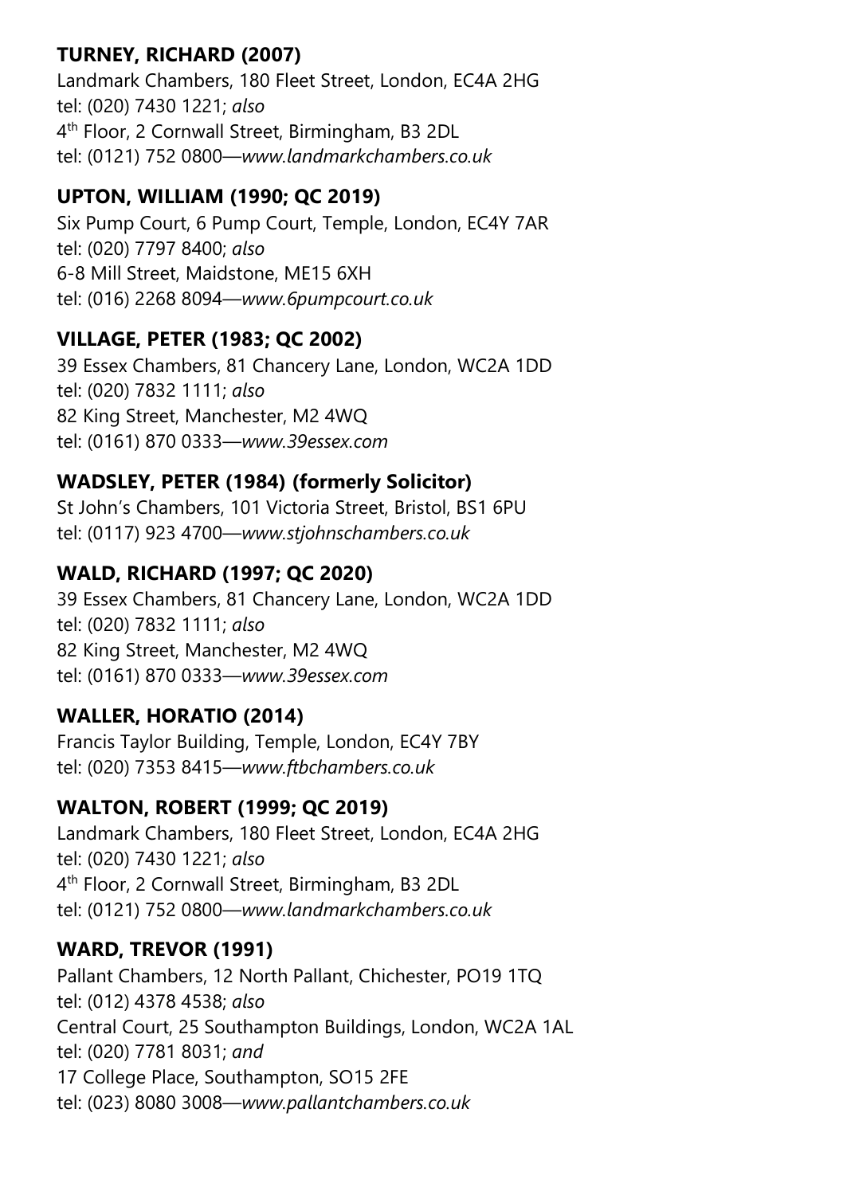**TURNEY, RICHARD (2007)**
Landmark Chambers, 180 Fleet Street, London, EC4A 2HG
tel: (020) 7430 1221; *also*
4th Floor, 2 Cornwall Street, Birmingham, B3 2DL
tel: (0121) 752 0800—*www.landmarkchambers.co.uk*

**UPTON, WILLIAM (1990; QC 2019)**
Six Pump Court, 6 Pump Court, Temple, London, EC4Y 7AR
tel: (020) 7797 8400; *also*
6-8 Mill Street, Maidstone, ME15 6XH
tel: (016) 2268 8094—*www.6pumpcourt.co.uk*

**VILLAGE, PETER (1983; QC 2002)**
39 Essex Chambers, 81 Chancery Lane, London, WC2A 1DD
tel: (020) 7832 1111; *also*
82 King Street, Manchester, M2 4WQ
tel: (0161) 870 0333—*www.39essex.com*

**WADSLEY, PETER (1984) (formerly Solicitor)**
St John's Chambers, 101 Victoria Street, Bristol, BS1 6PU
tel: (0117) 923 4700—*www.stjohnschambers.co.uk*

**WALD, RICHARD (1997; QC 2020)**
39 Essex Chambers, 81 Chancery Lane, London, WC2A 1DD
tel: (020) 7832 1111; *also*
82 King Street, Manchester, M2 4WQ
tel: (0161) 870 0333—*www.39essex.com*

**WALLER, HORATIO (2014)**
Francis Taylor Building, Temple, London, EC4Y 7BY
tel: (020) 7353 8415—*www.ftbchambers.co.uk*

**WALTON, ROBERT (1999; QC 2019)**
Landmark Chambers, 180 Fleet Street, London, EC4A 2HG
tel: (020) 7430 1221; *also*
4th Floor, 2 Cornwall Street, Birmingham, B3 2DL
tel: (0121) 752 0800—*www.landmarkchambers.co.uk*

**WARD, TREVOR (1991)**
Pallant Chambers, 12 North Pallant, Chichester, PO19 1TQ
tel: (012) 4378 4538; *also*
Central Court, 25 Southampton Buildings, London, WC2A 1AL
tel: (020) 7781 8031; *and*
17 College Place, Southampton, SO15 2FE
tel: (023) 8080 3008—*www.pallantchambers.co.uk*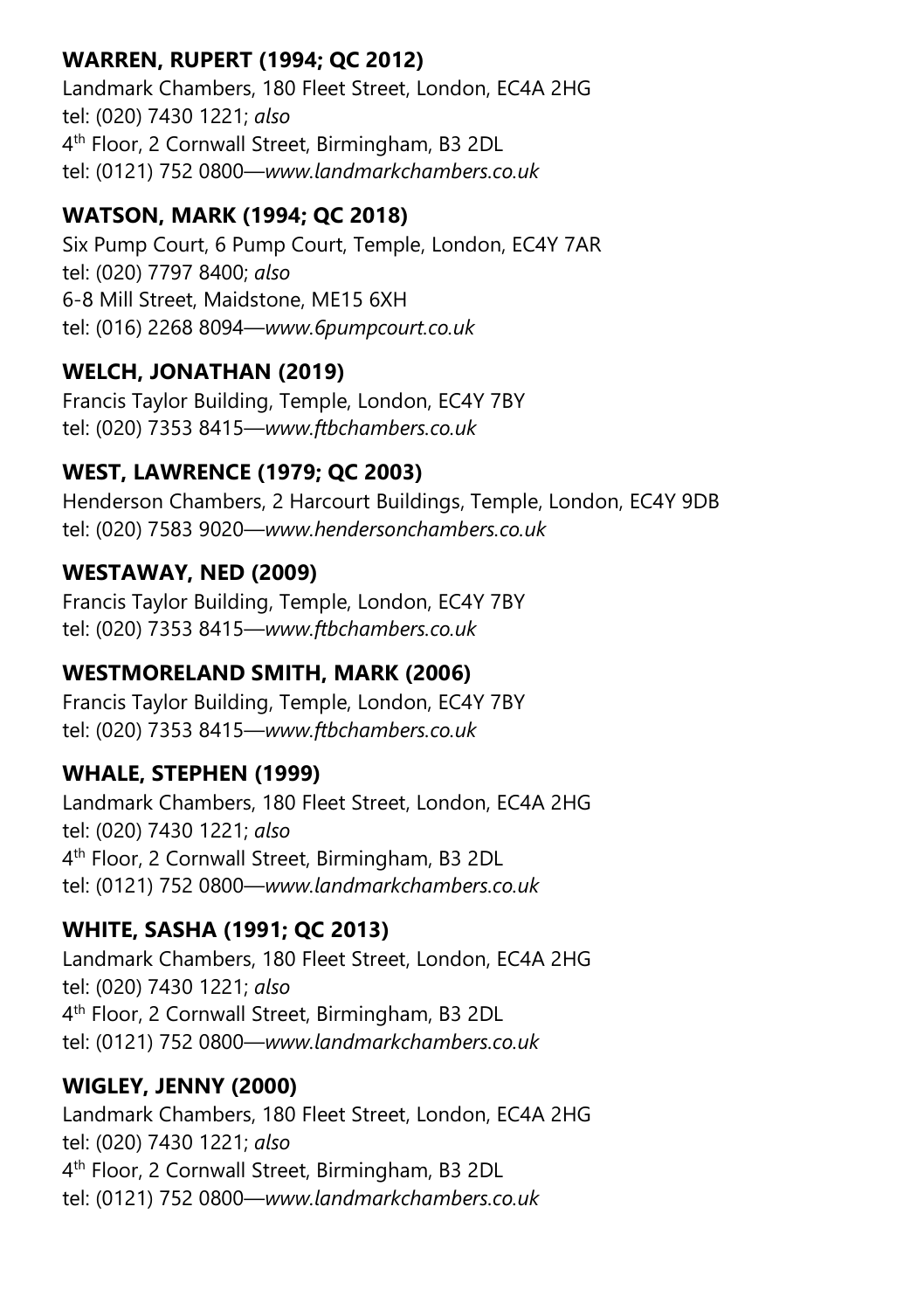**WARREN, RUPERT (1994; QC 2012)**
Landmark Chambers, 180 Fleet Street, London, EC4A 2HG
tel: (020) 7430 1221; *also*
4th Floor, 2 Cornwall Street, Birmingham, B3 2DL
tel: (0121) 752 0800—*www.landmarkchambers.co.uk*

**WATSON, MARK (1994; QC 2018)**
Six Pump Court, 6 Pump Court, Temple, London, EC4Y 7AR
tel: (020) 7797 8400; *also*
6-8 Mill Street, Maidstone, ME15 6XH
tel: (016) 2268 8094—*www.6pumpcourt.co.uk*

**WELCH, JONATHAN (2019)**
Francis Taylor Building, Temple, London, EC4Y 7BY
tel: (020) 7353 8415—*www.ftbchambers.co.uk*

**WEST, LAWRENCE (1979; QC 2003)**
Henderson Chambers, 2 Harcourt Buildings, Temple, London, EC4Y 9DB
tel: (020) 7583 9020—*www.hendersonchambers.co.uk*

**WESTAWAY, NED (2009)**
Francis Taylor Building, Temple, London, EC4Y 7BY
tel: (020) 7353 8415—*www.ftbchambers.co.uk*

**WESTMORELAND SMITH, MARK (2006)**
Francis Taylor Building, Temple, London, EC4Y 7BY
tel: (020) 7353 8415—*www.ftbchambers.co.uk*

**WHALE, STEPHEN (1999)**
Landmark Chambers, 180 Fleet Street, London, EC4A 2HG
tel: (020) 7430 1221; *also*
4th Floor, 2 Cornwall Street, Birmingham, B3 2DL
tel: (0121) 752 0800—*www.landmarkchambers.co.uk*

**WHITE, SASHA (1991; QC 2013)**
Landmark Chambers, 180 Fleet Street, London, EC4A 2HG
tel: (020) 7430 1221; *also*
4th Floor, 2 Cornwall Street, Birmingham, B3 2DL
tel: (0121) 752 0800—*www.landmarkchambers.co.uk*

**WIGLEY, JENNY (2000)**
Landmark Chambers, 180 Fleet Street, London, EC4A 2HG
tel: (020) 7430 1221; *also*
4th Floor, 2 Cornwall Street, Birmingham, B3 2DL
tel: (0121) 752 0800—*www.landmarkchambers.co.uk*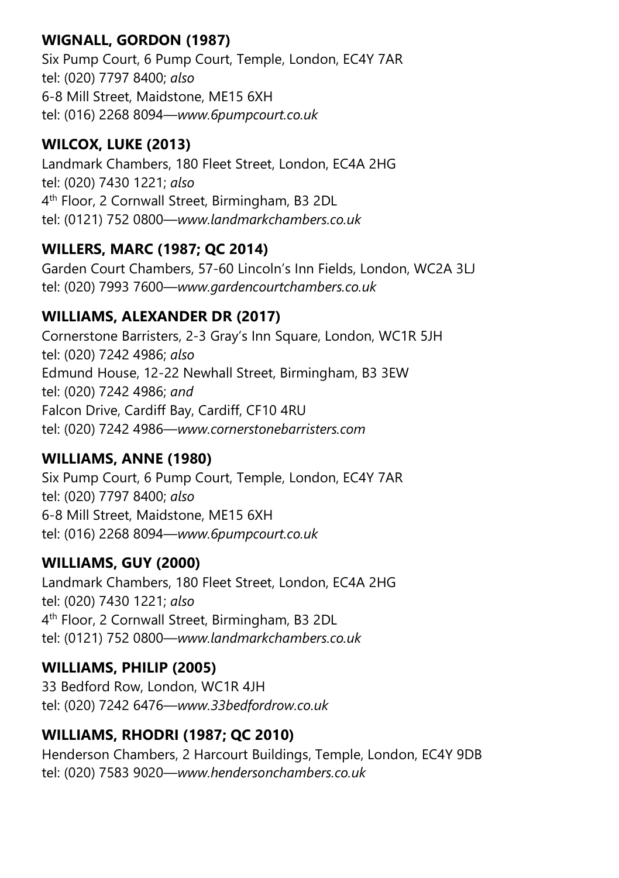**WIGNALL, GORDON (1987)**
Six Pump Court, 6 Pump Court, Temple, London, EC4Y 7AR
tel: (020) 7797 8400; *also*
6-8 Mill Street, Maidstone, ME15 6XH
tel: (016) 2268 8094—*www.6pumpcourt.co.uk*

**WILCOX, LUKE (2013)**
Landmark Chambers, 180 Fleet Street, London, EC4A 2HG
tel: (020) 7430 1221; *also*
4th Floor, 2 Cornwall Street, Birmingham, B3 2DL
tel: (0121) 752 0800—*www.landmarkchambers.co.uk*

**WILLERS, MARC (1987; QC 2014)**
Garden Court Chambers, 57-60 Lincoln's Inn Fields, London, WC2A 3LJ
tel: (020) 7993 7600—*www.gardencourtchambers.co.uk*

**WILLIAMS, ALEXANDER DR (2017)**
Cornerstone Barristers, 2-3 Gray's Inn Square, London, WC1R 5JH
tel: (020) 7242 4986; *also*
Edmund House, 12-22 Newhall Street, Birmingham, B3 3EW
tel: (020) 7242 4986; *and*
Falcon Drive, Cardiff Bay, Cardiff, CF10 4RU
tel: (020) 7242 4986—*www.cornerstonebarristers.com*

**WILLIAMS, ANNE (1980)**
Six Pump Court, 6 Pump Court, Temple, London, EC4Y 7AR
tel: (020) 7797 8400; *also*
6-8 Mill Street, Maidstone, ME15 6XH
tel: (016) 2268 8094—*www.6pumpcourt.co.uk*

**WILLIAMS, GUY (2000)**
Landmark Chambers, 180 Fleet Street, London, EC4A 2HG
tel: (020) 7430 1221; *also*
4th Floor, 2 Cornwall Street, Birmingham, B3 2DL
tel: (0121) 752 0800—*www.landmarkchambers.co.uk*

**WILLIAMS, PHILIP (2005)**
33 Bedford Row, London, WC1R 4JH
tel: (020) 7242 6476—*www.33bedfordrow.co.uk*

**WILLIAMS, RHODRI (1987; QC 2010)**
Henderson Chambers, 2 Harcourt Buildings, Temple, London, EC4Y 9DB
tel: (020) 7583 9020—*www.hendersonchambers.co.uk*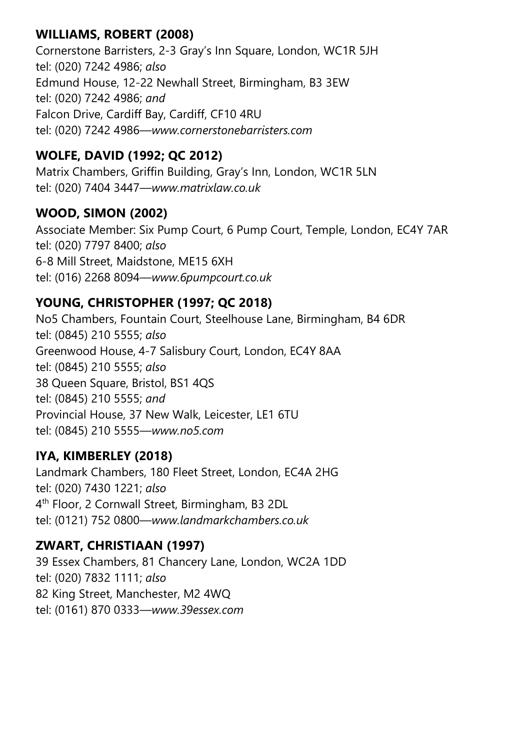**WILLIAMS, ROBERT (2008)**
Cornerstone Barristers, 2-3 Gray's Inn Square, London, WC1R 5JH
tel: (020) 7242 4986; *also*
Edmund House, 12-22 Newhall Street, Birmingham, B3 3EW
tel: (020) 7242 4986; *and*
Falcon Drive, Cardiff Bay, Cardiff, CF10 4RU
tel: (020) 7242 4986—*www.cornerstonebarristers.com*

**WOLFE, DAVID (1992; QC 2012)**
Matrix Chambers, Griffin Building, Gray's Inn, London, WC1R 5LN
tel: (020) 7404 3447—*www.matrixlaw.co.uk*

**WOOD, SIMON (2002)**
Associate Member: Six Pump Court, 6 Pump Court, Temple, London, EC4Y 7AR
tel: (020) 7797 8400; *also*
6-8 Mill Street, Maidstone, ME15 6XH
tel: (016) 2268 8094—*www.6pumpcourt.co.uk*

**YOUNG, CHRISTOPHER (1997; QC 2018)**
No5 Chambers, Fountain Court, Steelhouse Lane, Birmingham, B4 6DR
tel: (0845) 210 5555; *also*
Greenwood House, 4-7 Salisbury Court, London, EC4Y 8AA
tel: (0845) 210 5555; *also*
38 Queen Square, Bristol, BS1 4QS
tel: (0845) 210 5555; *and*
Provincial House, 37 New Walk, Leicester, LE1 6TU
tel: (0845) 210 5555—*www.no5.com*

**IYA, KIMBERLEY (2018)**
Landmark Chambers, 180 Fleet Street, London, EC4A 2HG
tel: (020) 7430 1221; *also*
4th Floor, 2 Cornwall Street, Birmingham, B3 2DL
tel: (0121) 752 0800—*www.landmarkchambers.co.uk*

**ZWART, CHRISTIAAN (1997)**
39 Essex Chambers, 81 Chancery Lane, London, WC2A 1DD
tel: (020) 7832 1111; *also*
82 King Street, Manchester, M2 4WQ
tel: (0161) 870 0333—*www.39essex.com*